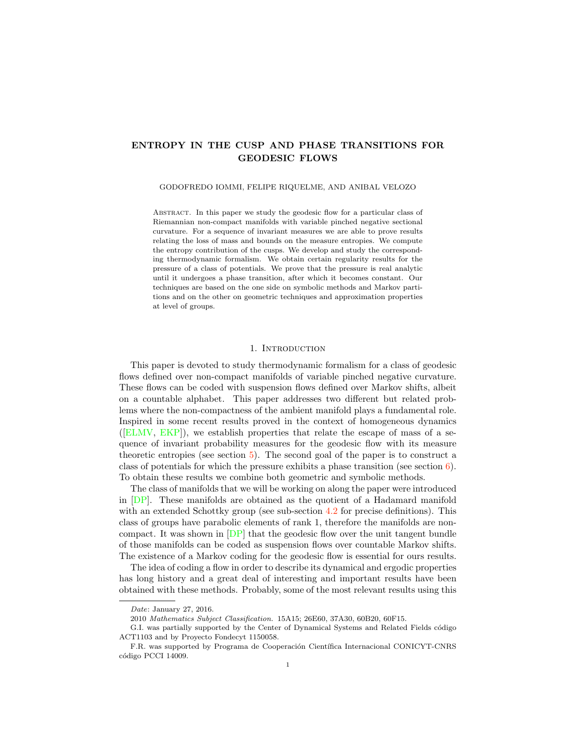# ENTROPY IN THE CUSP AND PHASE TRANSITIONS FOR GEODESIC FLOWS

GODOFREDO IOMMI, FELIPE RIQUELME, AND ANIBAL VELOZO

Abstract. In this paper we study the geodesic flow for a particular class of Riemannian non-compact manifolds with variable pinched negative sectional curvature. For a sequence of invariant measures we are able to prove results relating the loss of mass and bounds on the measure entropies. We compute the entropy contribution of the cusps. We develop and study the corresponding thermodynamic formalism. We obtain certain regularity results for the pressure of a class of potentials. We prove that the pressure is real analytic until it undergoes a phase transition, after which it becomes constant. Our techniques are based on the one side on symbolic methods and Markov partitions and on the other on geometric techniques and approximation properties at level of groups.

## 1. Introduction

This paper is devoted to study thermodynamic formalism for a class of geodesic flows defined over non-compact manifolds of variable pinched negative curvature. These flows can be coded with suspension flows defined over Markov shifts, albeit on a countable alphabet. This paper addresses two different but related problems where the non-compactness of the ambient manifold plays a fundamental role. Inspired in some recent results proved in the context of homogeneous dynamics ([ELMV, EKP]), we establish properties that relate the escape of mass of a sequence of invariant probability measures for the geodesic flow with its measure theoretic entropies (see section 5). The second goal of the paper is to construct a class of potentials for which the pressure exhibits a phase transition (see section 6). To obtain these results we combine both geometric and symbolic methods.

The class of manifolds that we will be working on along the paper were introduced in [DP]. These manifolds are obtained as the quotient of a Hadamard manifold with an extended Schottky group (see sub-section 4.2 for precise definitions). This class of groups have parabolic elements of rank 1, therefore the manifolds are non-compact. It was shown in [DP] that the geodesic flow over the unit tangent bundle of those manifolds can be coded as suspension flows over countable Markov shifts. The existence of a Markov coding for the geodesic flow is essential for ours results.

The idea of coding a flow in order to describe its dynamical and ergodic properties has long history and a great deal of interesting and important results have been obtained with these methods. Probably, some of the most relevant results using this

---

*Date*: January 27, 2016.

2010 *Mathematics Subject Classification.* 15A15; 26E60, 37A30, 60B20, 60F15.

G.I. was partially supported by the Center of Dynamical Systems and Related Fields código ACT1103 and by Proyecto Fondecyt 1150058.

F.R. was supported by Programa de Cooperación Científica Internacional CONICYT-CNRS código PCCI 14009.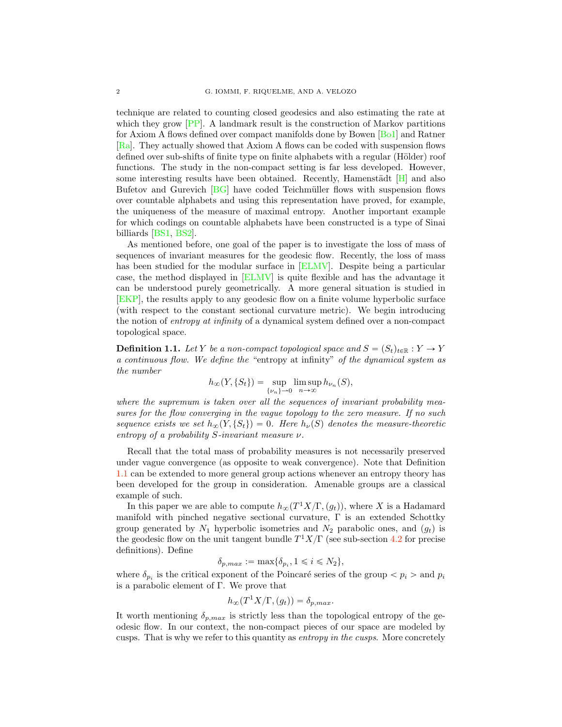technique are related to counting closed geodesics and also estimating the rate at which they grow [PP]. A landmark result is the construction of Markov partitions for Axiom A flows defined over compact manifolds done by Bowen [Bo1] and Ratner [Ra]. They actually showed that Axiom A flows can be coded with suspension flows defined over sub-shifts of finite type on finite alphabets with a regular (Hölder) roof functions. The study in the non-compact setting is far less developed. However, some interesting results have been obtained. Recently, Hamenstädt [H] and also Bufetov and Gurevich [BG] have coded Teichmüller flows with suspension flows over countable alphabets and using this representation have proved, for example, the uniqueness of the measure of maximal entropy. Another important example for which codings on countable alphabets have been constructed is a type of Sinai billiards [BS1, BS2].

As mentioned before, one goal of the paper is to investigate the loss of mass of sequences of invariant measures for the geodesic flow. Recently, the loss of mass has been studied for the modular surface in [ELMV]. Despite being a particular case, the method displayed in [ELMV] is quite flexible and has the advantage it can be understood purely geometrically. A more general situation is studied in [EKP], the results apply to any geodesic flow on a finite volume hyperbolic surface (with respect to the constant sectional curvature metric). We begin introducing the notion of *entropy at infinity* of a dynamical system defined over a non-compact topological space.

**Definition 1.1.** *Let $Y$ be a non-compact topological space and $S = (S_t)_{t \in \mathbb{R}} : Y \to Y$ a continuous flow. We define the* "entropy at infinity" *of the dynamical system as the number*

$$h_\infty(Y, \{S_t\}) = \sup_{\{\nu_n\} \to 0} \limsup_{n \to \infty} h_{\nu_n}(S),$$

*where the supremum is taken over all the sequences of invariant probability measures for the flow converging in the vague topology to the zero measure. If no such sequence exists we set $h_\infty(Y, \{S_t\}) = 0$. Here $h_\nu(S)$ denotes the measure-theoretic entropy of a probability $S$-invariant measure $\nu$.*

Recall that the total mass of probability measures is not necessarily preserved under vague convergence (as opposite to weak convergence). Note that Definition 1.1 can be extended to more general group actions whenever an entropy theory has been developed for the group in consideration. Amenable groups are a classical example of such.

In this paper we are able to compute $h_\infty(T^1X/\Gamma, (g_t))$, where $X$ is a Hadamard manifold with pinched negative sectional curvature, $\Gamma$ is an extended Schottky group generated by $N_1$ hyperbolic isometries and $N_2$ parabolic ones, and $(g_t)$ is the geodesic flow on the unit tangent bundle $T^1X/\Gamma$ (see sub-section 4.2 for precise definitions). Define

$$\delta_{p,max} := \max\{\delta_{p_i}, 1 \leqslant i \leqslant N_2\},$$

where $\delta_{p_i}$ is the critical exponent of the Poincaré series of the group $< p_i >$ and $p_i$ is a parabolic element of $\Gamma$. We prove that

$$h_\infty(T^1X/\Gamma, (g_t)) = \delta_{p,max}.$$

It worth mentioning $\delta_{p,max}$ is strictly less than the topological entropy of the geodesic flow. In our context, the non-compact pieces of our space are modeled by cusps. That is why we refer to this quantity as *entropy in the cusps*. More concretely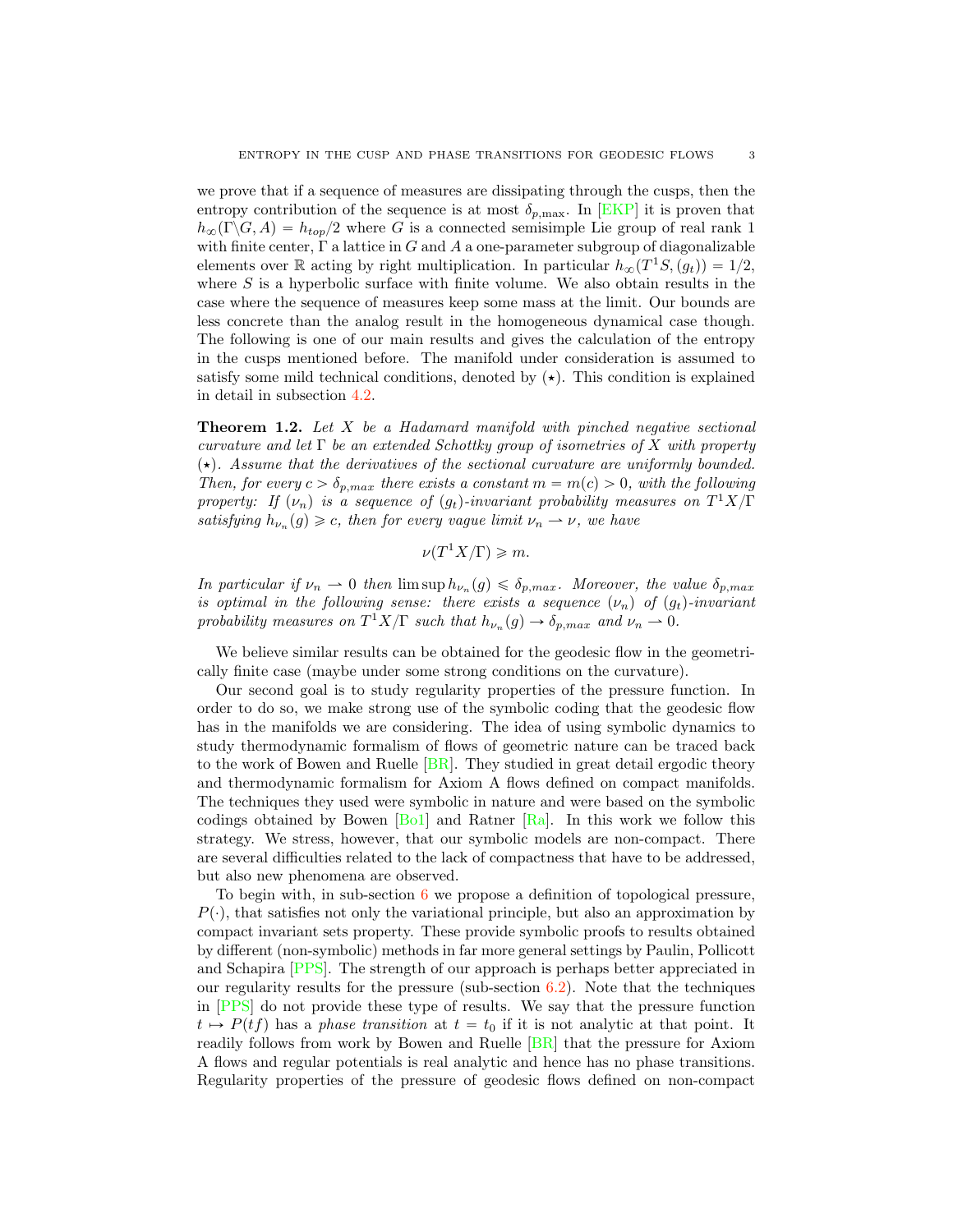we prove that if a sequence of measures are dissipating through the cusps, then the entropy contribution of the sequence is at most $\delta_{p,\max}$. In [EKP] it is proven that $h_\infty(\Gamma\backslash G, A) = h_{top}/2$ where $G$ is a connected semisimple Lie group of real rank 1 with finite center, $\Gamma$ a lattice in $G$ and $A$ a one-parameter subgroup of diagonalizable elements over $\mathbb{R}$ acting by right multiplication. In particular $h_\infty(T^1S, (g_t)) = 1/2$, where $S$ is a hyperbolic surface with finite volume. We also obtain results in the case where the sequence of measures keep some mass at the limit. Our bounds are less concrete than the analog result in the homogeneous dynamical case though. The following is one of our main results and gives the calculation of the entropy in the cusps mentioned before. The manifold under consideration is assumed to satisfy some mild technical conditions, denoted by $(\star)$. This condition is explained in detail in subsection 4.2.

**Theorem 1.2.** *Let $X$ be a Hadamard manifold with pinched negative sectional curvature and let $\Gamma$ be an extended Schottky group of isometries of $X$ with property $(\star)$. Assume that the derivatives of the sectional curvature are uniformly bounded. Then, for every $c > \delta_{p,max}$ there exists a constant $m = m(c) > 0$, with the following property: If $(\nu_n)$ is a sequence of $(g_t)$-invariant probability measures on $T^1X/\Gamma$ satisfying $h_{\nu_n}(g) \geqslant c$, then for every vague limit $\nu_n \rightharpoonup \nu$, we have*

$$\nu(T^1X/\Gamma) \geqslant m.$$

*In particular if $\nu_n \rightharpoonup 0$ then $\limsup h_{\nu_n}(g) \leqslant \delta_{p,max}$. Moreover, the value $\delta_{p,max}$ is optimal in the following sense: there exists a sequence $(\nu_n)$ of $(g_t)$-invariant probability measures on $T^1X/\Gamma$ such that $h_{\nu_n}(g) \to \delta_{p,max}$ and $\nu_n \rightharpoonup 0$.*

We believe similar results can be obtained for the geodesic flow in the geometrically finite case (maybe under some strong conditions on the curvature).

Our second goal is to study regularity properties of the pressure function. In order to do so, we make strong use of the symbolic coding that the geodesic flow has in the manifolds we are considering. The idea of using symbolic dynamics to study thermodynamic formalism of flows of geometric nature can be traced back to the work of Bowen and Ruelle [BR]. They studied in great detail ergodic theory and thermodynamic formalism for Axiom A flows defined on compact manifolds. The techniques they used were symbolic in nature and were based on the symbolic codings obtained by Bowen [Bo1] and Ratner [Ra]. In this work we follow this strategy. We stress, however, that our symbolic models are non-compact. There are several difficulties related to the lack of compactness that have to be addressed, but also new phenomena are observed.

To begin with, in sub-section 6 we propose a definition of topological pressure, $P(\cdot)$, that satisfies not only the variational principle, but also an approximation by compact invariant sets property. These provide symbolic proofs to results obtained by different (non-symbolic) methods in far more general settings by Paulin, Pollicott and Schapira [PPS]. The strength of our approach is perhaps better appreciated in our regularity results for the pressure (sub-section 6.2). Note that the techniques in [PPS] do not provide these type of results. We say that the pressure function $t \mapsto P(tf)$ has a *phase transition* at $t = t_0$ if it is not analytic at that point. It readily follows from work by Bowen and Ruelle [BR] that the pressure for Axiom A flows and regular potentials is real analytic and hence has no phase transitions. Regularity properties of the pressure of geodesic flows defined on non-compact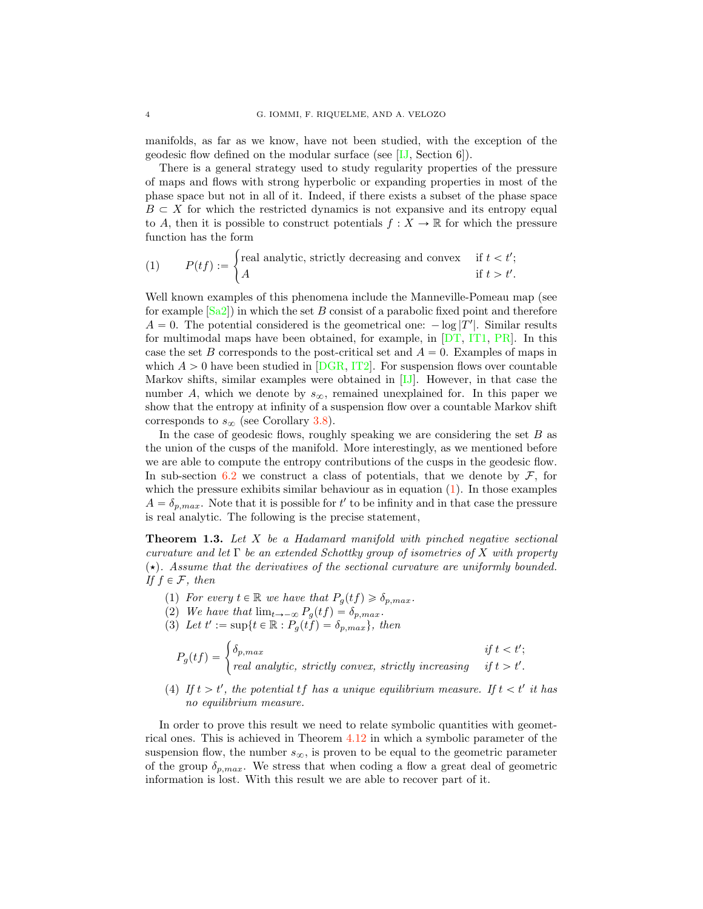manifolds, as far as we know, have not been studied, with the exception of the geodesic flow defined on the modular surface (see [IJ, Section 6]).

There is a general strategy used to study regularity properties of the pressure of maps and flows with strong hyperbolic or expanding properties in most of the phase space but not in all of it. Indeed, if there exists a subset of the phase space $B \subset X$ for which the restricted dynamics is not expansive and its entropy equal to $A$, then it is possible to construct potentials $f : X \to \mathbb{R}$ for which the pressure function has the form

$$P(tf) := \begin{cases} \text{real analytic, strictly decreasing and convex} & \text{if } t < t'; \\ A & \text{if } t > t'. \end{cases} \tag{1}$$

Well known examples of this phenomena include the Manneville-Pomeau map (see for example [Sa2]) in which the set $B$ consist of a parabolic fixed point and therefore $A = 0$. The potential considered is the geometrical one: $-\log |T'|$. Similar results for multimodal maps have been obtained, for example, in [DT, IT1, PR]. In this case the set $B$ corresponds to the post-critical set and $A = 0$. Examples of maps in which $A > 0$ have been studied in [DGR, IT2]. For suspension flows over countable Markov shifts, similar examples were obtained in [IJ]. However, in that case the number $A$, which we denote by $s_\infty$, remained unexplained for. In this paper we show that the entropy at infinity of a suspension flow over a countable Markov shift corresponds to $s_\infty$ (see Corollary 3.8).

In the case of geodesic flows, roughly speaking we are considering the set $B$ as the union of the cusps of the manifold. More interestingly, as we mentioned before we are able to compute the entropy contributions of the cusps in the geodesic flow. In sub-section 6.2 we construct a class of potentials, that we denote by $\mathcal{F}$, for which the pressure exhibits similar behaviour as in equation (1). In those examples $A = \delta_{p,max}$. Note that it is possible for $t'$ to be infinity and in that case the pressure is real analytic. The following is the precise statement,

**Theorem 1.3.** *Let $X$ be a Hadamard manifold with pinched negative sectional curvature and let $\Gamma$ be an extended Schottky group of isometries of $X$ with property $(\star)$. Assume that the derivatives of the sectional curvature are uniformly bounded. If $f \in \mathcal{F}$, then*

1. *For every $t \in \mathbb{R}$ we have that $P_g(tf) \geqslant \delta_{p,max}$.*
2. *We have that $\lim_{t \to -\infty} P_g(tf) = \delta_{p,max}$.*
3. *Let $t' := \sup\{t \in \mathbb{R} : P_g(tf) = \delta_{p,max}\}$, then*

$$P_g(tf) = \begin{cases} \delta_{p,max} & \text{if } t < t'; \\ \text{real analytic, strictly convex, strictly increasing} & \text{if } t > t'. \end{cases}$$

4. *If $t > t'$, the potential $tf$ has a unique equilibrium measure. If $t < t'$ it has no equilibrium measure.*

In order to prove this result we need to relate symbolic quantities with geometrical ones. This is achieved in Theorem 4.12 in which a symbolic parameter of the suspension flow, the number $s_\infty$, is proven to be equal to the geometric parameter of the group $\delta_{p,max}$. We stress that when coding a flow a great deal of geometric information is lost. With this result we are able to recover part of it.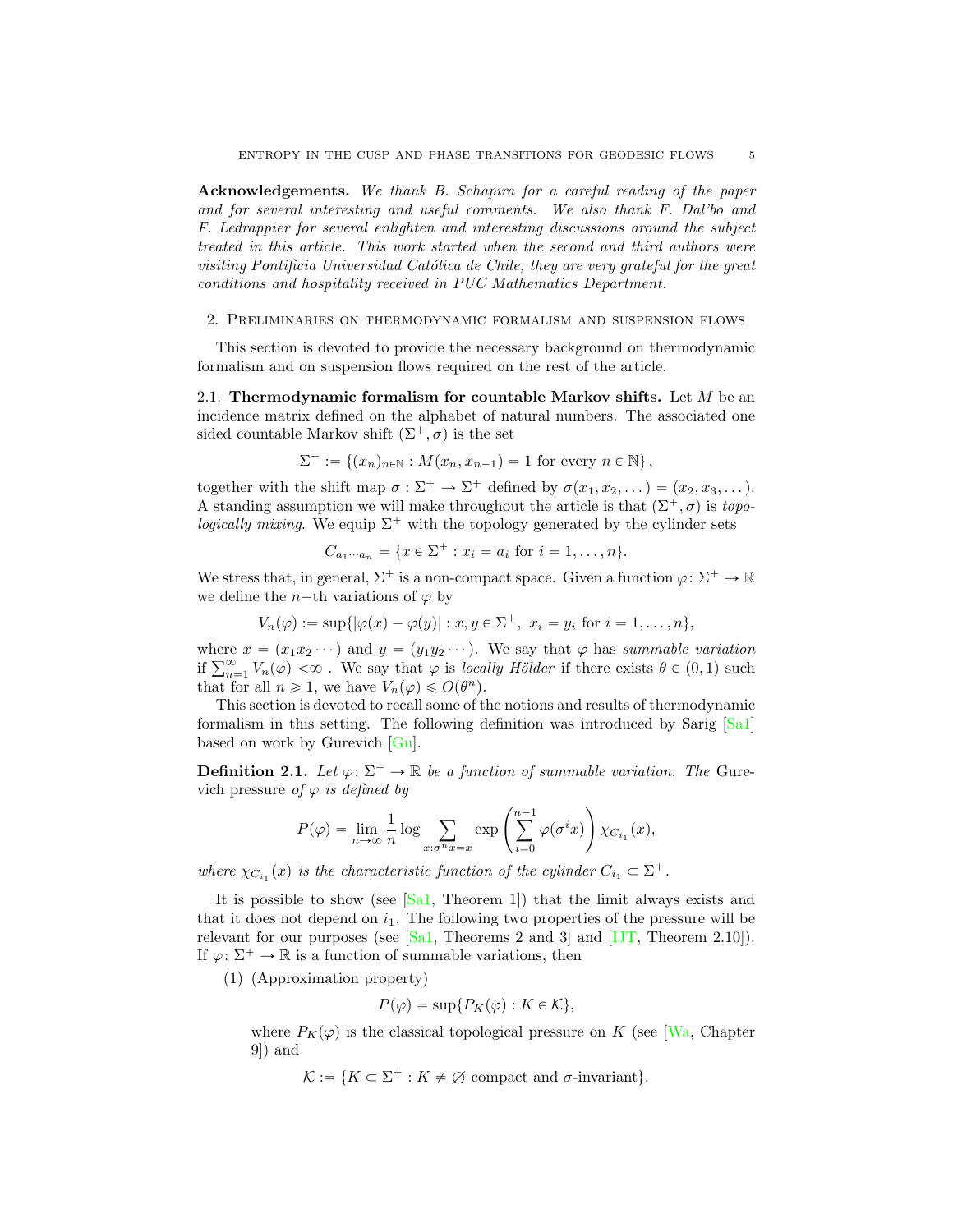**Acknowledgements.** *We thank B. Schapira for a careful reading of the paper and for several interesting and useful comments. We also thank F. Dal'bo and F. Ledrappier for several enlighten and interesting discussions around the subject treated in this article. This work started when the second and third authors were visiting Pontificia Universidad Católica de Chile, they are very grateful for the great conditions and hospitality received in PUC Mathematics Department.*

## 2. Preliminaries on thermodynamic formalism and suspension flows

This section is devoted to provide the necessary background on thermodynamic formalism and on suspension flows required on the rest of the article.

### 2.1. Thermodynamic formalism for countable Markov shifts.

Let $M$ be an incidence matrix defined on the alphabet of natural numbers. The associated one sided countable Markov shift $(\Sigma^+, \sigma)$ is the set

$$\Sigma^+ := \{(x_n)_{n\in\mathbb{N}} : M(x_n, x_{n+1}) = 1 \text{ for every } n \in \mathbb{N}\},$$

together with the shift map $\sigma : \Sigma^+ \to \Sigma^+$ defined by $\sigma(x_1, x_2, \dots) = (x_2, x_3, \dots)$. A standing assumption we will make throughout the article is that $(\Sigma^+, \sigma)$ is *topologically mixing*. We equip $\Sigma^+$ with the topology generated by the cylinder sets

$$C_{a_1\cdots a_n} = \{x \in \Sigma^+ : x_i = a_i \text{ for } i = 1, \dots, n\}.$$

We stress that, in general, $\Sigma^+$ is a non-compact space. Given a function $\varphi \colon \Sigma^+ \to \mathbb{R}$ we define the $n-$th variations of $\varphi$ by

$$V_n(\varphi) := \sup\{|\varphi(x) - \varphi(y)| : x, y \in \Sigma^+,\ x_i = y_i \text{ for } i = 1, \dots, n\},$$

where $x = (x_1x_2\cdots)$ and $y = (y_1y_2\cdots)$. We say that $\varphi$ has *summable variation* if $\sum_{n=1}^{\infty} V_n(\varphi) < \infty$ . We say that $\varphi$ is *locally Hölder* if there exists $\theta \in (0,1)$ such that for all $n \geqslant 1$, we have $V_n(\varphi) \leqslant O(\theta^n)$.

This section is devoted to recall some of the notions and results of thermodynamic formalism in this setting. The following definition was introduced by Sarig [Sa1] based on work by Gurevich [Gu].

**Definition 2.1.** *Let $\varphi \colon \Sigma^+ \to \mathbb{R}$ be a function of summable variation. The* Gurevich pressure *of $\varphi$ is defined by*

$$P(\varphi) = \lim_{n\to\infty} \frac{1}{n} \log \sum_{x:\sigma^n x = x} \exp\left(\sum_{i=0}^{n-1} \varphi(\sigma^i x)\right) \chi_{C_{i_1}}(x),$$

*where $\chi_{C_{i_1}}(x)$ is the characteristic function of the cylinder $C_{i_1} \subset \Sigma^+$.*

It is possible to show (see [Sa1, Theorem 1]) that the limit always exists and that it does not depend on $i_1$. The following two properties of the pressure will be relevant for our purposes (see [Sa1, Theorems 2 and 3] and [IJT, Theorem 2.10]). If $\varphi \colon \Sigma^+ \to \mathbb{R}$ is a function of summable variations, then

(1) (Approximation property)

$$P(\varphi) = \sup\{P_K(\varphi) : K \in \mathcal{K}\},$$

where $P_K(\varphi)$ is the classical topological pressure on $K$ (see [Wa, Chapter 9]) and

$$\mathcal{K} := \{K \subset \Sigma^+ : K \neq \varnothing \text{ compact and } \sigma\text{-invariant}\}.$$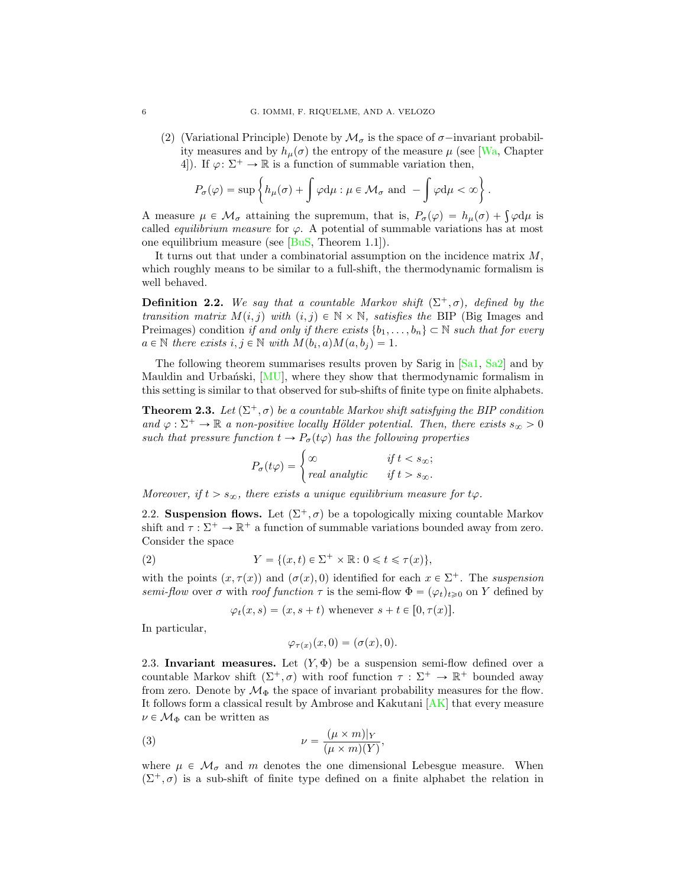(2) (Variational Principle) Denote by $\mathcal{M}_\sigma$ is the space of $\sigma-$invariant probability measures and by $h_\mu(\sigma)$ the entropy of the measure $\mu$ (see [Wa, Chapter 4]). If $\varphi \colon \Sigma^+ \to \mathbb{R}$ is a function of summable variation then,

$$P_\sigma(\varphi) = \sup \left\{ h_\mu(\sigma) + \int \varphi \mathrm{d}\mu : \mu \in \mathcal{M}_\sigma \text{ and } -\int \varphi \mathrm{d}\mu < \infty \right\}.$$

A measure $\mu \in \mathcal{M}_\sigma$ attaining the supremum, that is, $P_\sigma(\varphi) = h_\mu(\sigma) + \int \varphi \mathrm{d}\mu$ is called *equilibrium measure* for $\varphi$. A potential of summable variations has at most one equilibrium measure (see [BuS, Theorem 1.1]).

It turns out that under a combinatorial assumption on the incidence matrix $M$, which roughly means to be similar to a full-shift, the thermodynamic formalism is well behaved.

**Definition 2.2.** *We say that a countable Markov shift $(\Sigma^+, \sigma)$, defined by the transition matrix $M(i,j)$ with $(i,j) \in \mathbb{N} \times \mathbb{N}$, satisfies the* BIP (Big Images and Preimages) condition *if and only if there exists $\{b_1, \ldots, b_n\} \subset \mathbb{N}$ such that for every $a \in \mathbb{N}$ there exists $i, j \in \mathbb{N}$ with $M(b_i, a)M(a, b_j) = 1$.*

The following theorem summarises results proven by Sarig in [Sa1, Sa2] and by Mauldin and Urbański, [MU], where they show that thermodynamic formalism in this setting is similar to that observed for sub-shifts of finite type on finite alphabets.

**Theorem 2.3.** *Let $(\Sigma^+, \sigma)$ be a countable Markov shift satisfying the BIP condition and $\varphi : \Sigma^+ \to \mathbb{R}$ a non-positive locally Hölder potential. Then, there exists $s_\infty > 0$ such that pressure function $t \to P_\sigma(t\varphi)$ has the following properties*

$$P_\sigma(t\varphi) = \begin{cases} \infty & \text{if } t < s_\infty; \\ \text{real analytic} & \text{if } t > s_\infty. \end{cases}$$

*Moreover, if $t > s_\infty$, there exists a unique equilibrium measure for $t\varphi$.*

2.2. **Suspension flows.** Let $(\Sigma^+, \sigma)$ be a topologically mixing countable Markov shift and $\tau : \Sigma^+ \to \mathbb{R}^+$ a function of summable variations bounded away from zero. Consider the space

$$Y = \{(x, t) \in \Sigma^+ \times \mathbb{R} \colon 0 \leqslant t \leqslant \tau(x)\}, \tag{2}$$

with the points $(x, \tau(x))$ and $(\sigma(x), 0)$ identified for each $x \in \Sigma^+$. The *suspension semi-flow* over $\sigma$ with *roof function* $\tau$ is the semi-flow $\Phi = (\varphi_t)_{t \geqslant 0}$ on $Y$ defined by

$$\varphi_t(x, s) = (x, s + t) \text{ whenever } s + t \in [0, \tau(x)].$$

In particular,

$$\varphi_{\tau(x)}(x, 0) = (\sigma(x), 0).$$

2.3. **Invariant measures.** Let $(Y, \Phi)$ be a suspension semi-flow defined over a countable Markov shift $(\Sigma^+, \sigma)$ with roof function $\tau : \Sigma^+ \to \mathbb{R}^+$ bounded away from zero. Denote by $\mathcal{M}_\Phi$ the space of invariant probability measures for the flow. It follows form a classical result by Ambrose and Kakutani [AK] that every measure $\nu \in \mathcal{M}_\Phi$ can be written as

$$\nu = \frac{(\mu \times m)|_Y}{(\mu \times m)(Y)}, \tag{3}$$

where $\mu \in \mathcal{M}_\sigma$ and $m$ denotes the one dimensional Lebesgue measure. When $(\Sigma^+, \sigma)$ is a sub-shift of finite type defined on a finite alphabet the relation in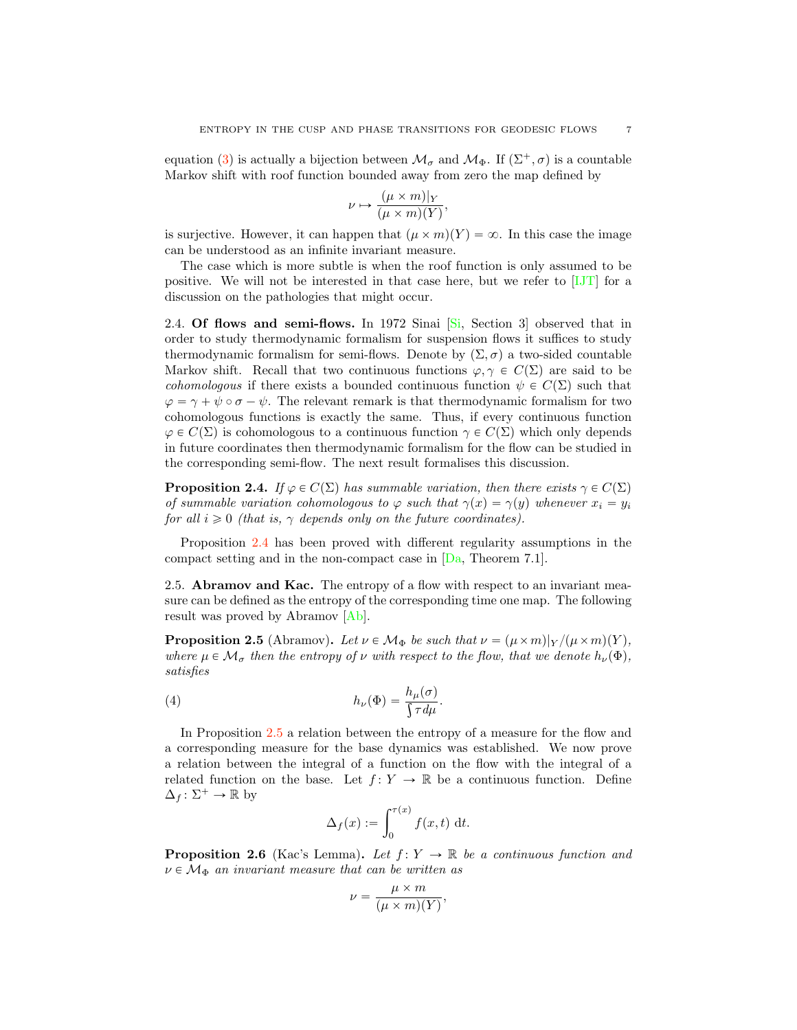equation (3) is actually a bijection between $\mathcal{M}_\sigma$ and $\mathcal{M}_\Phi$. If $(\Sigma^+, \sigma)$ is a countable Markov shift with roof function bounded away from zero the map defined by

$$\nu \mapsto \frac{(\mu \times m)|_Y}{(\mu \times m)(Y)},$$

is surjective. However, it can happen that $(\mu \times m)(Y) = \infty$. In this case the image can be understood as an infinite invariant measure.

The case which is more subtle is when the roof function is only assumed to be positive. We will not be interested in that case here, but we refer to [IJT] for a discussion on the pathologies that might occur.

2.4. **Of flows and semi-flows.** In 1972 Sinai [Si, Section 3] observed that in order to study thermodynamic formalism for suspension flows it suffices to study thermodynamic formalism for semi-flows. Denote by $(\Sigma, \sigma)$ a two-sided countable Markov shift. Recall that two continuous functions $\varphi, \gamma \in C(\Sigma)$ are said to be *cohomologous* if there exists a bounded continuous function $\psi \in C(\Sigma)$ such that $\varphi = \gamma + \psi \circ \sigma - \psi$. The relevant remark is that thermodynamic formalism for two cohomologous functions is exactly the same. Thus, if every continuous function $\varphi \in C(\Sigma)$ is cohomologous to a continuous function $\gamma \in C(\Sigma)$ which only depends in future coordinates then thermodynamic formalism for the flow can be studied in the corresponding semi-flow. The next result formalises this discussion.

**Proposition 2.4.** *If $\varphi \in C(\Sigma)$ has summable variation, then there exists $\gamma \in C(\Sigma)$ of summable variation cohomologous to $\varphi$ such that $\gamma(x) = \gamma(y)$ whenever $x_i = y_i$ for all $i \geqslant 0$ (that is, $\gamma$ depends only on the future coordinates).*

Proposition 2.4 has been proved with different regularity assumptions in the compact setting and in the non-compact case in [Da, Theorem 7.1].

2.5. **Abramov and Kac.** The entropy of a flow with respect to an invariant measure can be defined as the entropy of the corresponding time one map. The following result was proved by Abramov [Ab].

**Proposition 2.5** (Abramov)**.** *Let $\nu \in \mathcal{M}_\Phi$ be such that $\nu = (\mu \times m)|_Y/(\mu \times m)(Y)$, where $\mu \in \mathcal{M}_\sigma$ then the entropy of $\nu$ with respect to the flow, that we denote $h_\nu(\Phi)$, satisfies*

$$h_\nu(\Phi) = \frac{h_\mu(\sigma)}{\int \tau \, d\mu}. \tag{4}$$

In Proposition 2.5 a relation between the entropy of a measure for the flow and a corresponding measure for the base dynamics was established. We now prove a relation between the integral of a function on the flow with the integral of a related function on the base. Let $f \colon Y \to \mathbb{R}$ be a continuous function. Define $\Delta_f \colon \Sigma^+ \to \mathbb{R}$ by

$$\Delta_f(x) := \int_0^{\tau(x)} f(x,t) \, \mathrm{d}t.$$

**Proposition 2.6** (Kac's Lemma)**.** *Let $f \colon Y \to \mathbb{R}$ be a continuous function and $\nu \in \mathcal{M}_\Phi$ an invariant measure that can be written as*

$$\nu = \frac{\mu \times m}{(\mu \times m)(Y)},$$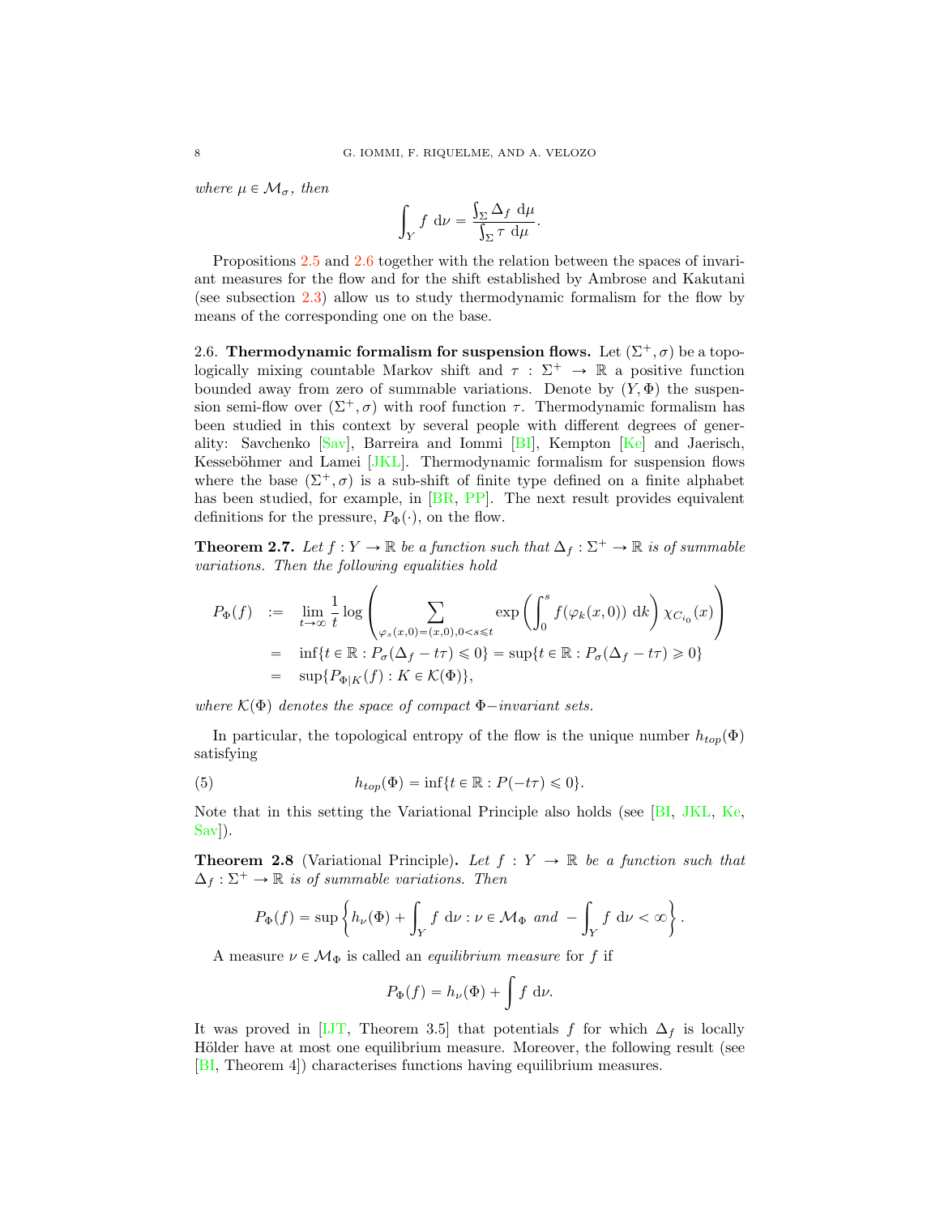*where* $\mu \in \mathcal{M}_\sigma$, *then*

$$\int_Y f \, \mathrm{d}\nu = \frac{\int_\Sigma \Delta_f \, \mathrm{d}\mu}{\int_\Sigma \tau \, \mathrm{d}\mu}.$$

Propositions 2.5 and 2.6 together with the relation between the spaces of invariant measures for the flow and for the shift established by Ambrose and Kakutani (see subsection 2.3) allow us to study thermodynamic formalism for the flow by means of the corresponding one on the base.

2.6. **Thermodynamic formalism for suspension flows.** Let $(\Sigma^+, \sigma)$ be a topologically mixing countable Markov shift and $\tau : \Sigma^+ \to \mathbb{R}$ a positive function bounded away from zero of summable variations. Denote by $(Y, \Phi)$ the suspension semi-flow over $(\Sigma^+, \sigma)$ with roof function $\tau$. Thermodynamic formalism has been studied in this context by several people with different degrees of generality: Savchenko [Sav], Barreira and Iommi [BI], Kempton [Ke] and Jaerisch, Kesseböhmer and Lamei [JKL]. Thermodynamic formalism for suspension flows where the base $(\Sigma^+, \sigma)$ is a sub-shift of finite type defined on a finite alphabet has been studied, for example, in [BR, PP]. The next result provides equivalent definitions for the pressure, $P_\Phi(\cdot)$, on the flow.

**Theorem 2.7.** *Let* $f : Y \to \mathbb{R}$ *be a function such that* $\Delta_f : \Sigma^+ \to \mathbb{R}$ *is of summable variations. Then the following equalities hold*

$$\begin{aligned}
P_\Phi(f) &:= \lim_{t \to \infty} \frac{1}{t} \log \left( \sum_{\varphi_s(x,0)=(x,0), 0<s\leqslant t} \exp \left( \int_0^s f(\varphi_k(x,0)) \, \mathrm{d}k \right) \chi_{C_{i_0}}(x) \right) \\
&= \inf\{t \in \mathbb{R} : P_\sigma(\Delta_f - t\tau) \leqslant 0\} = \sup\{t \in \mathbb{R} : P_\sigma(\Delta_f - t\tau) \geqslant 0\} \\
&= \sup\{P_{\Phi|K}(f) : K \in \mathcal{K}(\Phi)\},
\end{aligned}$$

*where* $\mathcal{K}(\Phi)$ *denotes the space of compact* $\Phi-$*invariant sets.*

In particular, the topological entropy of the flow is the unique number $h_{top}(\Phi)$ satisfying

$$h_{top}(\Phi) = \inf\{t \in \mathbb{R} : P(-t\tau) \leqslant 0\}. \tag{5}$$

Note that in this setting the Variational Principle also holds (see [BI, JKL, Ke, Sav]).

**Theorem 2.8** (Variational Principle)**.** *Let* $f : Y \to \mathbb{R}$ *be a function such that* $\Delta_f : \Sigma^+ \to \mathbb{R}$ *is of summable variations. Then*

$$P_\Phi(f) = \sup \left\{ h_\nu(\Phi) + \int_Y f \, \mathrm{d}\nu : \nu \in \mathcal{M}_\Phi \text{ and } -\int_Y f \, \mathrm{d}\nu < \infty \right\}.$$

A measure $\nu \in \mathcal{M}_\Phi$ is called an *equilibrium measure* for $f$ if

$$P_\Phi(f) = h_\nu(\Phi) + \int f \, \mathrm{d}\nu.$$

It was proved in [IJT, Theorem 3.5] that potentials $f$ for which $\Delta_f$ is locally Hölder have at most one equilibrium measure. Moreover, the following result (see [BI, Theorem 4]) characterises functions having equilibrium measures.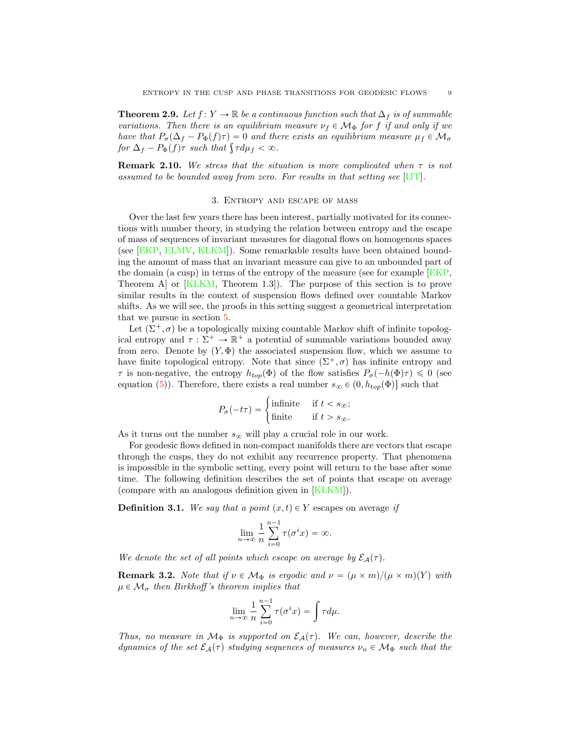**Theorem 2.9.** *Let $f\colon Y \to \mathbb{R}$ be a continuous function such that $\Delta_f$ is of summable variations. Then there is an equilibrium measure $\nu_f \in \mathcal{M}_\Phi$ for $f$ if and only if we have that $P_\sigma(\Delta_f - P_\Phi(f)\tau) = 0$ and there exists an equilibrium measure $\mu_f \in \mathcal{M}_\sigma$ for $\Delta_f - P_\Phi(f)\tau$ such that $\int \tau d\mu_f < \infty$.*

**Remark 2.10.** *We stress that the situation is more complicated when $\tau$ is not assumed to be bounded away from zero. For results in that setting see [IJT].*

## 3. Entropy and escape of mass

Over the last few years there has been interest, partially motivated for its connections with number theory, in studying the relation between entropy and the escape of mass of sequences of invariant measures for diagonal flows on homogenous spaces (see [EKP, ELMV, KLKM]). Some remarkable results have been obtained bounding the amount of mass that an invariant measure can give to an unbounded part of the domain (a cusp) in terms of the entropy of the measure (see for example [EKP, Theorem A] or [KLKM, Theorem 1.3]). The purpose of this section is to prove similar results in the context of suspension flows defined over countable Markov shifts. As we will see, the proofs in this setting suggest a geometrical interpretation that we pursue in section 5.

Let $(\Sigma^+, \sigma)$ be a topologically mixing countable Markov shift of infinite topological entropy and $\tau : \Sigma^+ \to \mathbb{R}^+$ a potential of summable variations bounded away from zero. Denote by $(Y, \Phi)$ the associated suspension flow, which we assume to have finite topological entropy. Note that since $(\Sigma^+, \sigma)$ has infinite entropy and $\tau$ is non-negative, the entropy $h_{top}(\Phi)$ of the flow satisfies $P_\sigma(-h(\Phi)\tau) \leqslant 0$ (see equation (5)). Therefore, there exists a real number $s_\infty \in (0, h_{top}(\Phi)]$ such that

$$P_\sigma(-t\tau) = \begin{cases} \text{infinite} & \text{if } t < s_\infty; \\ \text{finite} & \text{if } t > s_\infty. \end{cases}$$

As it turns out the number $s_\infty$ will play a crucial role in our work.

For geodesic flows defined in non-compact manifolds there are vectors that escape through the cusps, they do not exhibit any recurrence property. That phenomena is impossible in the symbolic setting, every point will return to the base after some time. The following definition describes the set of points that escape on average (compare with an analogous definition given in [KLKM]).

**Definition 3.1.** *We say that a point $(x, t) \in Y$* escapes on average *if*

$$\lim_{n\to\infty} \frac{1}{n} \sum_{i=0}^{n-1} \tau(\sigma^i x) = \infty.$$

*We denote the set of all points which escape on average by $\mathcal{E}_\mathcal{A}(\tau)$.*

**Remark 3.2.** *Note that if $\nu \in \mathcal{M}_\Phi$ is ergodic and $\nu = (\mu \times m)/(\mu \times m)(Y)$ with $\mu \in \mathcal{M}_\sigma$ then Birkhoff's theorem implies that*

$$\lim_{n\to\infty} \frac{1}{n} \sum_{i=0}^{n-1} \tau(\sigma^i x) = \int \tau d\mu.$$

*Thus, no measure in $\mathcal{M}_\Phi$ is supported on $\mathcal{E}_\mathcal{A}(\tau)$. We can, however, describe the dynamics of the set $\mathcal{E}_\mathcal{A}(\tau)$ studying sequences of measures $\nu_n \in \mathcal{M}_\Phi$ such that the*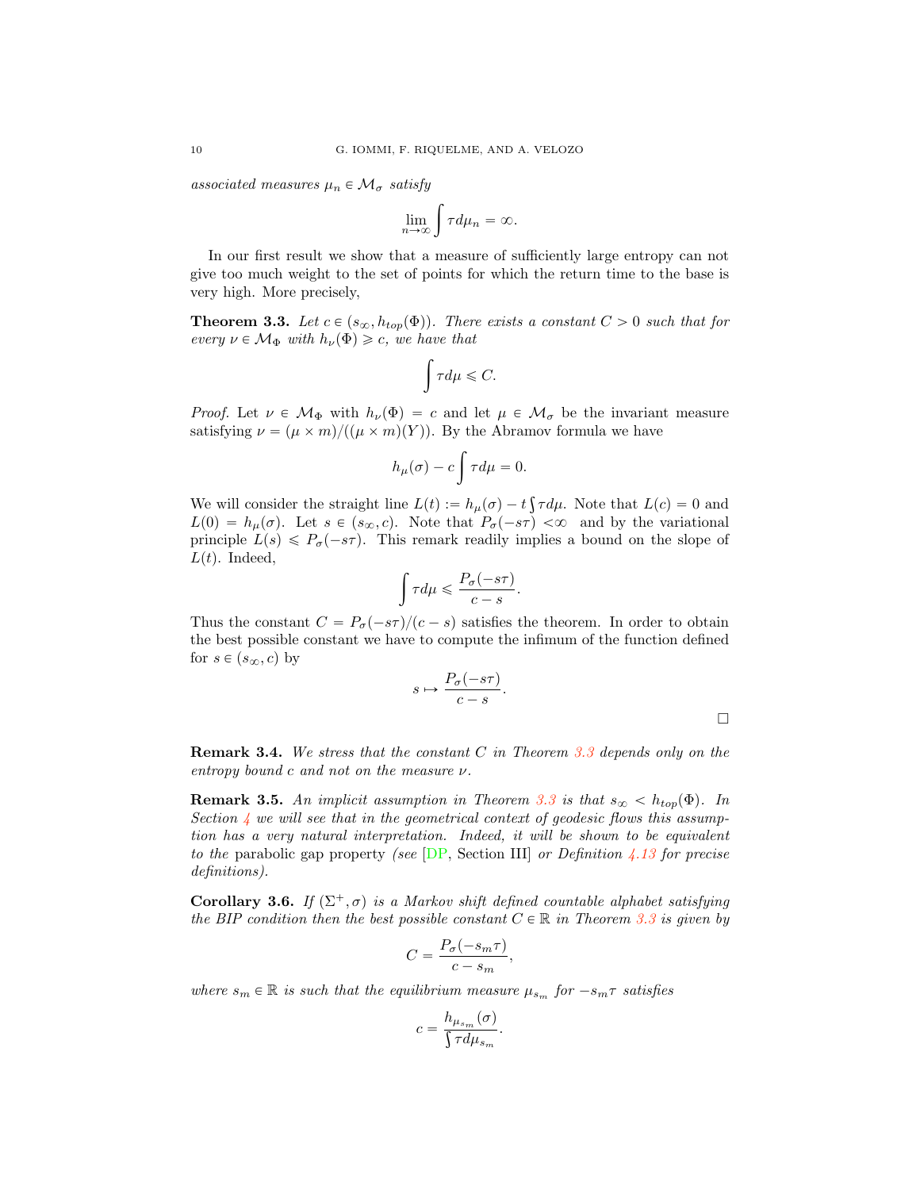*associated measures $\mu_n \in \mathcal{M}_\sigma$ satisfy*

$$\lim_{n \to \infty} \int \tau d\mu_n = \infty.$$

In our first result we show that a measure of sufficiently large entropy can not give too much weight to the set of points for which the return time to the base is very high. More precisely,

**Theorem 3.3.** *Let $c \in (s_\infty, h_{top}(\Phi))$. There exists a constant $C > 0$ such that for every $\nu \in \mathcal{M}_\Phi$ with $h_\nu(\Phi) \geqslant c$, we have that*

$$\int \tau d\mu \leqslant C.$$

*Proof.* Let $\nu \in \mathcal{M}_\Phi$ with $h_\nu(\Phi) = c$ and let $\mu \in \mathcal{M}_\sigma$ be the invariant measure satisfying $\nu = (\mu \times m)/((\mu \times m)(Y))$. By the Abramov formula we have

$$h_\mu(\sigma) - c \int \tau d\mu = 0.$$

We will consider the straight line $L(t) := h_\mu(\sigma) - t \int \tau d\mu$. Note that $L(c) = 0$ and $L(0) = h_\mu(\sigma)$. Let $s \in (s_\infty, c)$. Note that $P_\sigma(-s\tau) < \infty$ and by the variational principle $L(s) \leqslant P_\sigma(-s\tau)$. This remark readily implies a bound on the slope of $L(t)$. Indeed,

$$\int \tau d\mu \leqslant \frac{P_\sigma(-s\tau)}{c - s}.$$

Thus the constant $C = P_\sigma(-s\tau)/(c - s)$ satisfies the theorem. In order to obtain the best possible constant we have to compute the infimum of the function defined for $s \in (s_\infty, c)$ by

$$s \mapsto \frac{P_\sigma(-s\tau)}{c - s}.$$

□

**Remark 3.4.** *We stress that the constant $C$ in Theorem 3.3 depends only on the entropy bound $c$ and not on the measure $\nu$.*

**Remark 3.5.** *An implicit assumption in Theorem 3.3 is that $s_\infty < h_{top}(\Phi)$. In Section 4 we will see that in the geometrical context of geodesic flows this assumption has a very natural interpretation. Indeed, it will be shown to be equivalent to the* parabolic gap property *(see [DP, Section III] or Definition 4.13 for precise definitions).*

**Corollary 3.6.** *If $(\Sigma^+, \sigma)$ is a Markov shift defined countable alphabet satisfying the BIP condition then the best possible constant $C \in \mathbb{R}$ in Theorem 3.3 is given by*

$$C = \frac{P_\sigma(-s_m\tau)}{c - s_m},$$

*where $s_m \in \mathbb{R}$ is such that the equilibrium measure $\mu_{s_m}$ for $-s_m\tau$ satisfies*

$$c = \frac{h_{\mu_{s_m}}(\sigma)}{\int \tau d\mu_{s_m}}.$$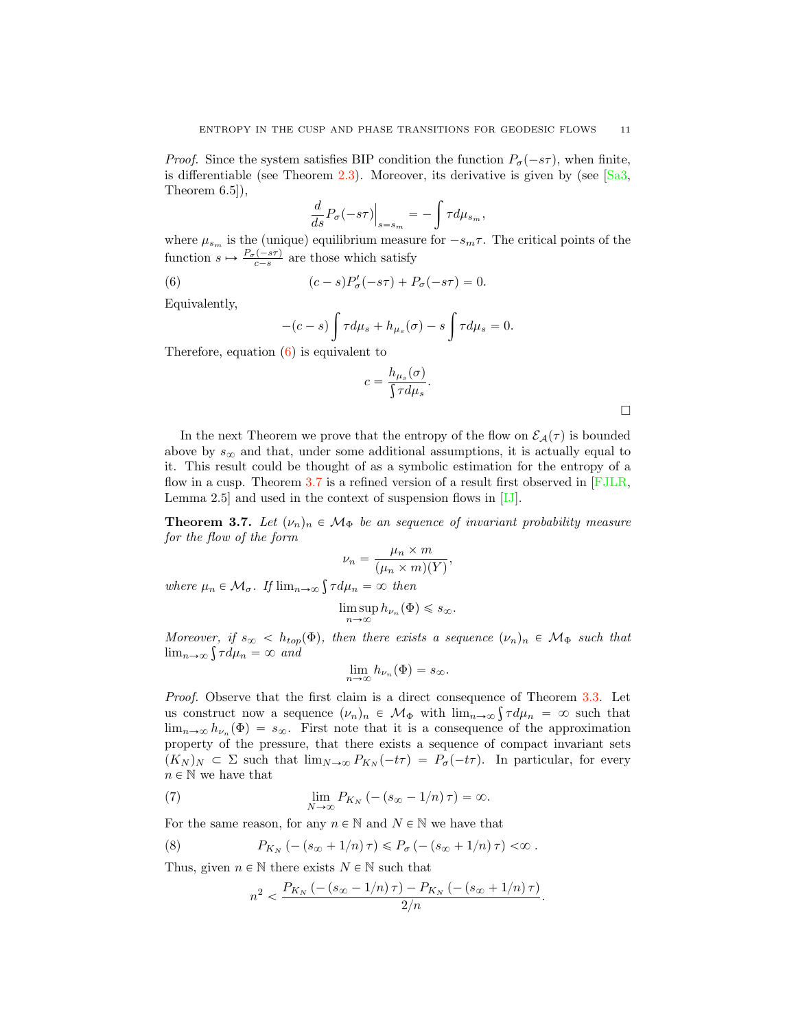*Proof.* Since the system satisfies BIP condition the function $P_\sigma(-s\tau)$, when finite, is differentiable (see Theorem 2.3). Moreover, its derivative is given by (see [Sa3, Theorem 6.5]),

$$\frac{d}{ds} P_\sigma(-s\tau)\Big|_{s=s_m} = -\int \tau d\mu_{s_m},$$

where $\mu_{s_m}$ is the (unique) equilibrium measure for $-s_m\tau$. The critical points of the function $s \mapsto \frac{P_\sigma(-s\tau)}{c-s}$ are those which satisfy

$$(c-s)P'_\sigma(-s\tau) + P_\sigma(-s\tau) = 0. \tag{6}$$

Equivalently,

$$-(c-s)\int \tau d\mu_s + h_{\mu_s}(\sigma) - s\int \tau d\mu_s = 0.$$

Therefore, equation (6) is equivalent to

$$c = \frac{h_{\mu_s}(\sigma)}{\int \tau d\mu_s}.$$

□

In the next Theorem we prove that the entropy of the flow on $\mathcal{E}_{\mathcal{A}}(\tau)$ is bounded above by $s_\infty$ and that, under some additional assumptions, it is actually equal to it. This result could be thought of as a symbolic estimation for the entropy of a flow in a cusp. Theorem 3.7 is a refined version of a result first observed in [FJLR, Lemma 2.5] and used in the context of suspension flows in [IJ].

**Theorem 3.7.** *Let $(\nu_n)_n \in \mathcal{M}_\Phi$ be an sequence of invariant probability measure for the flow of the form*

$$\nu_n = \frac{\mu_n \times m}{(\mu_n \times m)(Y)},$$

*where $\mu_n \in \mathcal{M}_\sigma$. If $\lim_{n\to\infty} \int \tau d\mu_n = \infty$ then*

$$\limsup_{n\to\infty} h_{\nu_n}(\Phi) \leqslant s_\infty.$$

*Moreover, if $s_\infty < h_{top}(\Phi)$, then there exists a sequence $(\nu_n)_n \in \mathcal{M}_\Phi$ such that $\lim_{n\to\infty} \int \tau d\mu_n = \infty$ and*

$$\lim_{n\to\infty} h_{\nu_n}(\Phi) = s_\infty.$$

*Proof.* Observe that the first claim is a direct consequence of Theorem 3.3. Let us construct now a sequence $(\nu_n)_n \in \mathcal{M}_\Phi$ with $\lim_{n\to\infty} \int \tau d\mu_n = \infty$ such that $\lim_{n\to\infty} h_{\nu_n}(\Phi) = s_\infty$. First note that it is a consequence of the approximation property of the pressure, that there exists a sequence of compact invariant sets $(K_N)_N \subset \Sigma$ such that $\lim_{N\to\infty} P_{K_N}(-t\tau) = P_\sigma(-t\tau)$. In particular, for every $n \in \mathbb{N}$ we have that

$$\lim_{N\to\infty} P_{K_N}\left(-\left(s_\infty - 1/n\right)\tau\right) = \infty. \tag{7}$$

For the same reason, for any $n \in \mathbb{N}$ and $N \in \mathbb{N}$ we have that

$$P_{K_N}\left(-\left(s_\infty + 1/n\right)\tau\right) \leqslant P_\sigma\left(-\left(s_\infty + 1/n\right)\tau\right) < \infty\ . \tag{8}$$

Thus, given $n \in \mathbb{N}$ there exists $N \in \mathbb{N}$ such that

$$n^2 < \frac{P_{K_N}\left(-\left(s_\infty - 1/n\right)\tau\right) - P_{K_N}\left(-\left(s_\infty + 1/n\right)\tau\right)}{2/n}.$$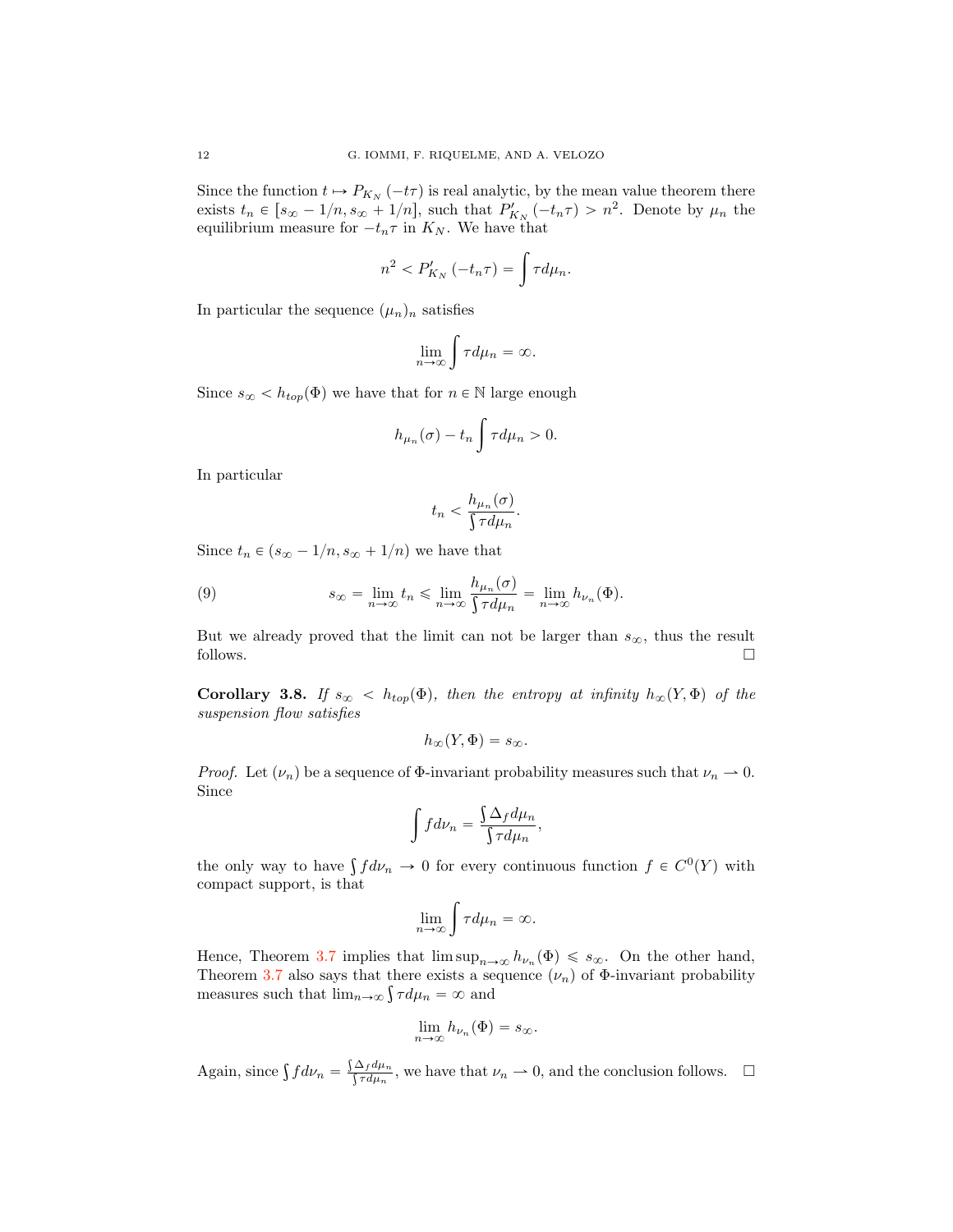Since the function $t \mapsto P_{K_N}(-t\tau)$ is real analytic, by the mean value theorem there exists $t_n \in [s_\infty - 1/n, s_\infty + 1/n]$, such that $P'_{K_N}(-t_n\tau) > n^2$. Denote by $\mu_n$ the equilibrium measure for $-t_n\tau$ in $K_N$. We have that

$$n^2 < P'_{K_N}(-t_n\tau) = \int \tau d\mu_n.$$

In particular the sequence $(\mu_n)_n$ satisfies

$$\lim_{n\to\infty} \int \tau d\mu_n = \infty.$$

Since $s_\infty < h_{top}(\Phi)$ we have that for $n \in \mathbb{N}$ large enough

$$h_{\mu_n}(\sigma) - t_n \int \tau d\mu_n > 0.$$

In particular

$$t_n < \frac{h_{\mu_n}(\sigma)}{\int \tau d\mu_n}.$$

Since $t_n \in (s_\infty - 1/n, s_\infty + 1/n)$ we have that

$$s_\infty = \lim_{n\to\infty} t_n \leqslant \lim_{n\to\infty} \frac{h_{\mu_n}(\sigma)}{\int \tau d\mu_n} = \lim_{n\to\infty} h_{\nu_n}(\Phi). \tag{9}$$

But we already proved that the limit can not be larger than $s_\infty$, thus the result follows. $\square$

**Corollary 3.8.** *If $s_\infty < h_{top}(\Phi)$, then the entropy at infinity $h_\infty(Y, \Phi)$ of the suspension flow satisfies*

$$h_\infty(Y, \Phi) = s_\infty.$$

*Proof.* Let $(\nu_n)$ be a sequence of $\Phi$-invariant probability measures such that $\nu_n \rightharpoonup 0$. Since

$$\int f d\nu_n = \frac{\int \Delta_f d\mu_n}{\int \tau d\mu_n},$$

the only way to have $\int f d\nu_n \to 0$ for every continuous function $f \in C^0(Y)$ with compact support, is that

$$\lim_{n\to\infty} \int \tau d\mu_n = \infty.$$

Hence, Theorem 3.7 implies that $\limsup_{n\to\infty} h_{\nu_n}(\Phi) \leqslant s_\infty$. On the other hand, Theorem 3.7 also says that there exists a sequence $(\nu_n)$ of $\Phi$-invariant probability measures such that $\lim_{n\to\infty} \int \tau d\mu_n = \infty$ and

$$\lim_{n\to\infty} h_{\nu_n}(\Phi) = s_\infty.$$

Again, since $\int f d\nu_n = \frac{\int \Delta_f d\mu_n}{\int \tau d\mu_n}$, we have that $\nu_n \rightharpoonup 0$, and the conclusion follows. $\square$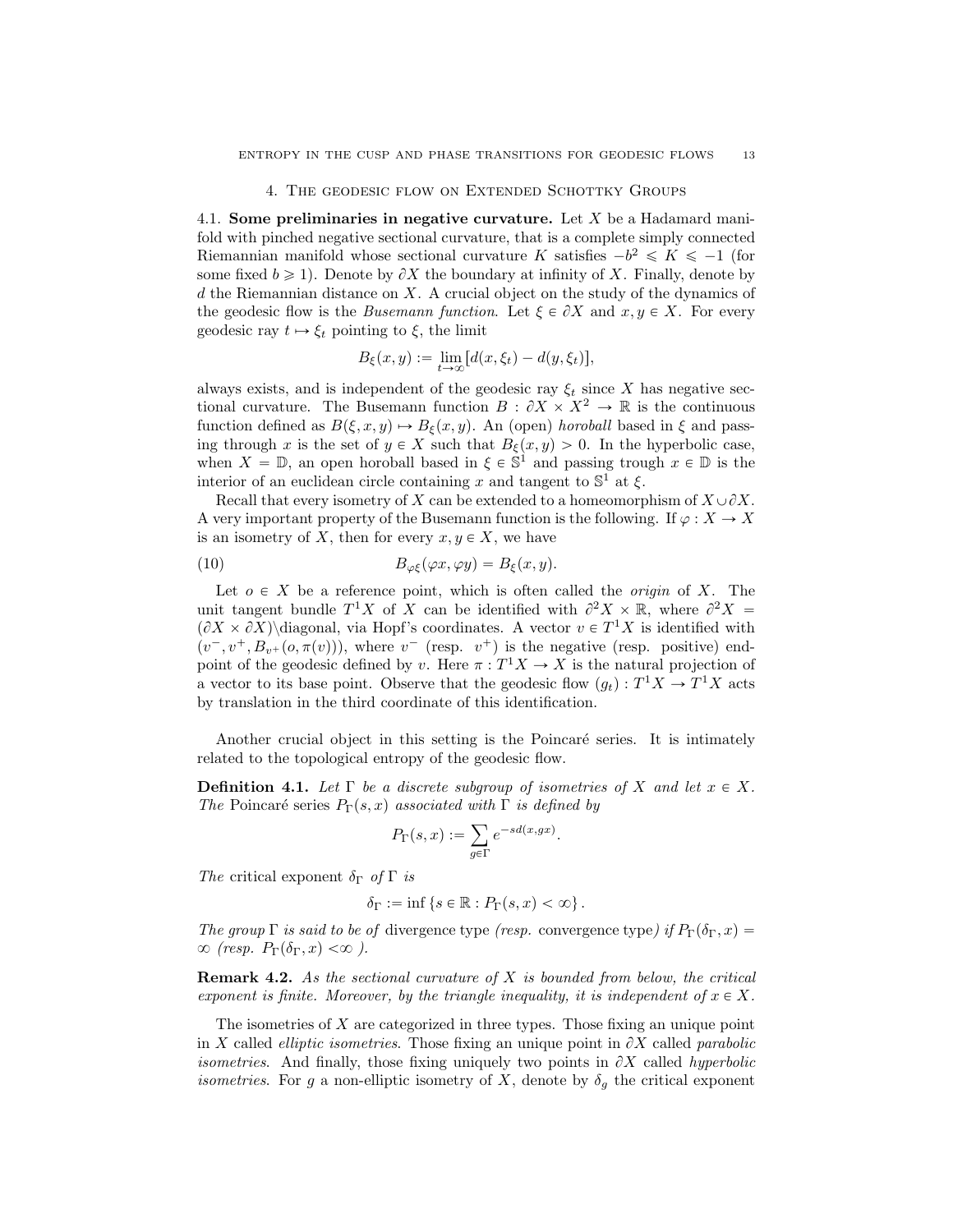## 4. The geodesic flow on Extended Schottky Groups

**4.1. Some preliminaries in negative curvature.** Let $X$ be a Hadamard manifold with pinched negative sectional curvature, that is a complete simply connected Riemannian manifold whose sectional curvature $K$ satisfies $-b^2 \leqslant K \leqslant -1$ (for some fixed $b \geqslant 1$). Denote by $\partial X$ the boundary at infinity of $X$. Finally, denote by $d$ the Riemannian distance on $X$. A crucial object on the study of the dynamics of the geodesic flow is the *Busemann function*. Let $\xi \in \partial X$ and $x, y \in X$. For every geodesic ray $t \mapsto \xi_t$ pointing to $\xi$, the limit

$$B_\xi(x,y) := \lim_{t \to \infty} [d(x,\xi_t) - d(y,\xi_t)],$$

always exists, and is independent of the geodesic ray $\xi_t$ since $X$ has negative sectional curvature. The Busemann function $B : \partial X \times X^2 \to \mathbb{R}$ is the continuous function defined as $B(\xi, x, y) \mapsto B_\xi(x,y)$. An (open) *horoball* based in $\xi$ and passing through $x$ is the set of $y \in X$ such that $B_\xi(x,y) > 0$. In the hyperbolic case, when $X = \mathbb{D}$, an open horoball based in $\xi \in \mathbb{S}^1$ and passing trough $x \in \mathbb{D}$ is the interior of an euclidean circle containing $x$ and tangent to $\mathbb{S}^1$ at $\xi$.

Recall that every isometry of $X$ can be extended to a homeomorphism of $X \cup \partial X$. A very important property of the Busemann function is the following. If $\varphi : X \to X$ is an isometry of $X$, then for every $x, y \in X$, we have

$$B_{\varphi\xi}(\varphi x, \varphi y) = B_\xi(x,y). \tag{10}$$

Let $o \in X$ be a reference point, which is often called the *origin* of $X$. The unit tangent bundle $T^1X$ of $X$ can be identified with $\partial^2 X \times \mathbb{R}$, where $\partial^2 X = (\partial X \times \partial X) \backslash$diagonal, via Hopf's coordinates. A vector $v \in T^1X$ is identified with $(v^-, v^+, B_{v^+}(o, \pi(v)))$, where $v^-$ (resp. $v^+$) is the negative (resp. positive) endpoint of the geodesic defined by $v$. Here $\pi : T^1X \to X$ is the natural projection of a vector to its base point. Observe that the geodesic flow $(g_t) : T^1X \to T^1X$ acts by translation in the third coordinate of this identification.

Another crucial object in this setting is the Poincaré series. It is intimately related to the topological entropy of the geodesic flow.

**Definition 4.1.** *Let $\Gamma$ be a discrete subgroup of isometries of $X$ and let $x \in X$. The* Poincaré series *$P_\Gamma(s,x)$ associated with $\Gamma$ is defined by*

$$P_\Gamma(s,x) := \sum_{g \in \Gamma} e^{-sd(x,gx)}.$$

*The* critical exponent *$\delta_\Gamma$ of $\Gamma$ is*

$$\delta_\Gamma := \inf \{ s \in \mathbb{R} : P_\Gamma(s,x) < \infty \}.$$

*The group $\Gamma$ is said to be of* divergence type *(resp.* convergence type*) if $P_\Gamma(\delta_\Gamma, x) = \infty$ (resp. $P_\Gamma(\delta_\Gamma, x) < \infty$ ).*

**Remark 4.2.** *As the sectional curvature of $X$ is bounded from below, the critical exponent is finite. Moreover, by the triangle inequality, it is independent of $x \in X$.*

The isometries of $X$ are categorized in three types. Those fixing an unique point in $X$ called *elliptic isometries*. Those fixing an unique point in $\partial X$ called *parabolic isometries*. And finally, those fixing uniquely two points in $\partial X$ called *hyperbolic isometries*. For $g$ a non-elliptic isometry of $X$, denote by $\delta_g$ the critical exponent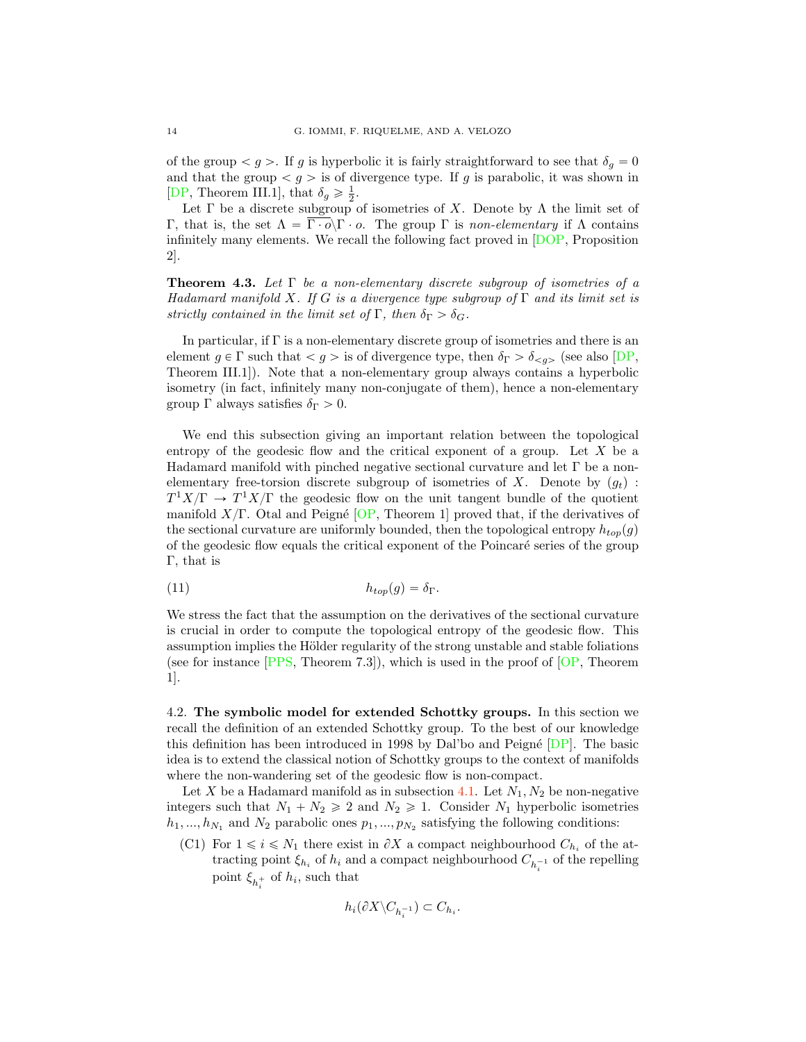of the group $< g >$. If $g$ is hyperbolic it is fairly straightforward to see that $\delta_g = 0$ and that the group $< g >$ is of divergence type. If $g$ is parabolic, it was shown in [DP, Theorem III.1], that $\delta_g \geqslant \frac{1}{2}$.

Let $\Gamma$ be a discrete subgroup of isometries of $X$. Denote by $\Lambda$ the limit set of $\Gamma$, that is, the set $\Lambda = \overline{\Gamma \cdot o} \backslash \Gamma \cdot o$. The group $\Gamma$ is *non-elementary* if $\Lambda$ contains infinitely many elements. We recall the following fact proved in [DOP, Proposition 2].

**Theorem 4.3.** *Let $\Gamma$ be a non-elementary discrete subgroup of isometries of a Hadamard manifold $X$. If $G$ is a divergence type subgroup of $\Gamma$ and its limit set is strictly contained in the limit set of $\Gamma$, then $\delta_\Gamma > \delta_G$.*

In particular, if $\Gamma$ is a non-elementary discrete group of isometries and there is an element $g \in \Gamma$ such that $< g >$ is of divergence type, then $\delta_\Gamma > \delta_{<g>}$ (see also [DP, Theorem III.1]). Note that a non-elementary group always contains a hyperbolic isometry (in fact, infinitely many non-conjugate of them), hence a non-elementary group $\Gamma$ always satisfies $\delta_\Gamma > 0$.

We end this subsection giving an important relation between the topological entropy of the geodesic flow and the critical exponent of a group. Let $X$ be a Hadamard manifold with pinched negative sectional curvature and let $\Gamma$ be a non-elementary free-torsion discrete subgroup of isometries of $X$. Denote by $(g_t) : T^1X/\Gamma \to T^1X/\Gamma$ the geodesic flow on the unit tangent bundle of the quotient manifold $X/\Gamma$. Otal and Peigné [OP, Theorem 1] proved that, if the derivatives of the sectional curvature are uniformly bounded, then the topological entropy $h_{top}(g)$ of the geodesic flow equals the critical exponent of the Poincaré series of the group $\Gamma$, that is

$$h_{top}(g) = \delta_\Gamma. \tag{11}$$

We stress the fact that the assumption on the derivatives of the sectional curvature is crucial in order to compute the topological entropy of the geodesic flow. This assumption implies the Hölder regularity of the strong unstable and stable foliations (see for instance [PPS, Theorem 7.3]), which is used in the proof of [OP, Theorem 1].

### 4.2. The symbolic model for extended Schottky groups.

In this section we recall the definition of an extended Schottky group. To the best of our knowledge this definition has been introduced in 1998 by Dal'bo and Peigné [DP]. The basic idea is to extend the classical notion of Schottky groups to the context of manifolds where the non-wandering set of the geodesic flow is non-compact.

Let $X$ be a Hadamard manifold as in subsection 4.1. Let $N_1, N_2$ be non-negative integers such that $N_1 + N_2 \geqslant 2$ and $N_2 \geqslant 1$. Consider $N_1$ hyperbolic isometries $h_1, ..., h_{N_1}$ and $N_2$ parabolic ones $p_1, ..., p_{N_2}$ satisfying the following conditions:

(C1) For $1 \leqslant i \leqslant N_1$ there exist in $\partial X$ a compact neighbourhood $C_{h_i}$ of the attracting point $\xi_{h_i}$ of $h_i$ and a compact neighbourhood $C_{h_i^{-1}}$ of the repelling point $\xi_{h_i^+}$ of $h_i$, such that

$$h_i(\partial X \backslash C_{h_i^{-1}}) \subset C_{h_i}.$$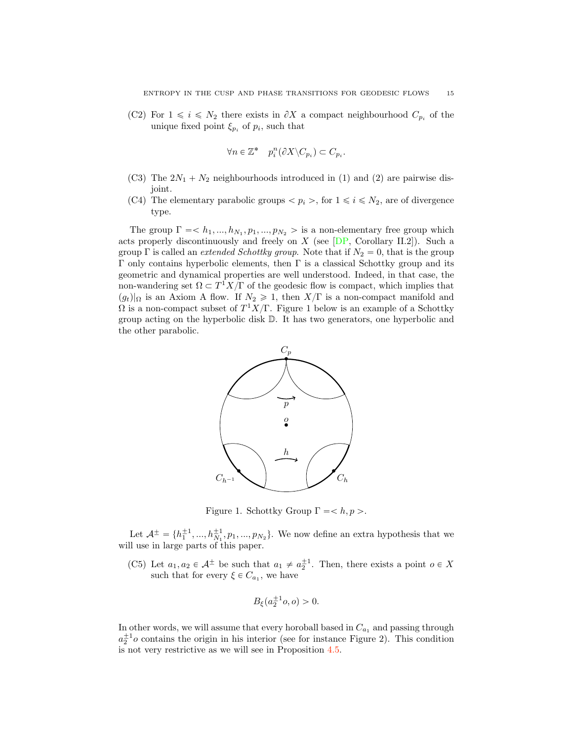(C2) For $1 \leqslant i \leqslant N_2$ there exists in $\partial X$ a compact neighbourhood $C_{p_i}$ of the unique fixed point $\xi_{p_i}$ of $p_i$, such that

$$\forall n \in \mathbb{Z}^* \quad p_i^n(\partial X \backslash C_{p_i}) \subset C_{p_i}.$$

(C3) The $2N_1 + N_2$ neighbourhoods introduced in (1) and (2) are pairwise disjoint.

(C4) The elementary parabolic groups $< p_i >$, for $1 \leqslant i \leqslant N_2$, are of divergence type.

The group $\Gamma =< h_1, ..., h_{N_1}, p_1, ..., p_{N_2} >$ is a non-elementary free group which acts properly discontinuously and freely on $X$ (see [DP, Corollary II.2]). Such a group $\Gamma$ is called an *extended Schottky group*. Note that if $N_2 = 0$, that is the group $\Gamma$ only contains hyperbolic elements, then $\Gamma$ is a classical Schottky group and its geometric and dynamical properties are well understood. Indeed, in that case, the non-wandering set $\Omega \subset T^1X/\Gamma$ of the geodesic flow is compact, which implies that $(g_t)|_\Omega$ is an Axiom A flow. If $N_2 \geqslant 1$, then $X/\Gamma$ is a non-compact manifold and $\Omega$ is a non-compact subset of $T^1X/\Gamma$. Figure 1 below is an example of a Schottky group acting on the hyperbolic disk $\mathbb{D}$. It has two generators, one hyperbolic and the other parabolic.

Figure 1. Schottky Group $\Gamma =< h, p >$.

Let $\mathcal{A}^\pm = \{h_1^{\pm 1}, ..., h_{N_1}^{\pm 1}, p_1, ..., p_{N_2}\}$. We now define an extra hypothesis that we will use in large parts of this paper.

(C5) Let $a_1, a_2 \in \mathcal{A}^\pm$ be such that $a_1 \neq a_2^{\pm 1}$. Then, there exists a point $o \in X$ such that for every $\xi \in C_{a_1}$, we have

$$B_\xi(a_2^{\pm 1}o, o) > 0.$$

In other words, we will assume that every horoball based in $C_{a_1}$ and passing through $a_2^{\pm 1}o$ contains the origin in his interior (see for instance Figure 2). This condition is not very restrictive as we will see in Proposition 4.5.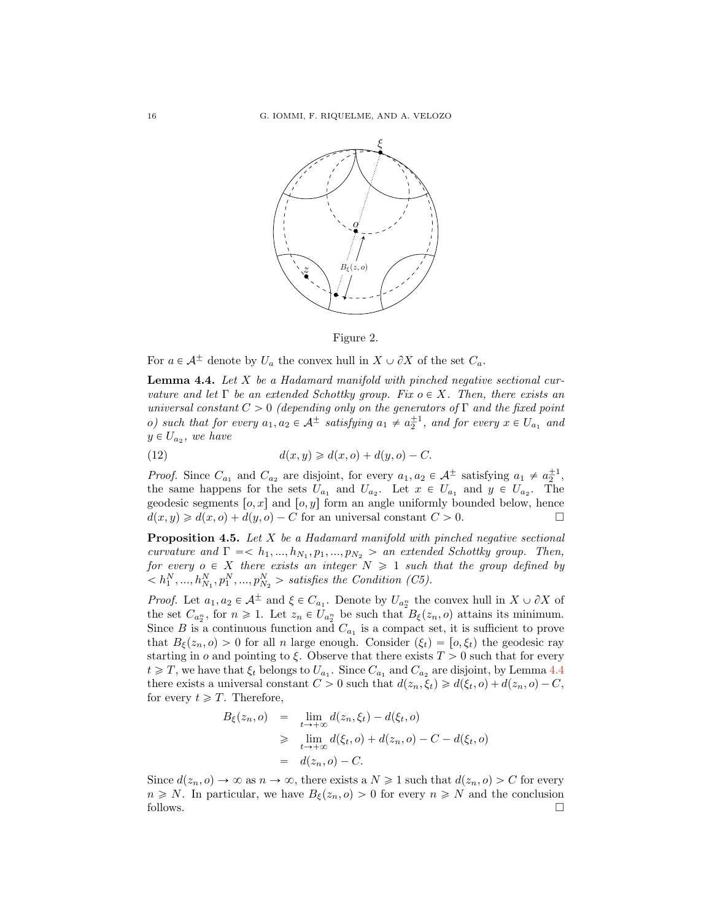Figure 2.

For $a \in \mathcal{A}^{\pm}$ denote by $U_a$ the convex hull in $X \cup \partial X$ of the set $C_a$.

**Lemma 4.4.** *Let $X$ be a Hadamard manifold with pinched negative sectional curvature and let $\Gamma$ be an extended Schottky group. Fix $o \in X$. Then, there exists an universal constant $C > 0$ (depending only on the generators of $\Gamma$ and the fixed point $o$) such that for every $a_1, a_2 \in \mathcal{A}^{\pm}$ satisfying $a_1 \neq a_2^{\pm 1}$, and for every $x \in U_{a_1}$ and $y \in U_{a_2}$, we have*

$$d(x, y) \geqslant d(x, o) + d(y, o) - C. \tag{12}$$

*Proof.* Since $C_{a_1}$ and $C_{a_2}$ are disjoint, for every $a_1, a_2 \in \mathcal{A}^{\pm}$ satisfying $a_1 \neq a_2^{\pm 1}$, the same happens for the sets $U_{a_1}$ and $U_{a_2}$. Let $x \in U_{a_1}$ and $y \in U_{a_2}$. The geodesic segments $[o, x]$ and $[o, y]$ form an angle uniformly bounded below, hence $d(x, y) \geqslant d(x, o) + d(y, o) - C$ for an universal constant $C > 0$. □

**Proposition 4.5.** *Let $X$ be a Hadamard manifold with pinched negative sectional curvature and $\Gamma = < h_1, ..., h_{N_1}, p_1, ..., p_{N_2} >$ an extended Schottky group. Then, for every $o \in X$ there exists an integer $N \geqslant 1$ such that the group defined by $< h_1^N, ..., h_{N_1}^N, p_1^N, ..., p_{N_2}^N >$ satisfies the Condition (C5).*

*Proof.* Let $a_1, a_2 \in \mathcal{A}^{\pm}$ and $\xi \in C_{a_1}$. Denote by $U_{a_2^n}$ the convex hull in $X \cup \partial X$ of the set $C_{a_2^n}$, for $n \geqslant 1$. Let $z_n \in U_{a_2^n}$ be such that $B_\xi(z_n, o)$ attains its minimum. Since $B$ is a continuous function and $C_{a_1}$ is a compact set, it is sufficient to prove that $B_\xi(z_n, o) > 0$ for all $n$ large enough. Consider $(\xi_t) = [o, \xi_t)$ the geodesic ray starting in $o$ and pointing to $\xi$. Observe that there exists $T > 0$ such that for every $t \geqslant T$, we have that $\xi_t$ belongs to $U_{a_1}$. Since $C_{a_1}$ and $C_{a_2}$ are disjoint, by Lemma 4.4 there exists a universal constant $C > 0$ such that $d(z_n, \xi_t) \geqslant d(\xi_t, o) + d(z_n, o) - C$, for every $t \geqslant T$. Therefore,

$$\begin{aligned}
B_\xi(z_n, o) &= \lim_{t \to +\infty} d(z_n, \xi_t) - d(\xi_t, o) \\
&\geqslant \lim_{t \to +\infty} d(\xi_t, o) + d(z_n, o) - C - d(\xi_t, o) \\
&= d(z_n, o) - C.
\end{aligned}$$

Since $d(z_n, o) \to \infty$ as $n \to \infty$, there exists a $N \geqslant 1$ such that $d(z_n, o) > C$ for every $n \geqslant N$. In particular, we have $B_\xi(z_n, o) > 0$ for every $n \geqslant N$ and the conclusion follows. □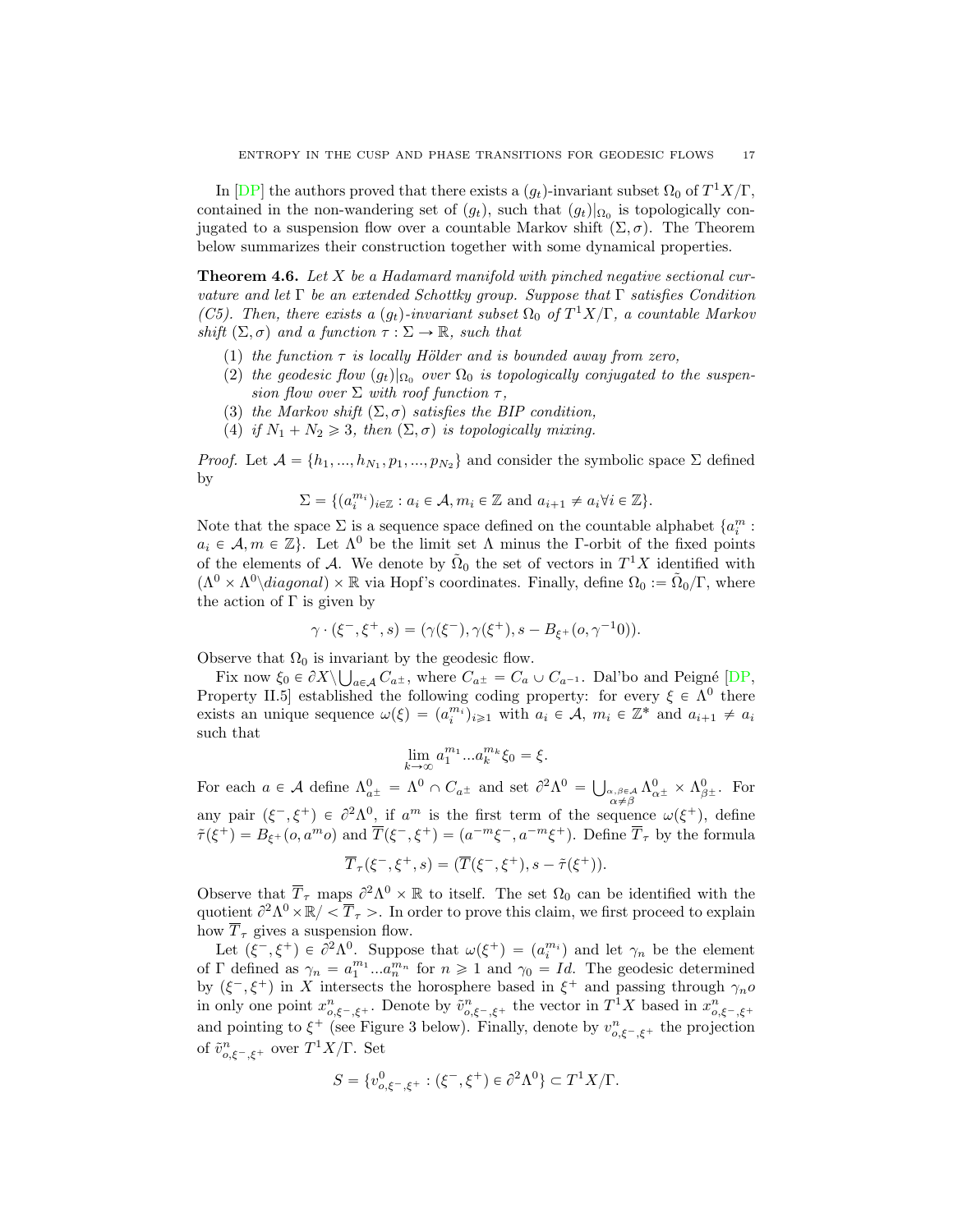In [DP] the authors proved that there exists a $(g_t)$-invariant subset $\Omega_0$ of $T^1X/\Gamma$, contained in the non-wandering set of $(g_t)$, such that $(g_t)|_{\Omega_0}$ is topologically conjugated to a suspension flow over a countable Markov shift $(\Sigma, \sigma)$. The Theorem below summarizes their construction together with some dynamical properties.

**Theorem 4.6.** *Let $X$ be a Hadamard manifold with pinched negative sectional curvature and let $\Gamma$ be an extended Schottky group. Suppose that $\Gamma$ satisfies Condition (C5). Then, there exists a $(g_t)$-invariant subset $\Omega_0$ of $T^1X/\Gamma$, a countable Markov shift $(\Sigma, \sigma)$ and a function $\tau : \Sigma \to \mathbb{R}$, such that*

1. *the function $\tau$ is locally Hölder and is bounded away from zero,*
2. *the geodesic flow $(g_t)|_{\Omega_0}$ over $\Omega_0$ is topologically conjugated to the suspension flow over $\Sigma$ with roof function $\tau$,*
3. *the Markov shift $(\Sigma, \sigma)$ satisfies the BIP condition,*
4. *if $N_1 + N_2 \geqslant 3$, then $(\Sigma, \sigma)$ is topologically mixing.*

*Proof.* Let $\mathcal{A} = \{h_1, ..., h_{N_1}, p_1, ..., p_{N_2}\}$ and consider the symbolic space $\Sigma$ defined by

$$\Sigma = \{(a_i^{m_i})_{i \in \mathbb{Z}} : a_i \in \mathcal{A}, m_i \in \mathbb{Z} \text{ and } a_{i+1} \neq a_i \forall i \in \mathbb{Z}\}.$$

Note that the space $\Sigma$ is a sequence space defined on the countable alphabet $\{a_i^m : a_i \in \mathcal{A}, m \in \mathbb{Z}\}$. Let $\Lambda^0$ be the limit set $\Lambda$ minus the $\Gamma$-orbit of the fixed points of the elements of $\mathcal{A}$. We denote by $\tilde{\Omega}_0$ the set of vectors in $T^1X$ identified with $(\Lambda^0 \times \Lambda^0 \backslash diagonal) \times \mathbb{R}$ via Hopf's coordinates. Finally, define $\Omega_0 := \tilde{\Omega}_0/\Gamma$, where the action of $\Gamma$ is given by

$$\gamma \cdot (\xi^-, \xi^+, s) = (\gamma(\xi^-), \gamma(\xi^+), s - B_{\xi^+}(o, \gamma^{-1}0)).$$

Observe that $\Omega_0$ is invariant by the geodesic flow.

Fix now $\xi_0 \in \partial X \backslash \bigcup_{a \in \mathcal{A}} C_{a^{\pm}}$, where $C_{a^{\pm}} = C_a \cup C_{a^{-1}}$. Dal'bo and Peigné [DP, Property II.5] established the following coding property: for every $\xi \in \Lambda^0$ there exists an unique sequence $\omega(\xi) = (a_i^{m_i})_{i \geqslant 1}$ with $a_i \in \mathcal{A}$, $m_i \in \mathbb{Z}^*$ and $a_{i+1} \neq a_i$ such that

$$\lim_{k \to \infty} a_1^{m_1} ... a_k^{m_k} \xi_0 = \xi.$$

For each $a \in \mathcal{A}$ define $\Lambda^0_{a^{\pm}} = \Lambda^0 \cap C_{a^{\pm}}$ and set $\partial^2 \Lambda^0 = \bigcup_{\substack{\alpha, \beta \in \mathcal{A} \\ \alpha \neq \beta}} \Lambda^0_{\alpha^{\pm}} \times \Lambda^0_{\beta^{\pm}}$. For any pair $(\xi^-, \xi^+) \in \partial^2 \Lambda^0$, if $a^m$ is the first term of the sequence $\omega(\xi^+)$, define $\tilde{\tau}(\xi^+) = B_{\xi^+}(o, a^m o)$ and $\overline{T}(\xi^-, \xi^+) = (a^{-m}\xi^-, a^{-m}\xi^+)$. Define $\overline{T}_\tau$ by the formula

$$\overline{T}_\tau(\xi^-, \xi^+, s) = (\overline{T}(\xi^-, \xi^+), s - \tilde{\tau}(\xi^+)).$$

Observe that $\overline{T}_\tau$ maps $\partial^2 \Lambda^0 \times \mathbb{R}$ to itself. The set $\Omega_0$ can be identified with the quotient $\partial^2 \Lambda^0 \times \mathbb{R} / < \overline{T}_\tau >$. In order to prove this claim, we first proceed to explain how $\overline{T}_\tau$ gives a suspension flow.

Let $(\xi^-, \xi^+) \in \partial^2 \Lambda^0$. Suppose that $\omega(\xi^+) = (a_i^{m_i})$ and let $\gamma_n$ be the element of $\Gamma$ defined as $\gamma_n = a_1^{m_1} ... a_n^{m_n}$ for $n \geqslant 1$ and $\gamma_0 = Id$. The geodesic determined by $(\xi^-, \xi^+)$ in $X$ intersects the horosphere based in $\xi^+$ and passing through $\gamma_n o$ in only one point $x^n_{o,\xi^-,\xi^+}$. Denote by $\tilde{v}^n_{o,\xi^-,\xi^+}$ the vector in $T^1X$ based in $x^n_{o,\xi^-,\xi^+}$ and pointing to $\xi^+$ (see Figure 3 below). Finally, denote by $v^n_{o,\xi^-,\xi^+}$ the projection of $\tilde{v}^n_{o,\xi^-,\xi^+}$ over $T^1X/\Gamma$. Set

$$S = \{v^0_{o,\xi^-,\xi^+} : (\xi^-, \xi^+) \in \partial^2 \Lambda^0\} \subset T^1X/\Gamma.$$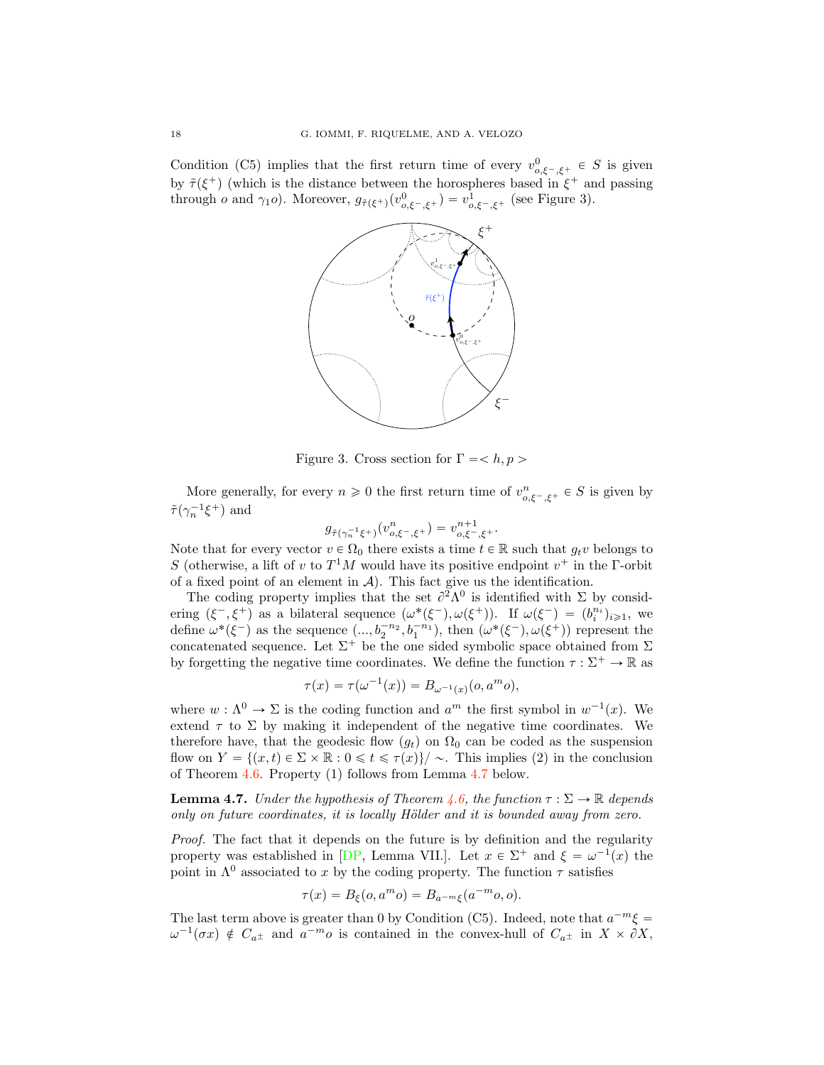Condition (C5) implies that the first return time of every $v^0_{o,\xi^-,\xi^+} \in S$ is given by $\tilde{\tau}(\xi^+)$ (which is the distance between the horospheres based in $\xi^+$ and passing through $o$ and $\gamma_1 o$). Moreover, $g_{\tilde{\tau}(\xi^+)}(v^0_{o,\xi^-,\xi^+}) = v^1_{o,\xi^-,\xi^+}$ (see Figure 3).

Figure 3. Cross section for $\Gamma = < h, p >$

More generally, for every $n \geqslant 0$ the first return time of $v^n_{o,\xi^-,\xi^+} \in S$ is given by $\tilde{\tau}(\gamma_n^{-1}\xi^+)$ and

$$g_{\tilde{\tau}(\gamma_n^{-1}\xi^+)}(v^n_{o,\xi^-,\xi^+}) = v^{n+1}_{o,\xi^-,\xi^+}.$$

Note that for every vector $v \in \Omega_0$ there exists a time $t \in \mathbb{R}$ such that $g_t v$ belongs to $S$ (otherwise, a lift of $v$ to $T^1M$ would have its positive endpoint $v^+$ in the $\Gamma$-orbit of a fixed point of an element in $\mathcal{A}$). This fact give us the identification.

The coding property implies that the set $\partial^2\Lambda^0$ is identified with $\Sigma$ by considering $(\xi^-, \xi^+)$ as a bilateral sequence $(\omega^*(\xi^-), \omega(\xi^+))$. If $\omega(\xi^-) = (b_i^{n_i})_{i\geqslant 1}$, we define $\omega^*(\xi^-)$ as the sequence $(..., b_2^{-n_2}, b_1^{-n_1})$, then $(\omega^*(\xi^-), \omega(\xi^+))$ represent the concatenated sequence. Let $\Sigma^+$ be the one sided symbolic space obtained from $\Sigma$ by forgetting the negative time coordinates. We define the function $\tau : \Sigma^+ \to \mathbb{R}$ as

$$\tau(x) = \tau(\omega^{-1}(x)) = B_{\omega^{-1}(x)}(o, a^m o),$$

where $w : \Lambda^0 \to \Sigma$ is the coding function and $a^m$ the first symbol in $w^{-1}(x)$. We extend $\tau$ to $\Sigma$ by making it independent of the negative time coordinates. We therefore have, that the geodesic flow $(g_t)$ on $\Omega_0$ can be coded as the suspension flow on $Y = \{(x,t) \in \Sigma \times \mathbb{R} : 0 \leqslant t \leqslant \tau(x)\}/\sim$. This implies (2) in the conclusion of Theorem 4.6. Property (1) follows from Lemma 4.7 below.

**Lemma 4.7.** *Under the hypothesis of Theorem 4.6, the function $\tau : \Sigma \to \mathbb{R}$ depends only on future coordinates, it is locally Hölder and it is bounded away from zero.*

*Proof.* The fact that it depends on the future is by definition and the regularity property was established in [DP, Lemma VII.]. Let $x \in \Sigma^+$ and $\xi = \omega^{-1}(x)$ the point in $\Lambda^0$ associated to $x$ by the coding property. The function $\tau$ satisfies

$$\tau(x) = B_\xi(o, a^m o) = B_{a^{-m}\xi}(a^{-m}o, o).$$

The last term above is greater than 0 by Condition (C5). Indeed, note that $a^{-m}\xi = \omega^{-1}(\sigma x) \notin C_{a^\pm}$ and $a^{-m}o$ is contained in the convex-hull of $C_{a^\pm}$ in $X \times \partial X$,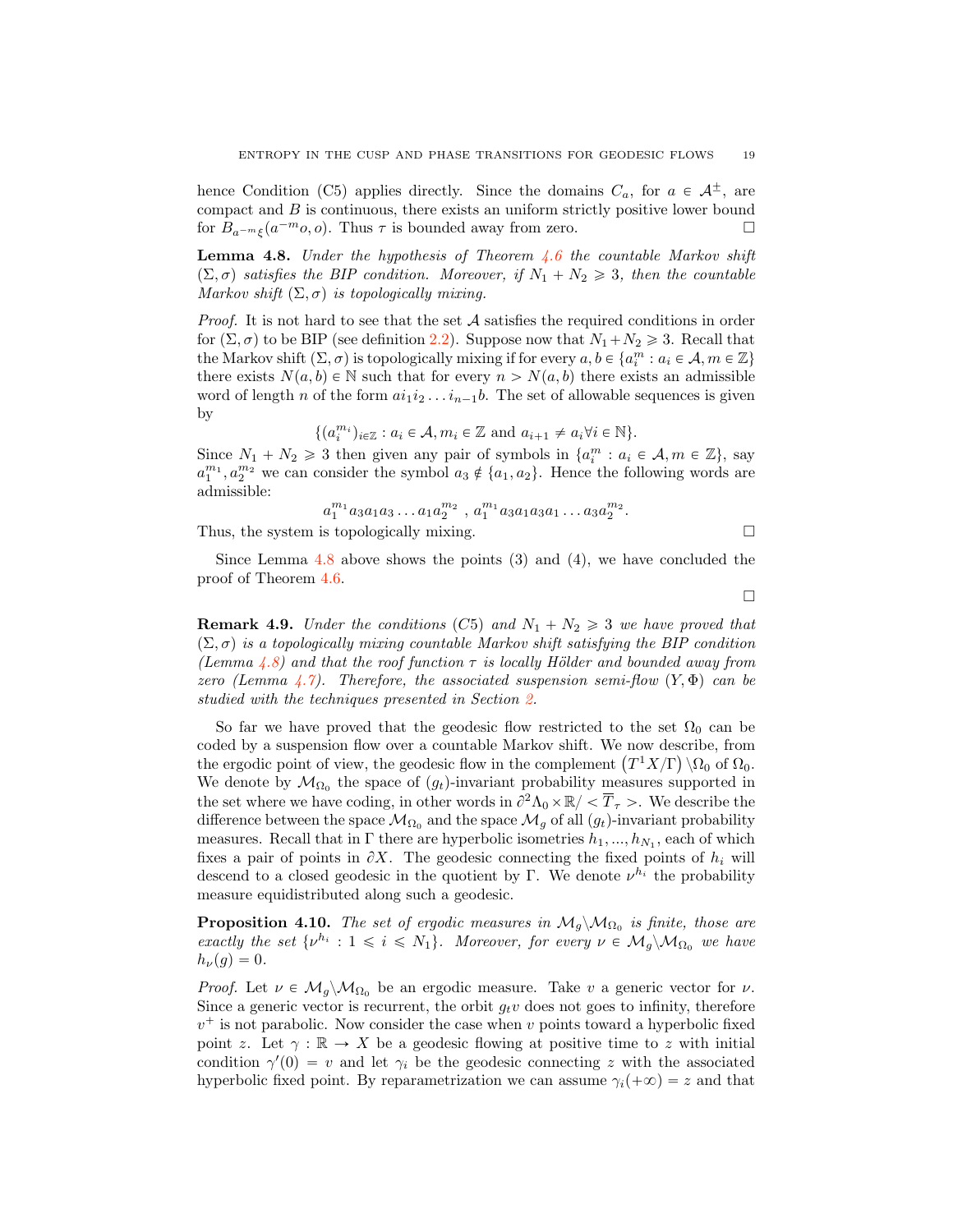hence Condition (C5) applies directly. Since the domains $C_a$, for $a \in \mathcal{A}^{\pm}$, are compact and $B$ is continuous, there exists an uniform strictly positive lower bound for $B_{a^{-m}\xi}(a^{-m}o, o)$. Thus $\tau$ is bounded away from zero. $\square$

**Lemma 4.8.** *Under the hypothesis of Theorem 4.6 the countable Markov shift $(\Sigma, \sigma)$ satisfies the BIP condition. Moreover, if $N_1 + N_2 \geqslant 3$, then the countable Markov shift $(\Sigma, \sigma)$ is topologically mixing.*

*Proof.* It is not hard to see that the set $\mathcal{A}$ satisfies the required conditions in order for $(\Sigma, \sigma)$ to be BIP (see definition 2.2). Suppose now that $N_1 + N_2 \geqslant 3$. Recall that the Markov shift $(\Sigma, \sigma)$ is topologically mixing if for every $a, b \in \{a_i^m : a_i \in \mathcal{A}, m \in \mathbb{Z}\}$ there exists $N(a,b) \in \mathbb{N}$ such that for every $n > N(a,b)$ there exists an admissible word of length $n$ of the form $a i_1 i_2 \ldots i_{n-1} b$. The set of allowable sequences is given by

$$\{(a_i^{m_i})_{i \in \mathbb{Z}} : a_i \in \mathcal{A}, m_i \in \mathbb{Z} \text{ and } a_{i+1} \neq a_i \forall i \in \mathbb{N}\}.$$

Since $N_1 + N_2 \geqslant 3$ then given any pair of symbols in $\{a_i^m : a_i \in \mathcal{A}, m \in \mathbb{Z}\}$, say $a_1^{m_1}, a_2^{m_2}$ we can consider the symbol $a_3 \notin \{a_1, a_2\}$. Hence the following words are admissible:

$$a_1^{m_1} a_3 a_1 a_3 \ldots a_1 a_2^{m_2} \ , \ a_1^{m_1} a_3 a_1 a_3 a_1 \ldots a_3 a_2^{m_2}.$$

Thus, the system is topologically mixing. $\square$

Since Lemma 4.8 above shows the points (3) and (4), we have concluded the proof of Theorem 4.6.

$\square$

**Remark 4.9.** *Under the conditions (C5) and $N_1 + N_2 \geqslant 3$ we have proved that $(\Sigma, \sigma)$ is a topologically mixing countable Markov shift satisfying the BIP condition (Lemma 4.8) and that the roof function $\tau$ is locally Hölder and bounded away from zero (Lemma 4.7). Therefore, the associated suspension semi-flow $(Y, \Phi)$ can be studied with the techniques presented in Section 2.*

So far we have proved that the geodesic flow restricted to the set $\Omega_0$ can be coded by a suspension flow over a countable Markov shift. We now describe, from the ergodic point of view, the geodesic flow in the complement $\left(T^1X/\Gamma\right) \backslash \Omega_0$ of $\Omega_0$. We denote by $\mathcal{M}_{\Omega_0}$ the space of $(g_t)$-invariant probability measures supported in the set where we have coding, in other words in $\partial^2 \Lambda_0 \times \mathbb{R} / < \overline{T}_\tau >$. We describe the difference between the space $\mathcal{M}_{\Omega_0}$ and the space $\mathcal{M}_g$ of all $(g_t)$-invariant probability measures. Recall that in $\Gamma$ there are hyperbolic isometries $h_1, ..., h_{N_1}$, each of which fixes a pair of points in $\partial X$. The geodesic connecting the fixed points of $h_i$ will descend to a closed geodesic in the quotient by $\Gamma$. We denote $\nu^{h_i}$ the probability measure equidistributed along such a geodesic.

**Proposition 4.10.** *The set of ergodic measures in $\mathcal{M}_g \backslash \mathcal{M}_{\Omega_0}$ is finite, those are exactly the set $\{\nu^{h_i} : 1 \leqslant i \leqslant N_1\}$. Moreover, for every $\nu \in \mathcal{M}_g \backslash \mathcal{M}_{\Omega_0}$ we have $h_\nu(g) = 0$.*

*Proof.* Let $\nu \in \mathcal{M}_g \backslash \mathcal{M}_{\Omega_0}$ be an ergodic measure. Take $v$ a generic vector for $\nu$. Since a generic vector is recurrent, the orbit $g_t v$ does not goes to infinity, therefore $v^+$ is not parabolic. Now consider the case when $v$ points toward a hyperbolic fixed point $z$. Let $\gamma : \mathbb{R} \to X$ be a geodesic flowing at positive time to $z$ with initial condition $\gamma'(0) = v$ and let $\gamma_i$ be the geodesic connecting $z$ with the associated hyperbolic fixed point. By reparametrization we can assume $\gamma_i(+\infty) = z$ and that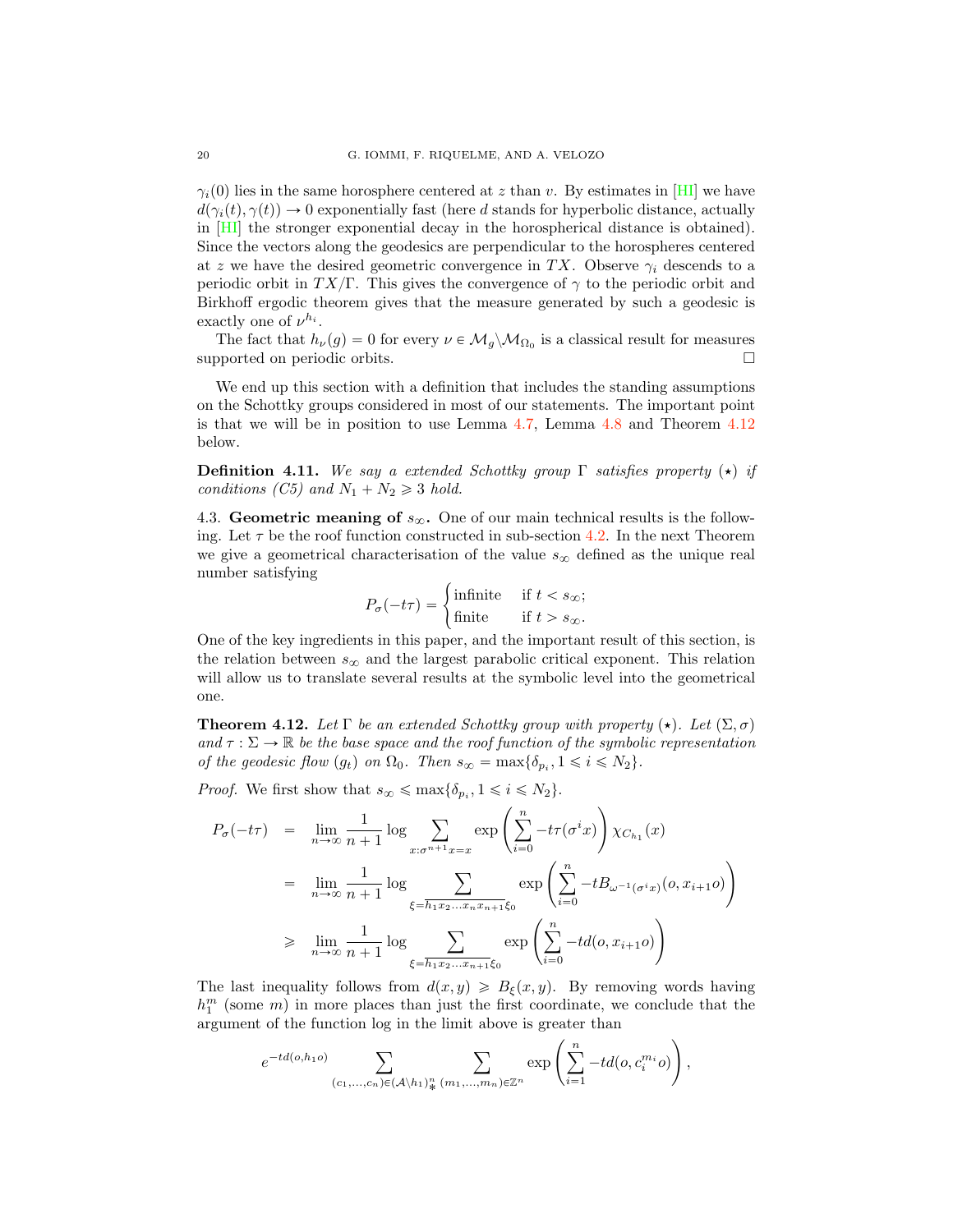$\gamma_i(0)$ lies in the same horosphere centered at $z$ than $v$. By estimates in [HI] we have $d(\gamma_i(t), \gamma(t)) \to 0$ exponentially fast (here $d$ stands for hyperbolic distance, actually in [HI] the stronger exponential decay in the horospherical distance is obtained). Since the vectors along the geodesics are perpendicular to the horospheres centered at $z$ we have the desired geometric convergence in $TX$. Observe $\gamma_i$ descends to a periodic orbit in $TX/\Gamma$. This gives the convergence of $\gamma$ to the periodic orbit and Birkhoff ergodic theorem gives that the measure generated by such a geodesic is exactly one of $\nu^{h_i}$.

The fact that $h_\nu(g) = 0$ for every $\nu \in \mathcal{M}_g \backslash \mathcal{M}_{\Omega_0}$ is a classical result for measures supported on periodic orbits. $\square$

We end up this section with a definition that includes the standing assumptions on the Schottky groups considered in most of our statements. The important point is that we will be in position to use Lemma 4.7, Lemma 4.8 and Theorem 4.12 below.

**Definition 4.11.** *We say a extended Schottky group $\Gamma$ satisfies property $(\star)$ if conditions (C5) and $N_1 + N_2 \geqslant 3$ hold.*

4.3. **Geometric meaning of $s_\infty$.** One of our main technical results is the following. Let $\tau$ be the roof function constructed in sub-section 4.2. In the next Theorem we give a geometrical characterisation of the value $s_\infty$ defined as the unique real number satisfying

$$P_\sigma(-t\tau) = \begin{cases} \text{infinite} & \text{if } t < s_\infty; \\ \text{finite} & \text{if } t > s_\infty. \end{cases}$$

One of the key ingredients in this paper, and the important result of this section, is the relation between $s_\infty$ and the largest parabolic critical exponent. This relation will allow us to translate several results at the symbolic level into the geometrical one.

**Theorem 4.12.** *Let $\Gamma$ be an extended Schottky group with property $(\star)$. Let $(\Sigma, \sigma)$ and $\tau : \Sigma \to \mathbb{R}$ be the base space and the roof function of the symbolic representation of the geodesic flow $(g_t)$ on $\Omega_0$. Then $s_\infty = \max\{\delta_{p_i}, 1 \leqslant i \leqslant N_2\}$.*

*Proof.* We first show that $s_\infty \leqslant \max\{\delta_{p_i}, 1 \leqslant i \leqslant N_2\}$.

$$\begin{aligned}
P_\sigma(-t\tau) &= \lim_{n\to\infty} \frac{1}{n+1} \log \sum_{x:\sigma^{n+1}x = x} \exp\left(\sum_{i=0}^{n} -t\tau(\sigma^i x)\right) \chi_{C_{h_1}}(x) \\
&= \lim_{n\to\infty} \frac{1}{n+1} \log \sum_{\xi = \overline{h_1 x_2 \ldots x_n x_{n+1}} \xi_0} \exp\left(\sum_{i=0}^{n} -tB_{\omega^{-1}(\sigma^i x)}(o, x_{i+1}o)\right) \\
&\geqslant \lim_{n\to\infty} \frac{1}{n+1} \log \sum_{\xi = \overline{h_1 x_2 \ldots x_{n+1}} \xi_0} \exp\left(\sum_{i=0}^{n} -td(o, x_{i+1}o)\right)
\end{aligned}$$

The last inequality follows from $d(x, y) \geqslant B_\xi(x, y)$. By removing words having $h_1^m$ (some $m$) in more places than just the first coordinate, we conclude that the argument of the function log in the limit above is greater than

$$e^{-td(o, h_1 o)} \sum_{(c_1, \ldots, c_n) \in (\mathcal{A} \backslash h_1)^n_*} \sum_{(m_1, \ldots, m_n) \in \mathbb{Z}^n} \exp\left(\sum_{i=1}^{n} -td(o, c_i^{m_i} o)\right),$$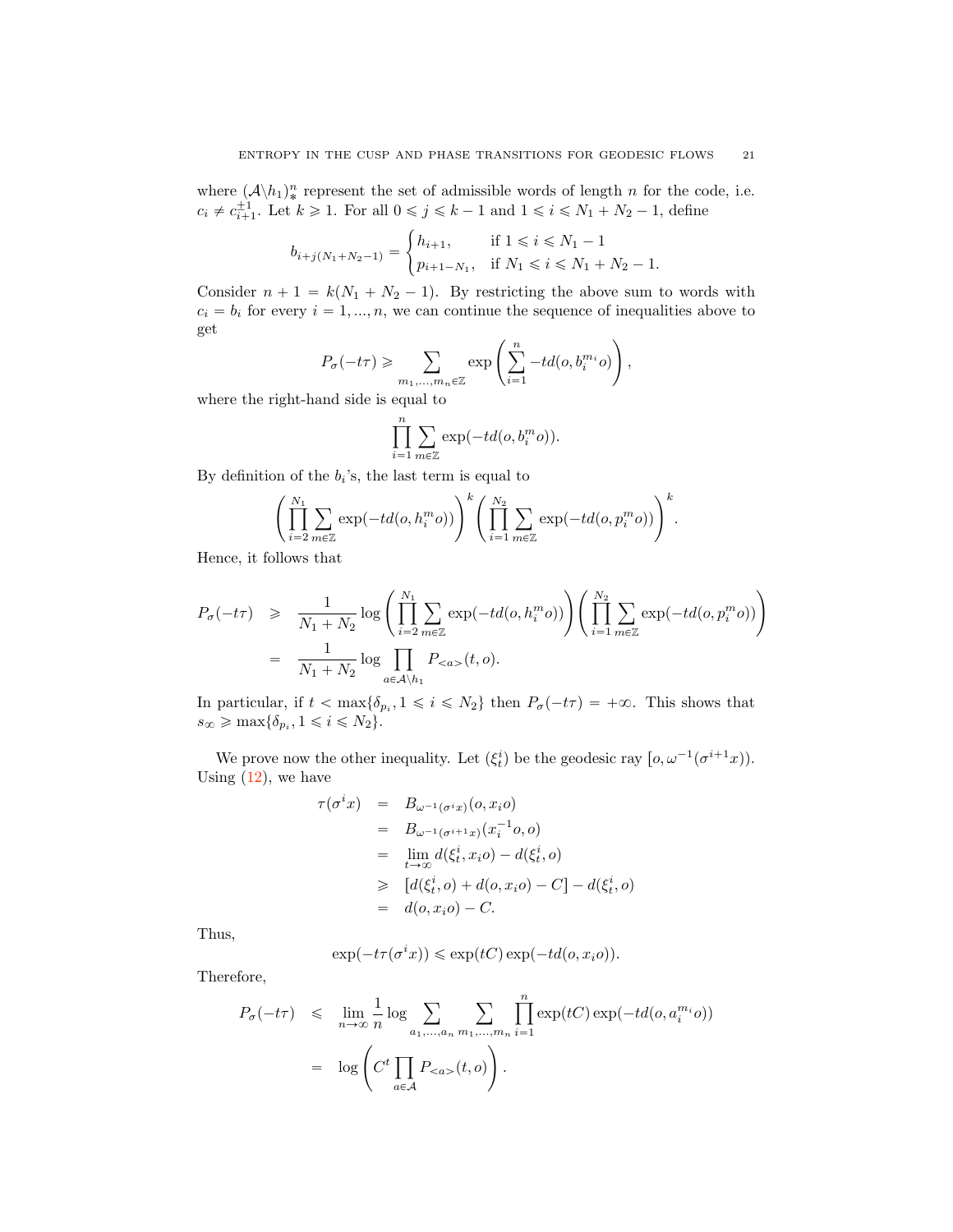where $(\mathcal{A}\backslash h_1)^n_*$ represent the set of admissible words of length $n$ for the code, i.e. $c_i \neq c_{i+1}^{\pm 1}$. Let $k \geqslant 1$. For all $0 \leqslant j \leqslant k-1$ and $1 \leqslant i \leqslant N_1 + N_2 - 1$, define

$$b_{i+j(N_1+N_2-1)} = \begin{cases} h_{i+1}, & \text{if } 1 \leqslant i \leqslant N_1 - 1 \\ p_{i+1-N_1}, & \text{if } N_1 \leqslant i \leqslant N_1 + N_2 - 1. \end{cases}$$

Consider $n+1 = k(N_1 + N_2 - 1)$. By restricting the above sum to words with $c_i = b_i$ for every $i = 1, ..., n$, we can continue the sequence of inequalities above to get

$$P_\sigma(-t\tau) \geqslant \sum_{m_1,...,m_n \in \mathbb{Z}} \exp\left(\sum_{i=1}^{n} -td(o, b_i^{m_i} o)\right),$$

where the right-hand side is equal to

$$\prod_{i=1}^{n} \sum_{m \in \mathbb{Z}} \exp(-td(o, b_i^m o)).$$

By definition of the $b_i$'s, the last term is equal to

$$\left(\prod_{i=2}^{N_1} \sum_{m \in \mathbb{Z}} \exp(-td(o, h_i^m o))\right)^k \left(\prod_{i=1}^{N_2} \sum_{m \in \mathbb{Z}} \exp(-td(o, p_i^m o))\right)^k.$$

Hence, it follows that

$$\begin{aligned} P_\sigma(-t\tau) &\geqslant \frac{1}{N_1+N_2} \log \left(\prod_{i=2}^{N_1} \sum_{m \in \mathbb{Z}} \exp(-td(o, h_i^m o))\right) \left(\prod_{i=1}^{N_2} \sum_{m \in \mathbb{Z}} \exp(-td(o, p_i^m o))\right) \\ &= \frac{1}{N_1+N_2} \log \prod_{a \in \mathcal{A}\backslash h_1} P_{<a>}(t, o). \end{aligned}$$

In particular, if $t < \max\{\delta_{p_i}, 1 \leqslant i \leqslant N_2\}$ then $P_\sigma(-t\tau) = +\infty$. This shows that $s_\infty \geqslant \max\{\delta_{p_i}, 1 \leqslant i \leqslant N_2\}$.

We prove now the other inequality. Let $(\xi_t^i)$ be the geodesic ray $[o, \omega^{-1}(\sigma^{i+1}x))$. Using (12), we have

$$\begin{aligned} \tau(\sigma^i x) &= B_{\omega^{-1}(\sigma^i x)}(o, x_i o) \\ &= B_{\omega^{-1}(\sigma^{i+1} x)}(x_i^{-1} o, o) \\ &= \lim_{t \to \infty} d(\xi_t^i, x_i o) - d(\xi_t^i, o) \\ &\geqslant [d(\xi_t^i, o) + d(o, x_i o) - C] - d(\xi_t^i, o) \\ &= d(o, x_i o) - C. \end{aligned}$$

Thus,

$$\exp(-t\tau(\sigma^i x)) \leqslant \exp(tC) \exp(-td(o, x_i o)).$$

Therefore,

$$\begin{aligned} P_\sigma(-t\tau) &\leqslant \lim_{n \to \infty} \frac{1}{n} \log \sum_{a_1,...,a_n} \sum_{m_1,...,m_n} \prod_{i=1}^{n} \exp(tC) \exp(-td(o, a_i^{m_i} o)) \\ &= \log\left(C^t \prod_{a \in \mathcal{A}} P_{<a>}(t, o)\right). \end{aligned}$$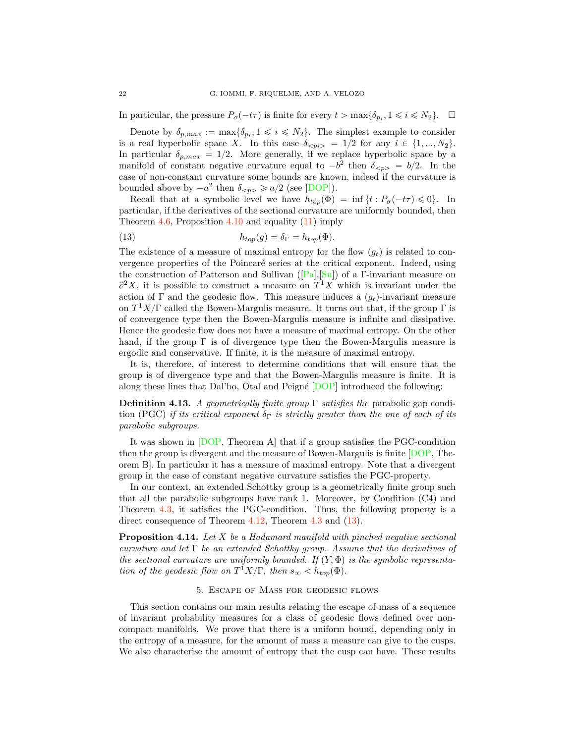In particular, the pressure $P_\sigma(-t\tau)$ is finite for every $t > \max\{\delta_{p_i}, 1 \leqslant i \leqslant N_2\}$. $\square$

Denote by $\delta_{p,max} := \max\{\delta_{p_i}, 1 \leqslant i \leqslant N_2\}$. The simplest example to consider is a real hyperbolic space $X$. In this case $\delta_{<p_i>} = 1/2$ for any $i \in \{1, ..., N_2\}$. In particular $\delta_{p,max} = 1/2$. More generally, if we replace hyperbolic space by a manifold of constant negative curvature equal to $-b^2$ then $\delta_{<p>} = b/2$. In the case of non-constant curvature some bounds are known, indeed if the curvature is bounded above by $-a^2$ then $\delta_{<p>} \geqslant a/2$ (see [DOP]).

Recall that at a symbolic level we have $h_{top}(\Phi) = \inf\{t : P_\sigma(-t\tau) \leqslant 0\}$. In particular, if the derivatives of the sectional curvature are uniformly bounded, then Theorem 4.6, Proposition 4.10 and equality (11) imply

$$h_{top}(g) = \delta_\Gamma = h_{top}(\Phi). \tag{13}$$

The existence of a measure of maximal entropy for the flow $(g_t)$ is related to convergence properties of the Poincaré series at the critical exponent. Indeed, using the construction of Patterson and Sullivan ([Pa],[Su]) of a $\Gamma$-invariant measure on $\partial^2 X$, it is possible to construct a measure on $T^1X$ which is invariant under the action of $\Gamma$ and the geodesic flow. This measure induces a $(g_t)$-invariant measure on $T^1X/\Gamma$ called the Bowen-Margulis measure. It turns out that, if the group $\Gamma$ is of convergence type then the Bowen-Margulis measure is infinite and dissipative. Hence the geodesic flow does not have a measure of maximal entropy. On the other hand, if the group $\Gamma$ is of divergence type then the Bowen-Margulis measure is ergodic and conservative. If finite, it is the measure of maximal entropy.

It is, therefore, of interest to determine conditions that will ensure that the group is of divergence type and that the Bowen-Margulis measure is finite. It is along these lines that Dal'bo, Otal and Peigné [DOP] introduced the following:

**Definition 4.13.** *A geometrically finite group $\Gamma$ satisfies the* parabolic gap condition (PGC) *if its critical exponent $\delta_\Gamma$ is strictly greater than the one of each of its parabolic subgroups.*

It was shown in [DOP, Theorem A] that if a group satisfies the PGC-condition then the group is divergent and the measure of Bowen-Margulis is finite [DOP, Theorem B]. In particular it has a measure of maximal entropy. Note that a divergent group in the case of constant negative curvature satisfies the PGC-property.

In our context, an extended Schottky group is a geometrically finite group such that all the parabolic subgroups have rank 1. Moreover, by Condition (C4) and Theorem 4.3, it satisfies the PGC-condition. Thus, the following property is a direct consequence of Theorem 4.12, Theorem 4.3 and (13).

**Proposition 4.14.** *Let $X$ be a Hadamard manifold with pinched negative sectional curvature and let $\Gamma$ be an extended Schottky group. Assume that the derivatives of the sectional curvature are uniformly bounded. If $(Y, \Phi)$ is the symbolic representation of the geodesic flow on $T^1X/\Gamma$, then $s_\infty < h_{top}(\Phi)$.*

## 5. Escape of Mass for geodesic flows

This section contains our main results relating the escape of mass of a sequence of invariant probability measures for a class of geodesic flows defined over non-compact manifolds. We prove that there is a uniform bound, depending only in the entropy of a measure, for the amount of mass a measure can give to the cusps. We also characterise the amount of entropy that the cusp can have. These results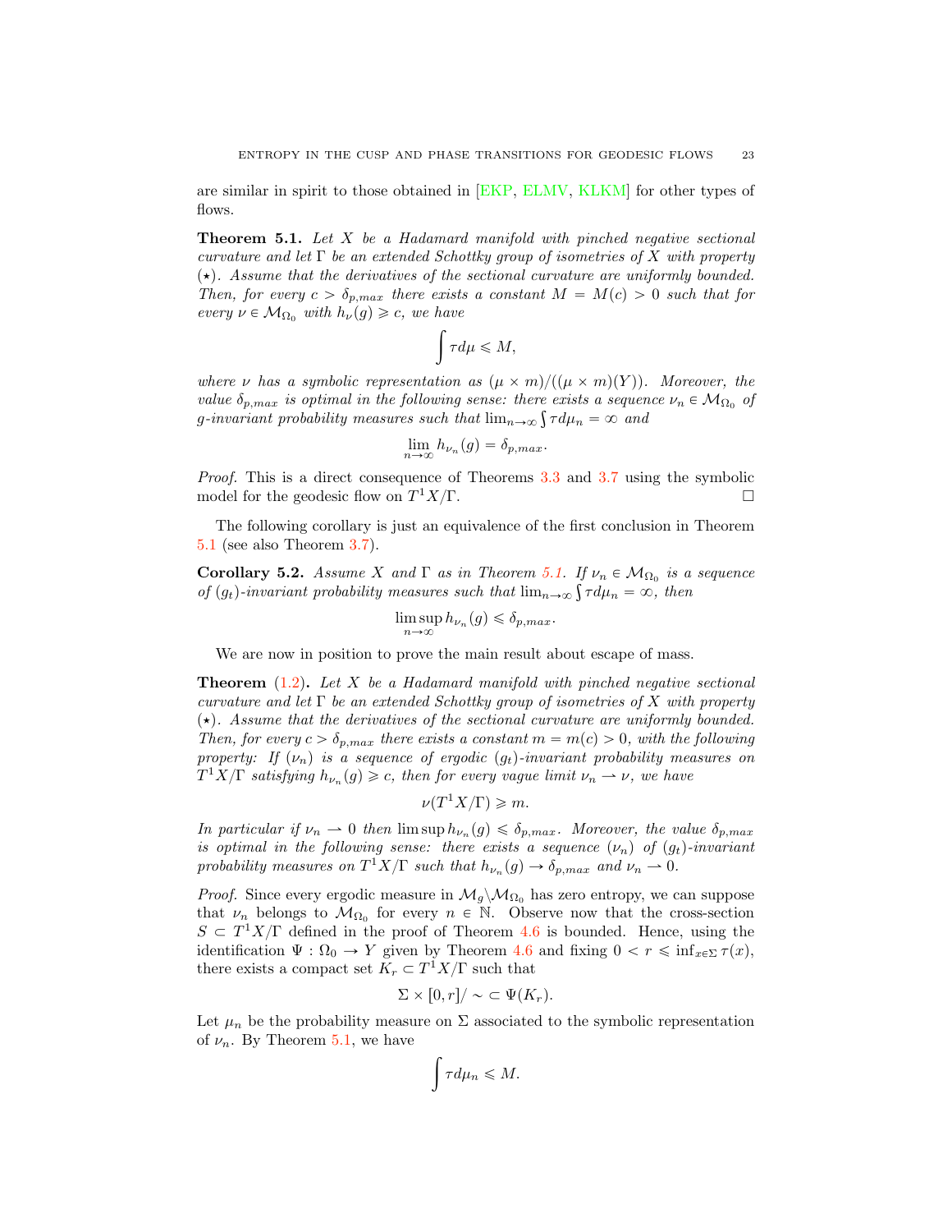are similar in spirit to those obtained in [EKP, ELMV, KLKM] for other types of flows.

**Theorem 5.1.** *Let $X$ be a Hadamard manifold with pinched negative sectional curvature and let $\Gamma$ be an extended Schottky group of isometries of $X$ with property $(\star)$. Assume that the derivatives of the sectional curvature are uniformly bounded. Then, for every $c > \delta_{p,max}$ there exists a constant $M = M(c) > 0$ such that for every $\nu \in \mathcal{M}_{\Omega_0}$ with $h_\nu(g) \geqslant c$, we have*

$$\int \tau d\mu \leqslant M,$$

*where $\nu$ has a symbolic representation as $(\mu \times m)/((\mu \times m)(Y))$. Moreover, the value $\delta_{p,max}$ is optimal in the following sense: there exists a sequence $\nu_n \in \mathcal{M}_{\Omega_0}$ of $g$-invariant probability measures such that $\lim_{n\to\infty} \int \tau d\mu_n = \infty$ and*

$$\lim_{n\to\infty} h_{\nu_n}(g) = \delta_{p,max}.$$

*Proof.* This is a direct consequence of Theorems 3.3 and 3.7 using the symbolic model for the geodesic flow on $T^1X/\Gamma$. □

The following corollary is just an equivalence of the first conclusion in Theorem 5.1 (see also Theorem 3.7).

**Corollary 5.2.** *Assume $X$ and $\Gamma$ as in Theorem 5.1. If $\nu_n \in \mathcal{M}_{\Omega_0}$ is a sequence of $(g_t)$-invariant probability measures such that $\lim_{n\to\infty} \int \tau d\mu_n = \infty$, then*

$$\limsup_{n\to\infty} h_{\nu_n}(g) \leqslant \delta_{p,max}.$$

We are now in position to prove the main result about escape of mass.

**Theorem (1.2).** *Let $X$ be a Hadamard manifold with pinched negative sectional curvature and let $\Gamma$ be an extended Schottky group of isometries of $X$ with property $(\star)$. Assume that the derivatives of the sectional curvature are uniformly bounded. Then, for every $c > \delta_{p,max}$ there exists a constant $m = m(c) > 0$, with the following property: If $(\nu_n)$ is a sequence of ergodic $(g_t)$-invariant probability measures on $T^1X/\Gamma$ satisfying $h_{\nu_n}(g) \geqslant c$, then for every vague limit $\nu_n \rightharpoonup \nu$, we have*

$$\nu(T^1X/\Gamma) \geqslant m.$$

*In particular if $\nu_n \rightharpoonup 0$ then $\limsup h_{\nu_n}(g) \leqslant \delta_{p,max}$. Moreover, the value $\delta_{p,max}$ is optimal in the following sense: there exists a sequence $(\nu_n)$ of $(g_t)$-invariant probability measures on $T^1X/\Gamma$ such that $h_{\nu_n}(g) \to \delta_{p,max}$ and $\nu_n \rightharpoonup 0$.*

*Proof.* Since every ergodic measure in $\mathcal{M}_g \backslash \mathcal{M}_{\Omega_0}$ has zero entropy, we can suppose that $\nu_n$ belongs to $\mathcal{M}_{\Omega_0}$ for every $n \in \mathbb{N}$. Observe now that the cross-section $S \subset T^1X/\Gamma$ defined in the proof of Theorem 4.6 is bounded. Hence, using the identification $\Psi : \Omega_0 \to Y$ given by Theorem 4.6 and fixing $0 < r \leqslant \inf_{x\in\Sigma} \tau(x)$, there exists a compact set $K_r \subset T^1X/\Gamma$ such that

$$\Sigma \times [0, r]/\sim \subset \Psi(K_r).$$

Let $\mu_n$ be the probability measure on $\Sigma$ associated to the symbolic representation of $\nu_n$. By Theorem 5.1, we have

$$\int \tau d\mu_n \leqslant M.$$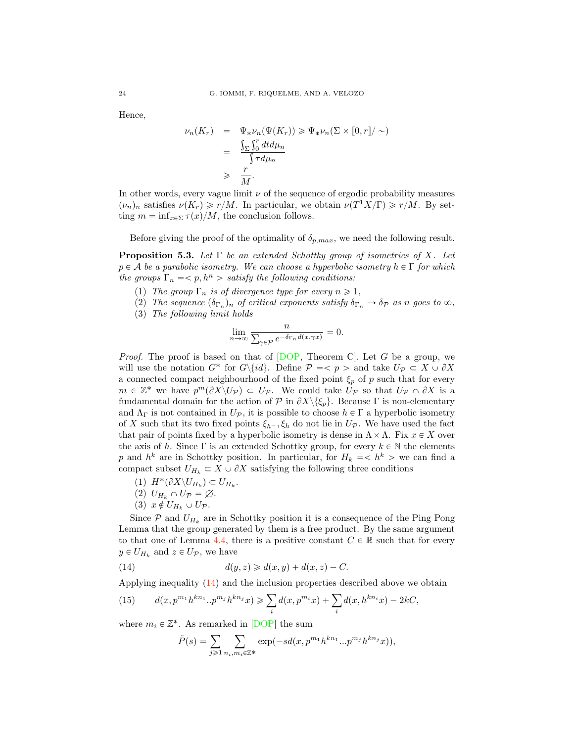Hence,

$$
\begin{aligned}
\nu_n(K_r) &= \Psi_*\nu_n(\Psi(K_r)) \geqslant \Psi_*\nu_n(\Sigma \times [0,r]/\sim) \\
&= \frac{\int_\Sigma \int_0^r dt d\mu_n}{\int \tau d\mu_n} \\
&\geqslant \frac{r}{M}.
\end{aligned}
$$

In other words, every vague limit $\nu$ of the sequence of ergodic probability measures $(\nu_n)_n$ satisfies $\nu(K_r) \geqslant r/M$. In particular, we obtain $\nu(T^1X/\Gamma) \geqslant r/M$. By setting $m = \inf_{x\in\Sigma} \tau(x)/M$, the conclusion follows.

Before giving the proof of the optimality of $\delta_{p,max}$, we need the following result.

**Proposition 5.3.** *Let $\Gamma$ be an extended Schottky group of isometries of $X$. Let $p \in \mathcal{A}$ be a parabolic isometry. We can choose a hyperbolic isometry $h \in \Gamma$ for which the groups $\Gamma_n = < p, h^n >$ satisfy the following conditions:*

1. *The group $\Gamma_n$ is of divergence type for every $n \geqslant 1$,*
2. *The sequence $(\delta_{\Gamma_n})_n$ of critical exponents satisfy $\delta_{\Gamma_n} \to \delta_{\mathcal{P}}$ as $n$ goes to $\infty$,*
3. *The following limit holds*

$$
\lim_{n\to\infty} \frac{n}{\sum_{\gamma\in\mathcal{P}} e^{-\delta_{\Gamma_n} d(x,\gamma x)}} = 0.
$$

*Proof.* The proof is based on that of [DOP, Theorem C]. Let $G$ be a group, we will use the notation $G^*$ for $G\backslash\{id\}$. Define $\mathcal{P} =< p >$ and take $U_{\mathcal{P}} \subset X \cup \partial X$ a connected compact neighbourhood of the fixed point $\xi_p$ of $p$ such that for every $m \in \mathbb{Z}^*$ we have $p^m(\partial X\backslash U_{\mathcal{P}}) \subset U_{\mathcal{P}}$. We could take $U_{\mathcal{P}}$ so that $U_{\mathcal{P}} \cap \partial X$ is a fundamental domain for the action of $\mathcal{P}$ in $\partial X\backslash\{\xi_p\}$. Because $\Gamma$ is non-elementary and $\Lambda_\Gamma$ is not contained in $U_{\mathcal{P}}$, it is possible to choose $h \in \Gamma$ a hyperbolic isometry of $X$ such that its two fixed points $\xi_{h^-}, \xi_h$ do not lie in $U_{\mathcal{P}}$. We have used the fact that pair of points fixed by a hyperbolic isometry is dense in $\Lambda \times \Lambda$. Fix $x \in X$ over the axis of $h$. Since $\Gamma$ is an extended Schottky group, for every $k \in \mathbb{N}$ the elements $p$ and $h^k$ are in Schottky position. In particular, for $H_k =< h^k >$ we can find a compact subset $U_{H_k} \subset X \cup \partial X$ satisfying the following three conditions

1. $H^*(\partial X\backslash U_{H_k}) \subset U_{H_k}$.
2. $U_{H_k} \cap U_{\mathcal{P}} = \varnothing$.
3. $x \notin U_{H_k} \cup U_{\mathcal{P}}$.

Since $\mathcal{P}$ and $U_{H_k}$ are in Schottky position it is a consequence of the Ping Pong Lemma that the group generated by them is a free product. By the same argument to that one of Lemma 4.4, there is a positive constant $C \in \mathbb{R}$ such that for every $y \in U_{H_k}$ and $z \in U_{\mathcal{P}}$, we have

$$
d(y,z) \geqslant d(x,y) + d(x,z) - C. \tag{14}
$$

Applying inequality (14) and the inclusion properties described above we obtain

$$
d(x, p^{m_1}h^{kn_1}..p^{m_j}h^{kn_j}x) \geqslant \sum_i d(x,p^{m_i}x) + \sum_i d(x,h^{kn_i}x) - 2kC, \tag{15}
$$

where $m_i \in \mathbb{Z}^*$. As remarked in [DOP] the sum

$$
\tilde{P}(s) = \sum_{j\geqslant 1} \sum_{n_i,m_i\in\mathbb{Z}^*} \exp(-sd(x,p^{m_1}h^{kn_1}...p^{m_j}h^{kn_j}x)),
$$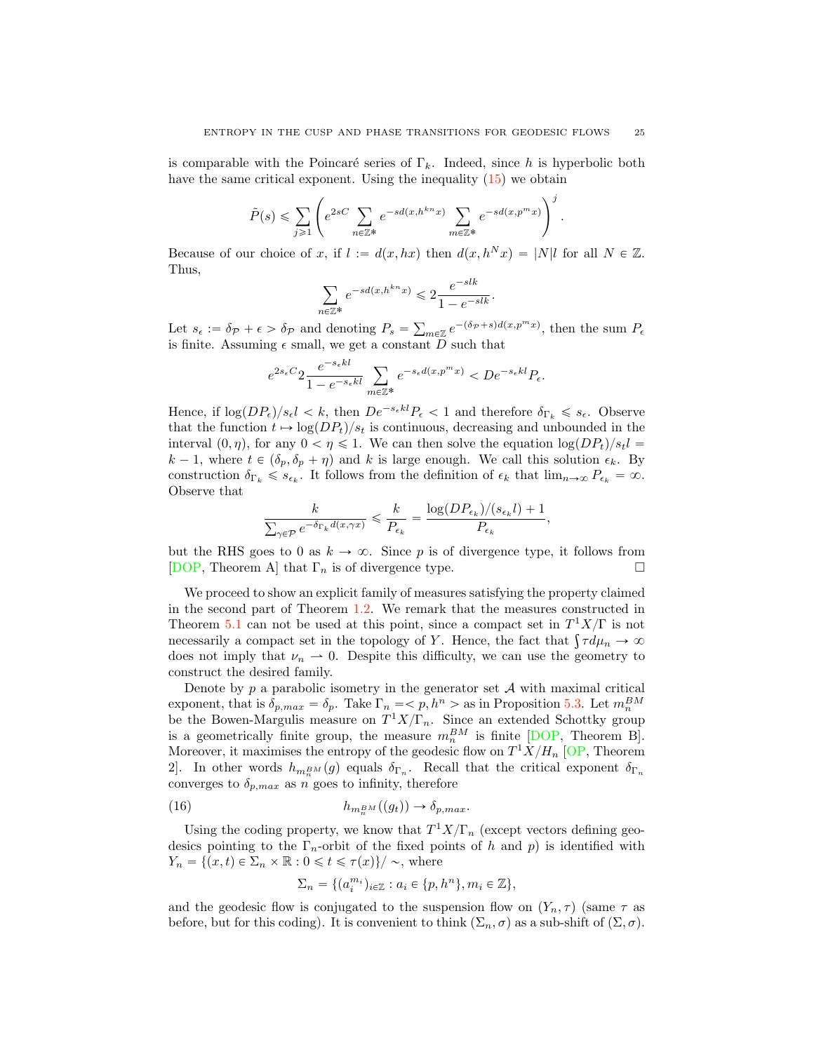is comparable with the Poincaré series of $\Gamma_k$. Indeed, since $h$ is hyperbolic both have the same critical exponent. Using the inequality (15) we obtain

$$\tilde{P}(s) \leqslant \sum_{j\geqslant 1} \left( e^{2sC} \sum_{n\in\mathbb{Z}*} e^{-sd(x,h^{kn}x)} \sum_{m\in\mathbb{Z}*} e^{-sd(x,p^m x)} \right)^j.$$

Because of our choice of $x$, if $l := d(x, hx)$ then $d(x, h^N x) = |N|l$ for all $N \in \mathbb{Z}$. Thus,

$$\sum_{n\in\mathbb{Z}*} e^{-sd(x,h^{kn}x)} \leqslant 2\frac{e^{-slk}}{1-e^{-slk}}.$$

Let $s_\epsilon := \delta_{\mathcal{P}} + \epsilon > \delta_{\mathcal{P}}$ and denoting $P_s = \sum_{m\in\mathbb{Z}} e^{-(\delta_{\mathcal{P}}+s)d(x,p^m x)}$, then the sum $P_\epsilon$ is finite. Assuming $\epsilon$ small, we get a constant $D$ such that

$$e^{2s_\epsilon C} 2\frac{e^{-s_\epsilon kl}}{1-e^{-s_\epsilon kl}} \sum_{m\in\mathbb{Z}*} e^{-s_\epsilon d(x,p^m x)} < De^{-s_\epsilon kl} P_\epsilon.$$

Hence, if $\log(DP_\epsilon)/s_\epsilon l < k$, then $De^{-s_\epsilon kl}P_\epsilon < 1$ and therefore $\delta_{\Gamma_k} \leqslant s_\epsilon$. Observe that the function $t \mapsto \log(DP_t)/s_t$ is continuous, decreasing and unbounded in the interval $(0, \eta)$, for any $0 < \eta \leqslant 1$. We can then solve the equation $\log(DP_t)/s_t l = k-1$, where $t \in (\delta_p, \delta_p + \eta)$ and $k$ is large enough. We call this solution $\epsilon_k$. By construction $\delta_{\Gamma_k} \leqslant s_{\epsilon_k}$. It follows from the definition of $\epsilon_k$ that $\lim_{n\to\infty} P_{\epsilon_k} = \infty$. Observe that

$$\frac{k}{\sum_{\gamma\in\mathcal{P}} e^{-\delta_{\Gamma_k} d(x,\gamma x)}} \leqslant \frac{k}{P_{\epsilon_k}} = \frac{\log(DP_{\epsilon_k})/(s_{\epsilon_k} l) + 1}{P_{\epsilon_k}},$$

but the RHS goes to 0 as $k \to \infty$. Since $p$ is of divergence type, it follows from [DOP, Theorem A] that $\Gamma_n$ is of divergence type. □

We proceed to show an explicit family of measures satisfying the property claimed in the second part of Theorem 1.2. We remark that the measures constructed in Theorem 5.1 can not be used at this point, since a compact set in $T^1X/\Gamma$ is not necessarily a compact set in the topology of $Y$. Hence, the fact that $\int \tau d\mu_n \to \infty$ does not imply that $\nu_n \rightharpoonup 0$. Despite this difficulty, we can use the geometry to construct the desired family.

Denote by $p$ a parabolic isometry in the generator set $\mathcal{A}$ with maximal critical exponent, that is $\delta_{p,max} = \delta_p$. Take $\Gamma_n =< p, h^n >$ as in Proposition 5.3. Let $m_n^{BM}$ be the Bowen-Margulis measure on $T^1X/\Gamma_n$. Since an extended Schottky group is a geometrically finite group, the measure $m_n^{BM}$ is finite [DOP, Theorem B]. Moreover, it maximises the entropy of the geodesic flow on $T^1X/H_n$ [OP, Theorem 2]. In other words $h_{m_n^{BM}}(g)$ equals $\delta_{\Gamma_n}$. Recall that the critical exponent $\delta_{\Gamma_n}$ converges to $\delta_{p,max}$ as $n$ goes to infinity, therefore

$$h_{m_n^{BM}}((g_t)) \to \delta_{p,max}. \tag{16}$$

Using the coding property, we know that $T^1X/\Gamma_n$ (except vectors defining geodesics pointing to the $\Gamma_n$-orbit of the fixed points of $h$ and $p$) is identified with $Y_n = \{(x,t) \in \Sigma_n \times \mathbb{R} : 0 \leqslant t \leqslant \tau(x)\}/\sim$, where

$$\Sigma_n = \{(a_i^{m_i})_{i\in\mathbb{Z}} : a_i \in \{p, h^n\}, m_i \in \mathbb{Z}\},$$

and the geodesic flow is conjugated to the suspension flow on $(Y_n, \tau)$ (same $\tau$ as before, but for this coding). It is convenient to think $(\Sigma_n, \sigma)$ as a sub-shift of $(\Sigma, \sigma)$.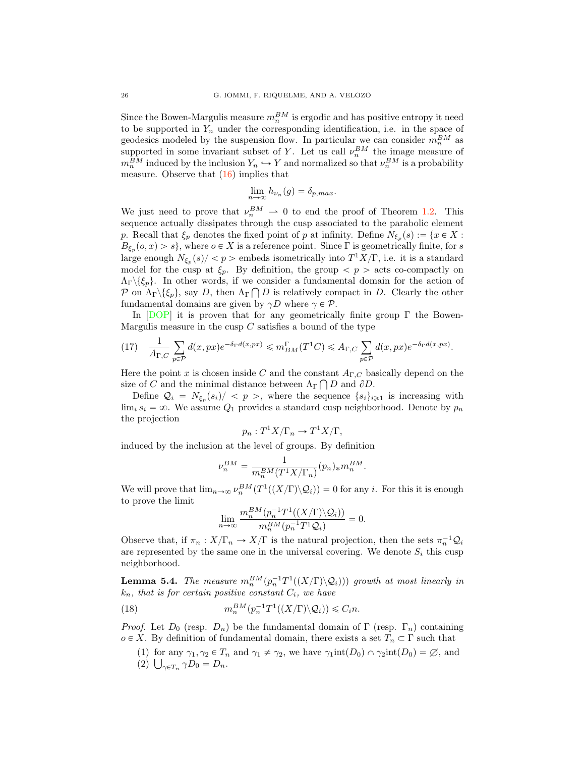Since the Bowen-Margulis measure $m_n^{BM}$ is ergodic and has positive entropy it need to be supported in $Y_n$ under the corresponding identification, i.e. in the space of geodesics modeled by the suspension flow. In particular we can consider $m_n^{BM}$ as supported in some invariant subset of $Y$. Let us call $\nu_n^{BM}$ the image measure of $m_n^{BM}$ induced by the inclusion $Y_n \hookrightarrow Y$ and normalized so that $\nu_n^{BM}$ is a probability measure. Observe that (16) implies that

$$\lim_{n\to\infty} h_{\nu_n}(g) = \delta_{p,max}.$$

We just need to prove that $\nu_n^{BM} \rightharpoonup 0$ to end the proof of Theorem 1.2. This sequence actually dissipates through the cusp associated to the parabolic element $p$. Recall that $\xi_p$ denotes the fixed point of $p$ at infinity. Define $N_{\xi_p}(s) := \{x \in X : B_{\xi_p}(o, x) > s\}$, where $o \in X$ is a reference point. Since $\Gamma$ is geometrically finite, for $s$ large enough $N_{\xi_p}(s)/ < p >$ embeds isometrically into $T^1X/\Gamma$, i.e. it is a standard model for the cusp at $\xi_p$. By definition, the group $< p >$ acts co-compactly on $\Lambda_\Gamma \backslash \{\xi_p\}$. In other words, if we consider a fundamental domain for the action of $\mathcal{P}$ on $\Lambda_\Gamma \backslash \{\xi_p\}$, say $D$, then $\Lambda_\Gamma \bigcap D$ is relatively compact in $D$. Clearly the other fundamental domains are given by $\gamma D$ where $\gamma \in \mathcal{P}$.

In [DOP] it is proven that for any geometrically finite group $\Gamma$ the Bowen-Margulis measure in the cusp $C$ satisfies a bound of the type

$$\frac{1}{A_{\Gamma,C}} \sum_{p\in\mathcal{P}} d(x, px)e^{-\delta_\Gamma d(x,px)} \leqslant m^\Gamma_{BM}(T^1C) \leqslant A_{\Gamma,C} \sum_{p\in\mathcal{P}} d(x, px)e^{-\delta_\Gamma d(x,px)}. \tag{17}$$

Here the point $x$ is chosen inside $C$ and the constant $A_{\Gamma,C}$ basically depend on the size of $C$ and the minimal distance between $\Lambda_\Gamma \bigcap D$ and $\partial D$.

Define $\mathcal{Q}_i = N_{\xi_p}(s_i)/ < p >$, where the sequence $\{s_i\}_{i\geqslant 1}$ is increasing with $\lim_i s_i = \infty$. We assume $Q_1$ provides a standard cusp neighborhood. Denote by $p_n$ the projection

$$p_n : T^1X/\Gamma_n \to T^1X/\Gamma,$$

induced by the inclusion at the level of groups. By definition

$$\nu_n^{BM} = \frac{1}{m_n^{BM}(T^1X/\Gamma_n)}(p_n)_* m_n^{BM}.$$

We will prove that $\lim_{n\to\infty} \nu_n^{BM}(T^1((X/\Gamma)\backslash\mathcal{Q}_i)) = 0$ for any $i$. For this it is enough to prove the limit

$$\lim_{n\to\infty} \frac{m_n^{BM}(p_n^{-1}T^1((X/\Gamma)\backslash\mathcal{Q}_i))}{m_n^{BM}(p_n^{-1}T^1\mathcal{Q}_i)} = 0.$$

Observe that, if $\pi_n : X/\Gamma_n \to X/\Gamma$ is the natural projection, then the sets $\pi_n^{-1}\mathcal{Q}_i$ are represented by the same one in the universal covering. We denote $S_i$ this cusp neighborhood.

**Lemma 5.4.** *The measure $m_n^{BM}(p_n^{-1}T^1((X/\Gamma)\backslash\mathcal{Q}_i)))$ growth at most linearly in $k_n$, that is for certain positive constant $C_i$, we have*

$$m_n^{BM}(p_n^{-1}T^1((X/\Gamma)\backslash\mathcal{Q}_i)) \leqslant C_i n. \tag{18}$$

*Proof.* Let $D_0$ (resp. $D_n$) be the fundamental domain of $\Gamma$ (resp. $\Gamma_n$) containing $o \in X$. By definition of fundamental domain, there exists a set $T_n \subset \Gamma$ such that

1. for any $\gamma_1, \gamma_2 \in T_n$ and $\gamma_1 \neq \gamma_2$, we have $\gamma_1\text{int}(D_0) \cap \gamma_2\text{int}(D_0) = \varnothing$, and
2. $\bigcup_{\gamma\in T_n} \gamma D_0 = D_n$.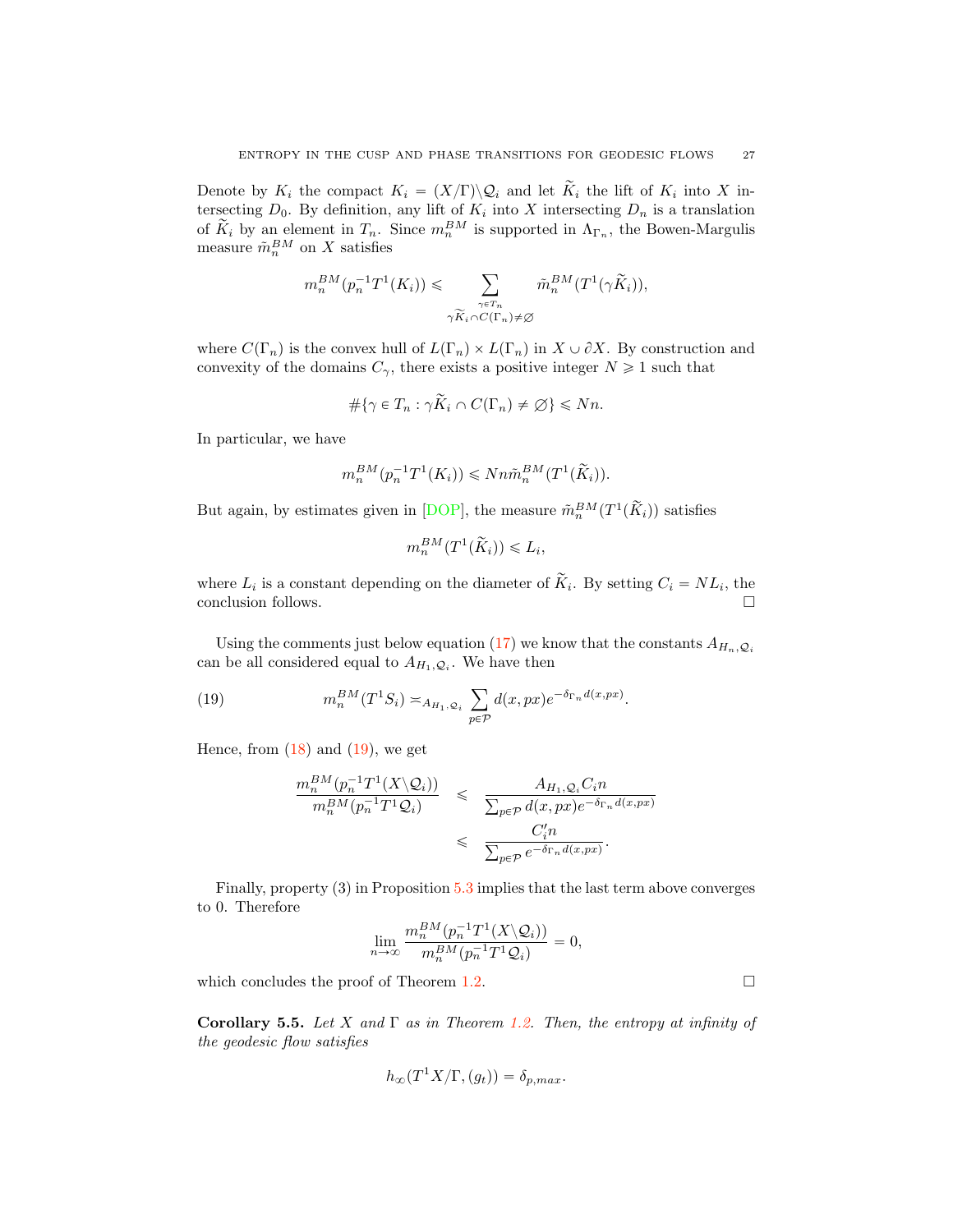Denote by $K_i$ the compact $K_i = (X/\Gamma)\backslash \mathcal{Q}_i$ and let $\widetilde{K}_i$ the lift of $K_i$ into $X$ intersecting $D_0$. By definition, any lift of $K_i$ into $X$ intersecting $D_n$ is a translation of $\widetilde{K}_i$ by an element in $T_n$. Since $m_n^{BM}$ is supported in $\Lambda_{\Gamma_n}$, the Bowen-Margulis measure $\tilde{m}_n^{BM}$ on $X$ satisfies

$$m_n^{BM}(p_n^{-1}T^1(K_i)) \leqslant \sum_{\substack{\gamma \in T_n \\ \gamma\widetilde{K}_i \cap C(\Gamma_n) \neq \varnothing}} \tilde{m}_n^{BM}(T^1(\gamma\widetilde{K}_i)),$$

where $C(\Gamma_n)$ is the convex hull of $L(\Gamma_n) \times L(\Gamma_n)$ in $X \cup \partial X$. By construction and convexity of the domains $C_\gamma$, there exists a positive integer $N \geqslant 1$ such that

$$\#\{\gamma \in T_n : \gamma\widetilde{K}_i \cap C(\Gamma_n) \neq \varnothing\} \leqslant Nn.$$

In particular, we have

$$m_n^{BM}(p_n^{-1}T^1(K_i)) \leqslant Nn\tilde{m}_n^{BM}(T^1(\widetilde{K}_i)).$$

But again, by estimates given in [DOP], the measure $\tilde{m}_n^{BM}(T^1(\widetilde{K}_i))$ satisfies

$$m_n^{BM}(T^1(\widetilde{K}_i)) \leqslant L_i,$$

where $L_i$ is a constant depending on the diameter of $\widetilde{K}_i$. By setting $C_i = NL_i$, the conclusion follows. $\square$

Using the comments just below equation (17) we know that the constants $A_{H_n,\mathcal{Q}_i}$ can be all considered equal to $A_{H_1,\mathcal{Q}_i}$. We have then

$$m_n^{BM}(T^1S_i) \asymp_{A_{H_1,\mathcal{Q}_i}} \sum_{p\in\mathcal{P}} d(x,px)e^{-\delta_{\Gamma_n}d(x,px)}. \tag{19}$$

Hence, from (18) and (19), we get

$$\begin{aligned}
\frac{m_n^{BM}(p_n^{-1}T^1(X\backslash\mathcal{Q}_i))}{m_n^{BM}(p_n^{-1}T^1\mathcal{Q}_i)} &\leqslant \frac{A_{H_1,\mathcal{Q}_i}C_i n}{\sum_{p\in\mathcal{P}} d(x,px)e^{-\delta_{\Gamma_n}d(x,px)}} \\
&\leqslant \frac{C_i' n}{\sum_{p\in\mathcal{P}} e^{-\delta_{\Gamma_n}d(x,px)}}.
\end{aligned}$$

Finally, property (3) in Proposition 5.3 implies that the last term above converges to 0. Therefore

$$\lim_{n\to\infty} \frac{m_n^{BM}(p_n^{-1}T^1(X\backslash\mathcal{Q}_i))}{m_n^{BM}(p_n^{-1}T^1\mathcal{Q}_i)} = 0,$$

which concludes the proof of Theorem 1.2. $\square$

**Corollary 5.5.** *Let $X$ and $\Gamma$ as in Theorem 1.2. Then, the entropy at infinity of the geodesic flow satisfies*

$$h_\infty(T^1X/\Gamma,(g_t)) = \delta_{p,max}.$$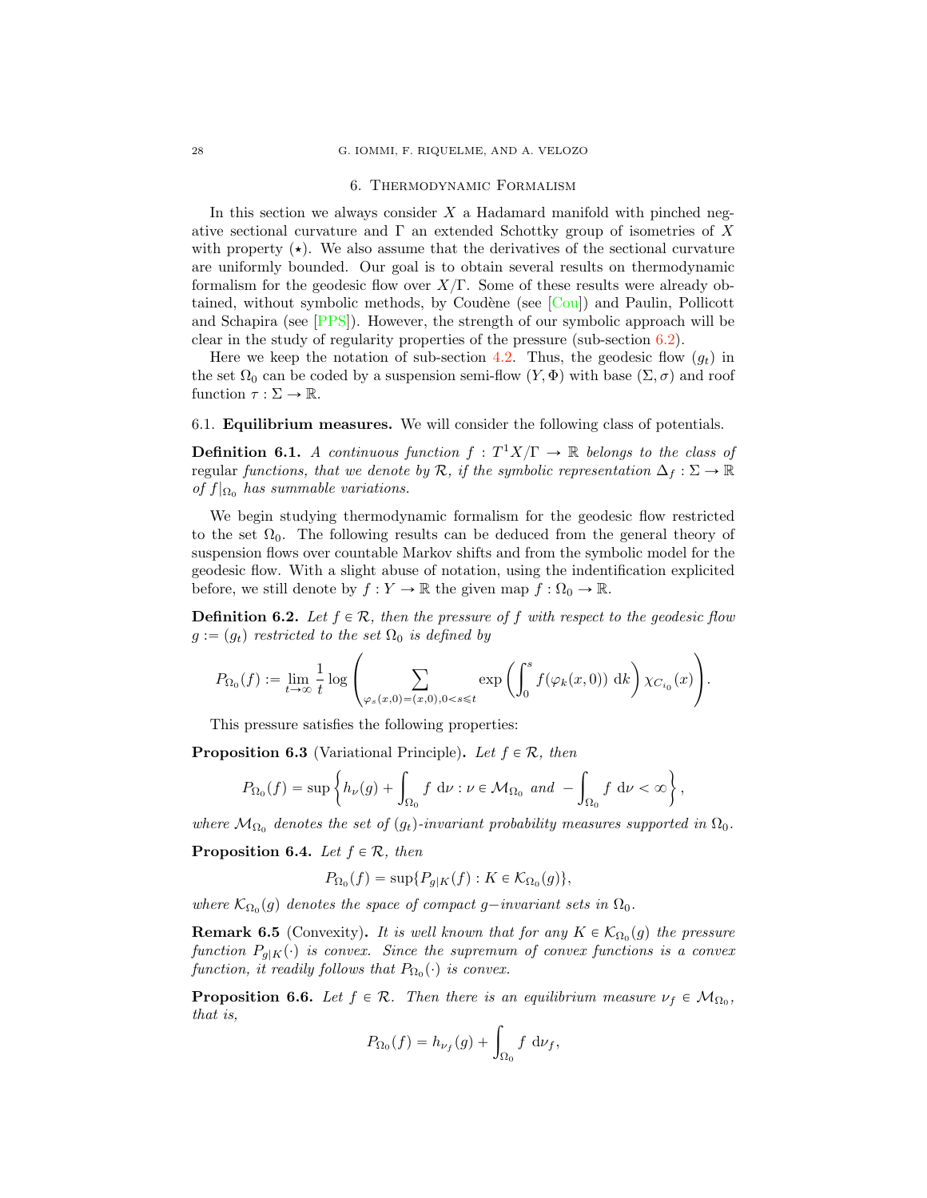## 6. Thermodynamic Formalism

In this section we always consider $X$ a Hadamard manifold with pinched negative sectional curvature and $\Gamma$ an extended Schottky group of isometries of $X$ with property $(\star)$. We also assume that the derivatives of the sectional curvature are uniformly bounded. Our goal is to obtain several results on thermodynamic formalism for the geodesic flow over $X/\Gamma$. Some of these results were already obtained, without symbolic methods, by Coudène (see [Cou]) and Paulin, Pollicott and Schapira (see [PPS]). However, the strength of our symbolic approach will be clear in the study of regularity properties of the pressure (sub-section 6.2).

Here we keep the notation of sub-section 4.2. Thus, the geodesic flow $(g_t)$ in the set $\Omega_0$ can be coded by a suspension semi-flow $(Y, \Phi)$ with base $(\Sigma, \sigma)$ and roof function $\tau : \Sigma \to \mathbb{R}$.

### 6.1. Equilibrium measures.

We will consider the following class of potentials.

**Definition 6.1.** *A continuous function $f : T^1X/\Gamma \to \mathbb{R}$ belongs to the class of* regular *functions, that we denote by $\mathcal{R}$, if the symbolic representation $\Delta_f : \Sigma \to \mathbb{R}$ of $f|_{\Omega_0}$ has summable variations.*

We begin studying thermodynamic formalism for the geodesic flow restricted to the set $\Omega_0$. The following results can be deduced from the general theory of suspension flows over countable Markov shifts and from the symbolic model for the geodesic flow. With a slight abuse of notation, using the indentification explicited before, we still denote by $f : Y \to \mathbb{R}$ the given map $f : \Omega_0 \to \mathbb{R}$.

**Definition 6.2.** *Let $f \in \mathcal{R}$, then the pressure of $f$ with respect to the geodesic flow $g := (g_t)$ restricted to the set $\Omega_0$ is defined by*

$$P_{\Omega_0}(f) := \lim_{t\to\infty} \frac{1}{t} \log \left( \sum_{\varphi_s(x,0)=(x,0), 0<s\leqslant t} \exp\left( \int_0^s f(\varphi_k(x,0))\ \mathrm{d}k \right) \chi_{C_{i_0}}(x) \right).$$

This pressure satisfies the following properties:

**Proposition 6.3** (Variational Principle)**.** *Let $f \in \mathcal{R}$, then*

$$P_{\Omega_0}(f) = \sup\left\{ h_\nu(g) + \int_{\Omega_0} f\ \mathrm{d}\nu : \nu \in \mathcal{M}_{\Omega_0} \text{ and } -\int_{\Omega_0} f\ \mathrm{d}\nu < \infty \right\},$$

*where $\mathcal{M}_{\Omega_0}$ denotes the set of $(g_t)$-invariant probability measures supported in $\Omega_0$.*

**Proposition 6.4.** *Let $f \in \mathcal{R}$, then*

$$P_{\Omega_0}(f) = \sup\{P_{g|K}(f) : K \in \mathcal{K}_{\Omega_0}(g)\},$$

*where $\mathcal{K}_{\Omega_0}(g)$ denotes the space of compact $g-$invariant sets in $\Omega_0$.*

**Remark 6.5** (Convexity)**.** *It is well known that for any $K \in \mathcal{K}_{\Omega_0}(g)$ the pressure function $P_{g|K}(\cdot)$ is convex. Since the supremum of convex functions is a convex function, it readily follows that $P_{\Omega_0}(\cdot)$ is convex.*

**Proposition 6.6.** *Let $f \in \mathcal{R}$. Then there is an equilibrium measure $\nu_f \in \mathcal{M}_{\Omega_0}$, that is,*

$$P_{\Omega_0}(f) = h_{\nu_f}(g) + \int_{\Omega_0} f\ \mathrm{d}\nu_f,$$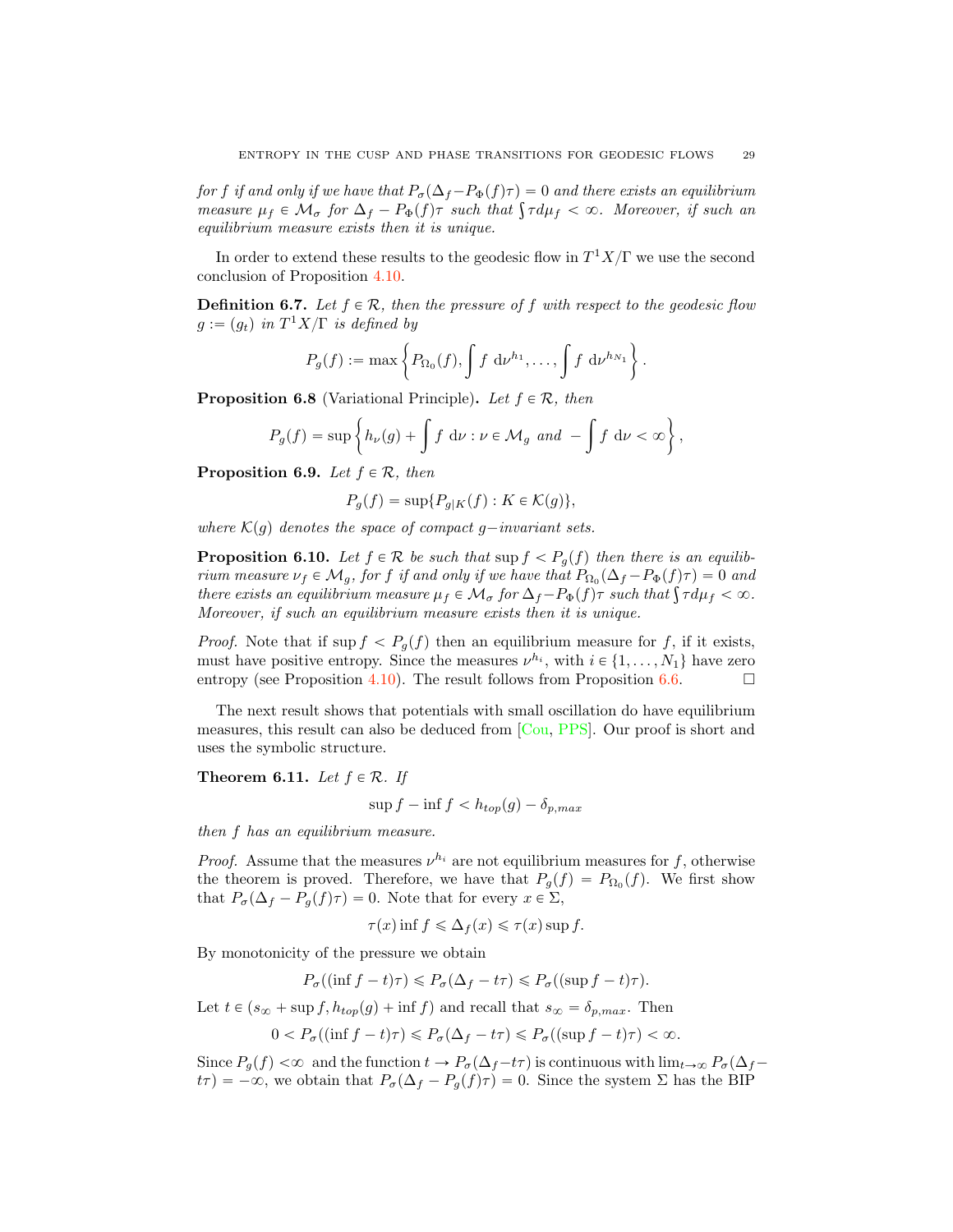*for $f$ if and only if we have that $P_\sigma(\Delta_f - P_\Phi(f)\tau) = 0$ and there exists an equilibrium measure $\mu_f \in \mathcal{M}_\sigma$ for $\Delta_f - P_\Phi(f)\tau$ such that $\int \tau d\mu_f < \infty$. Moreover, if such an equilibrium measure exists then it is unique.*

In order to extend these results to the geodesic flow in $T^1X/\Gamma$ we use the second conclusion of Proposition 4.10.

**Definition 6.7.** *Let $f \in \mathcal{R}$, then the pressure of $f$ with respect to the geodesic flow $g := (g_t)$ in $T^1X/\Gamma$ is defined by*

$$P_g(f) := \max \left\{ P_{\Omega_0}(f), \int f \, \mathrm{d}\nu^{h_1}, \ldots, \int f \, \mathrm{d}\nu^{h_{N_1}} \right\}.$$

**Proposition 6.8** (Variational Principle)**.** *Let $f \in \mathcal{R}$, then*

$$P_g(f) = \sup \left\{ h_\nu(g) + \int f \, \mathrm{d}\nu : \nu \in \mathcal{M}_g \text{ and } -\int f \, \mathrm{d}\nu < \infty \right\},$$

**Proposition 6.9.** *Let $f \in \mathcal{R}$, then*

$$P_g(f) = \sup\{P_{g|K}(f) : K \in \mathcal{K}(g)\},$$

*where $\mathcal{K}(g)$ denotes the space of compact $g-$invariant sets.*

**Proposition 6.10.** *Let $f \in \mathcal{R}$ be such that $\sup f < P_g(f)$ then there is an equilibrium measure $\nu_f \in \mathcal{M}_g$, for $f$ if and only if we have that $P_{\Omega_0}(\Delta_f - P_\Phi(f)\tau) = 0$ and there exists an equilibrium measure $\mu_f \in \mathcal{M}_\sigma$ for $\Delta_f - P_\Phi(f)\tau$ such that $\int \tau d\mu_f < \infty$. Moreover, if such an equilibrium measure exists then it is unique.*

*Proof.* Note that if $\sup f < P_g(f)$ then an equilibrium measure for $f$, if it exists, must have positive entropy. Since the measures $\nu^{h_i}$, with $i \in \{1, \ldots, N_1\}$ have zero entropy (see Proposition 4.10). The result follows from Proposition 6.6. □

The next result shows that potentials with small oscillation do have equilibrium measures, this result can also be deduced from [Cou, PPS]. Our proof is short and uses the symbolic structure.

**Theorem 6.11.** *Let $f \in \mathcal{R}$. If*

$$\sup f - \inf f < h_{top}(g) - \delta_{p,max}$$

*then $f$ has an equilibrium measure.*

*Proof.* Assume that the measures $\nu^{h_i}$ are not equilibrium measures for $f$, otherwise the theorem is proved. Therefore, we have that $P_g(f) = P_{\Omega_0}(f)$. We first show that $P_\sigma(\Delta_f - P_g(f)\tau) = 0$. Note that for every $x \in \Sigma$,

$$\tau(x) \inf f \leqslant \Delta_f(x) \leqslant \tau(x) \sup f.$$

By monotonicity of the pressure we obtain

$$P_\sigma((\inf f - t)\tau) \leqslant P_\sigma(\Delta_f - t\tau) \leqslant P_\sigma((\sup f - t)\tau).$$

Let $t \in (s_\infty + \sup f, h_{top}(g) + \inf f)$ and recall that $s_\infty = \delta_{p,max}$. Then

$$0 < P_\sigma((\inf f - t)\tau) \leqslant P_\sigma(\Delta_f - t\tau) \leqslant P_\sigma((\sup f - t)\tau) < \infty.$$

Since $P_g(f) < \infty$ and the function $t \to P_\sigma(\Delta_f - t\tau)$ is continuous with $\lim_{t\to\infty} P_\sigma(\Delta_f - t\tau) = -\infty$, we obtain that $P_\sigma(\Delta_f - P_g(f)\tau) = 0$. Since the system $\Sigma$ has the BIP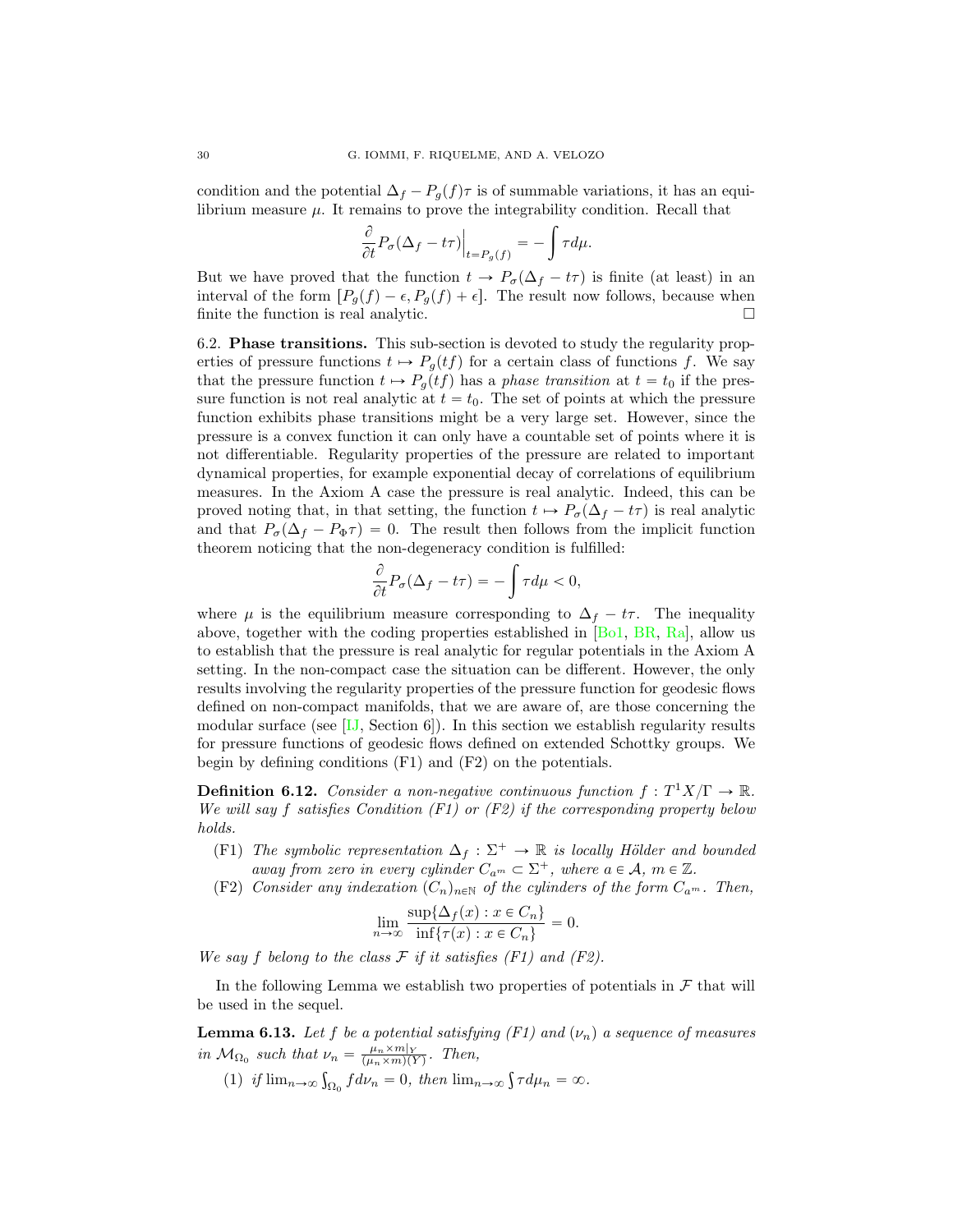condition and the potential $\Delta_f - P_g(f)\tau$ is of summable variations, it has an equilibrium measure $\mu$. It remains to prove the integrability condition. Recall that

$$\frac{\partial}{\partial t} P_\sigma(\Delta_f - t\tau)\Big|_{t=P_g(f)} = -\int \tau d\mu.$$

But we have proved that the function $t \to P_\sigma(\Delta_f - t\tau)$ is finite (at least) in an interval of the form $[P_g(f) - \epsilon, P_g(f) + \epsilon]$. The result now follows, because when finite the function is real analytic. □

## 6.2. Phase transitions.

This sub-section is devoted to study the regularity properties of pressure functions $t \mapsto P_g(tf)$ for a certain class of functions $f$. We say that the pressure function $t \mapsto P_g(tf)$ has a *phase transition* at $t = t_0$ if the pressure function is not real analytic at $t = t_0$. The set of points at which the pressure function exhibits phase transitions might be a very large set. However, since the pressure is a convex function it can only have a countable set of points where it is not differentiable. Regularity properties of the pressure are related to important dynamical properties, for example exponential decay of correlations of equilibrium measures. In the Axiom A case the pressure is real analytic. Indeed, this can be proved noting that, in that setting, the function $t \mapsto P_\sigma(\Delta_f - t\tau)$ is real analytic and that $P_\sigma(\Delta_f - P_\Phi\tau) = 0$. The result then follows from the implicit function theorem noticing that the non-degeneracy condition is fulfilled:

$$\frac{\partial}{\partial t} P_\sigma(\Delta_f - t\tau) = -\int \tau d\mu < 0,$$

where $\mu$ is the equilibrium measure corresponding to $\Delta_f - t\tau$. The inequality above, together with the coding properties established in [Bo1, BR, Ra], allow us to establish that the pressure is real analytic for regular potentials in the Axiom A setting. In the non-compact case the situation can be different. However, the only results involving the regularity properties of the pressure function for geodesic flows defined on non-compact manifolds, that we are aware of, are those concerning the modular surface (see [IJ, Section 6]). In this section we establish regularity results for pressure functions of geodesic flows defined on extended Schottky groups. We begin by defining conditions (F1) and (F2) on the potentials.

**Definition 6.12.** *Consider a non-negative continuous function $f : T^1X/\Gamma \to \mathbb{R}$. We will say $f$ satisfies Condition (F1) or (F2) if the corresponding property below holds.*

- (F1) *The symbolic representation $\Delta_f : \Sigma^+ \to \mathbb{R}$ is locally Hölder and bounded away from zero in every cylinder $C_{a^m} \subset \Sigma^+$, where $a \in \mathcal{A}$, $m \in \mathbb{Z}$.*
- (F2) *Consider any indexation $(C_n)_{n\in\mathbb{N}}$ of the cylinders of the form $C_{a^m}$. Then,*

$$\lim_{n\to\infty} \frac{\sup\{\Delta_f(x) : x \in C_n\}}{\inf\{\tau(x) : x \in C_n\}} = 0.$$

*We say $f$ belong to the class $\mathcal{F}$ if it satisfies (F1) and (F2).*

In the following Lemma we establish two properties of potentials in $\mathcal{F}$ that will be used in the sequel.

**Lemma 6.13.** *Let $f$ be a potential satisfying (F1) and $(\nu_n)$ a sequence of measures in $\mathcal{M}_{\Omega_0}$ such that $\nu_n = \frac{\mu_n \times m|_Y}{(\mu_n \times m)(Y)}$. Then,*

(1) *if $\lim_{n\to\infty} \int_{\Omega_0} f d\nu_n = 0$, then $\lim_{n\to\infty} \int \tau d\mu_n = \infty$.*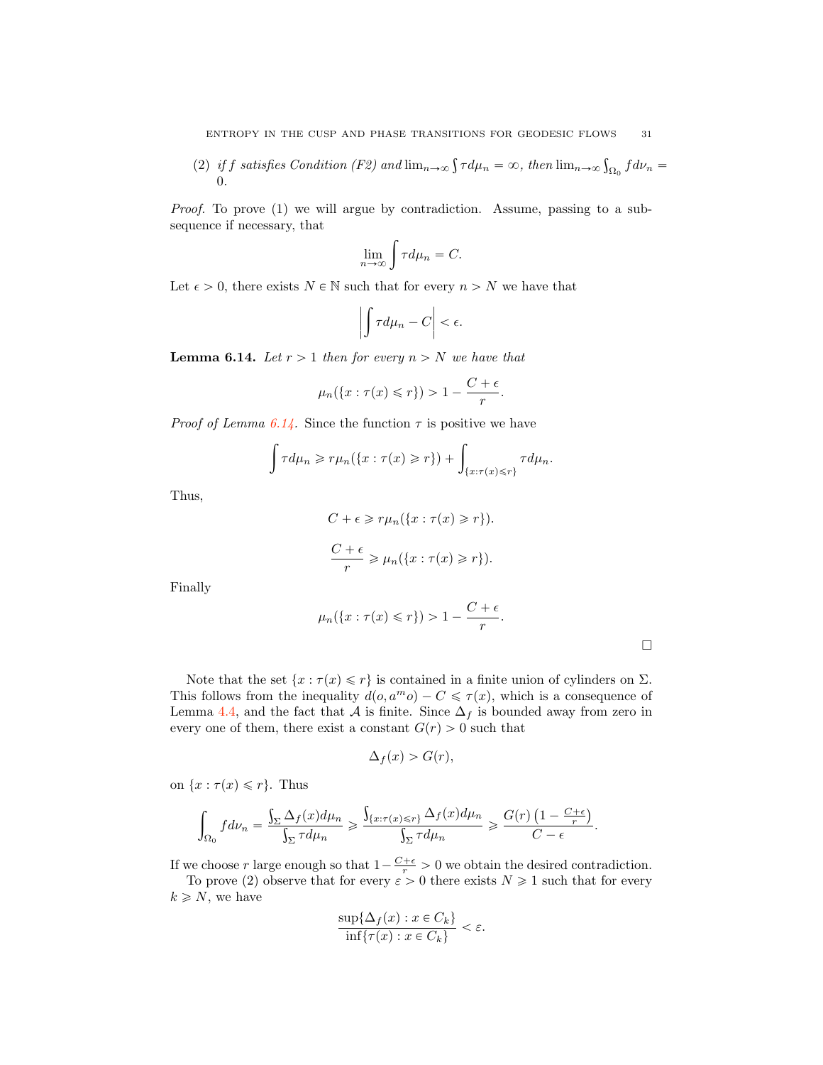(2) *if $f$ satisfies Condition (F2) and* $\lim_{n\to\infty}\int \tau d\mu_n = \infty$, *then* $\lim_{n\to\infty}\int_{\Omega_0} f d\nu_n = 0$.

*Proof.* To prove (1) we will argue by contradiction. Assume, passing to a subsequence if necessary, that

$$\lim_{n\to\infty}\int \tau d\mu_n = C.$$

Let $\epsilon > 0$, there exists $N \in \mathbb{N}$ such that for every $n > N$ we have that

$$\left|\int \tau d\mu_n - C\right| < \epsilon.$$

**Lemma 6.14.** *Let $r > 1$ then for every $n > N$ we have that*

$$\mu_n(\{x : \tau(x) \leqslant r\}) > 1 - \frac{C+\epsilon}{r}.$$

*Proof of Lemma 6.14.* Since the function $\tau$ is positive we have

$$\int \tau d\mu_n \geqslant r\mu_n(\{x : \tau(x) \geqslant r\}) + \int_{\{x:\tau(x)\leqslant r\}} \tau d\mu_n.$$

Thus,

$$C + \epsilon \geqslant r\mu_n(\{x : \tau(x) \geqslant r\}).$$

$$\frac{C+\epsilon}{r} \geqslant \mu_n(\{x : \tau(x) \geqslant r\}).$$

Finally

$$\mu_n(\{x : \tau(x) \leqslant r\}) > 1 - \frac{C+\epsilon}{r}.$$

□

Note that the set $\{x : \tau(x) \leqslant r\}$ is contained in a finite union of cylinders on $\Sigma$. This follows from the inequality $d(o, a^m o) - C \leqslant \tau(x)$, which is a consequence of Lemma 4.4, and the fact that $\mathcal{A}$ is finite. Since $\Delta_f$ is bounded away from zero in every one of them, there exist a constant $G(r) > 0$ such that

$$\Delta_f(x) > G(r),$$

on $\{x : \tau(x) \leqslant r\}$. Thus

$$\int_{\Omega_0} f d\nu_n = \frac{\int_\Sigma \Delta_f(x) d\mu_n}{\int_\Sigma \tau d\mu_n} \geqslant \frac{\int_{\{x:\tau(x)\leqslant r\}} \Delta_f(x) d\mu_n}{\int_\Sigma \tau d\mu_n} \geqslant \frac{G(r)\left(1 - \frac{C+\epsilon}{r}\right)}{C - \epsilon}.$$

If we choose $r$ large enough so that $1 - \frac{C+\epsilon}{r} > 0$ we obtain the desired contradiction.

To prove (2) observe that for every $\varepsilon > 0$ there exists $N \geqslant 1$ such that for every $k \geqslant N$, we have

$$\frac{\sup\{\Delta_f(x) : x \in C_k\}}{\inf\{\tau(x) : x \in C_k\}} < \varepsilon.$$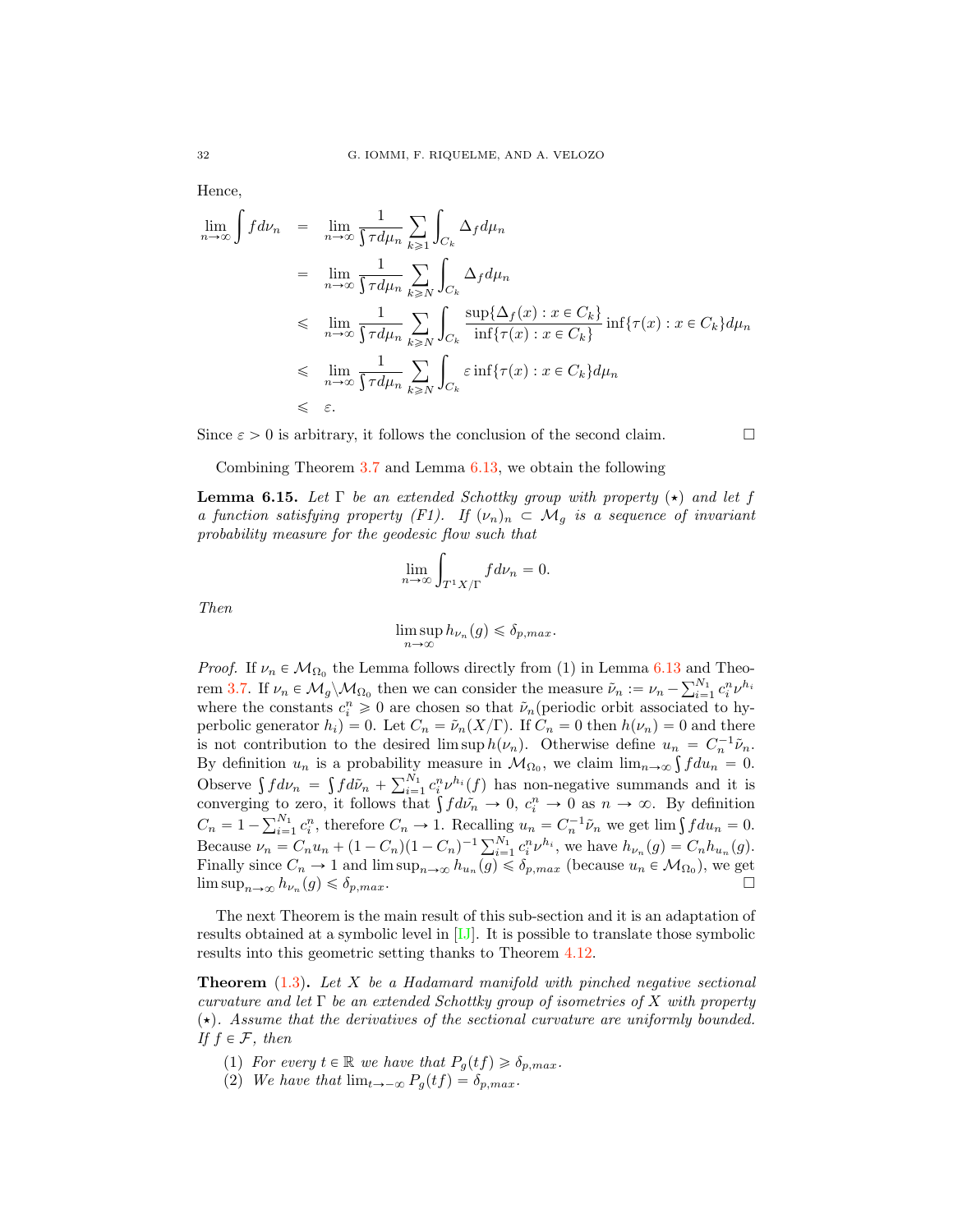Hence,

$$
\begin{aligned}
\lim_{n\to\infty}\int f d\nu_n &= \lim_{n\to\infty}\frac{1}{\int \tau d\mu_n}\sum_{k\geqslant 1}\int_{C_k}\Delta_f d\mu_n \\
&= \lim_{n\to\infty}\frac{1}{\int \tau d\mu_n}\sum_{k\geqslant N}\int_{C_k}\Delta_f d\mu_n \\
&\leqslant \lim_{n\to\infty}\frac{1}{\int \tau d\mu_n}\sum_{k\geqslant N}\int_{C_k}\frac{\sup\{\Delta_f(x) : x\in C_k\}}{\inf\{\tau(x) : x\in C_k\}}\inf\{\tau(x) : x\in C_k\} d\mu_n \\
&\leqslant \lim_{n\to\infty}\frac{1}{\int \tau d\mu_n}\sum_{k\geqslant N}\int_{C_k}\varepsilon \inf\{\tau(x) : x\in C_k\} d\mu_n \\
&\leqslant \varepsilon.
\end{aligned}
$$

Since $\varepsilon > 0$ is arbitrary, it follows the conclusion of the second claim. □

Combining Theorem 3.7 and Lemma 6.13, we obtain the following

**Lemma 6.15.** *Let $\Gamma$ be an extended Schottky group with property $(\star)$ and let $f$ a function satisfying property (F1). If $(\nu_n)_n \subset \mathcal{M}_g$ is a sequence of invariant probability measure for the geodesic flow such that*

$$
\lim_{n\to\infty}\int_{T^1X/\Gamma} f d\nu_n = 0.
$$

*Then*

$$
\limsup_{n\to\infty} h_{\nu_n}(g) \leqslant \delta_{p,max}.
$$

*Proof.* If $\nu_n \in \mathcal{M}_{\Omega_0}$ the Lemma follows directly from (1) in Lemma 6.13 and Theorem 3.7. If $\nu_n \in \mathcal{M}_g\backslash\mathcal{M}_{\Omega_0}$ then we can consider the measure $\tilde{\nu}_n := \nu_n - \sum_{i=1}^{N_1} c_i^n \nu^{h_i}$ where the constants $c_i^n \geqslant 0$ are chosen so that $\tilde{\nu}_n$(periodic orbit associated to hyperbolic generator $h_i$) $= 0$. Let $C_n = \tilde{\nu}_n(X/\Gamma)$. If $C_n = 0$ then $h(\nu_n) = 0$ and there is not contribution to the desired $\limsup h(\nu_n)$. Otherwise define $u_n = C_n^{-1}\tilde{\nu}_n$. By definition $u_n$ is a probability measure in $\mathcal{M}_{\Omega_0}$, we claim $\lim_{n\to\infty}\int f du_n = 0$. Observe $\int f d\nu_n = \int f d\tilde{\nu}_n + \sum_{i=1}^{N_1} c_i^n \nu^{h_i}(f)$ has non-negative summands and it is converging to zero, it follows that $\int f d\tilde{\nu}_n \to 0$, $c_i^n \to 0$ as $n \to \infty$. By definition $C_n = 1 - \sum_{i=1}^{N_1} c_i^n$, therefore $C_n \to 1$. Recalling $u_n = C_n^{-1}\tilde{\nu}_n$ we get $\lim \int f du_n = 0$. Because $\nu_n = C_n u_n + (1-C_n)(1-C_n)^{-1}\sum_{i=1}^{N_1} c_i^n \nu^{h_i}$, we have $h_{\nu_n}(g) = C_n h_{u_n}(g)$. Finally since $C_n \to 1$ and $\limsup_{n\to\infty} h_{u_n}(g) \leqslant \delta_{p,max}$ (because $u_n \in \mathcal{M}_{\Omega_0}$), we get $\limsup_{n\to\infty} h_{\nu_n}(g) \leqslant \delta_{p,max}$. □

The next Theorem is the main result of this sub-section and it is an adaptation of results obtained at a symbolic level in [IJ]. It is possible to translate those symbolic results into this geometric setting thanks to Theorem 4.12.

**Theorem** (1.3)**.** *Let $X$ be a Hadamard manifold with pinched negative sectional curvature and let $\Gamma$ be an extended Schottky group of isometries of $X$ with property $(\star)$. Assume that the derivatives of the sectional curvature are uniformly bounded. If $f \in \mathcal{F}$, then*

1. *For every $t \in \mathbb{R}$ we have that $P_g(tf) \geqslant \delta_{p,max}$.*
2. *We have that $\lim_{t\to-\infty} P_g(tf) = \delta_{p,max}$.*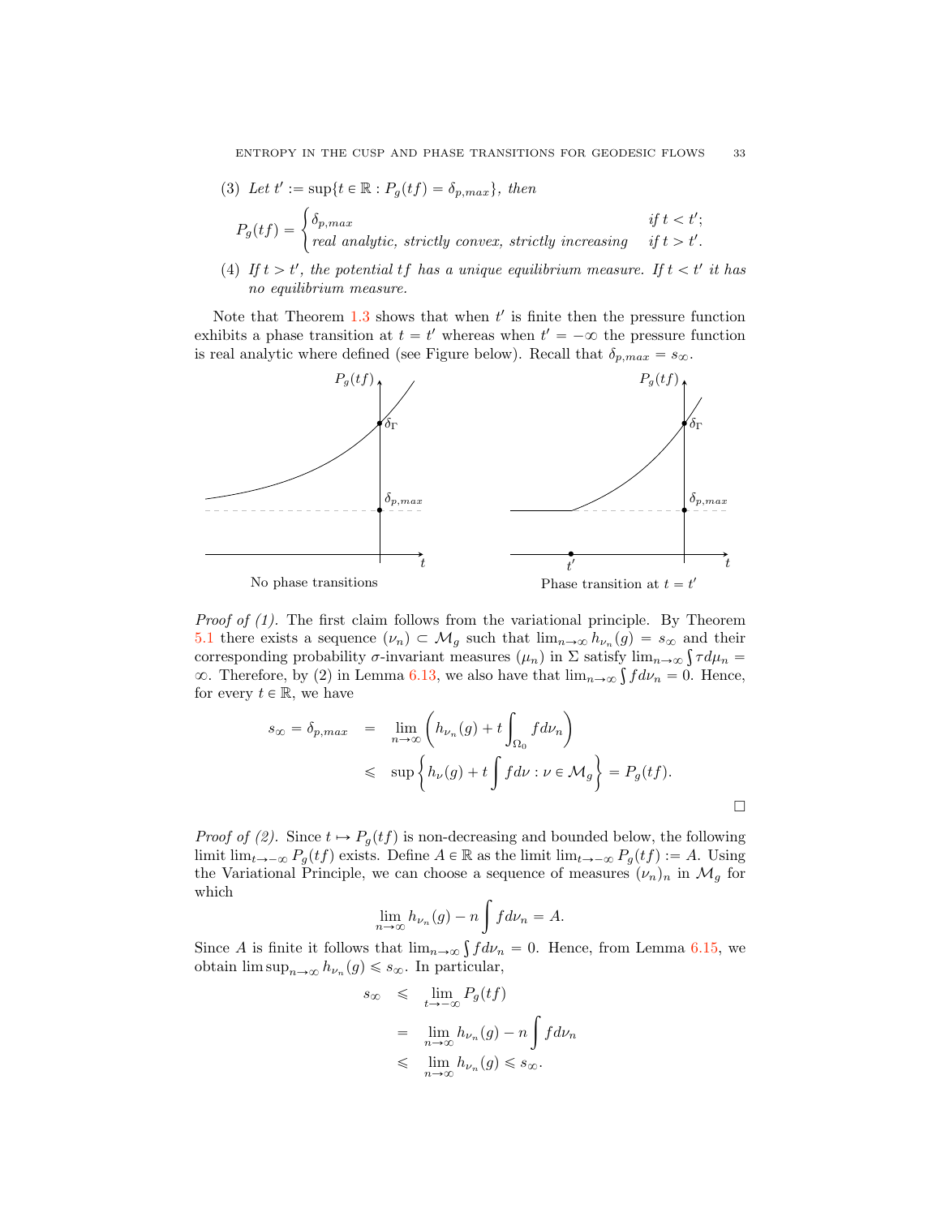(3) *Let* $t' := \sup\{t \in \mathbb{R} : P_g(tf) = \delta_{p,max}\}$*, then*

$$P_g(tf) = \begin{cases} \delta_{p,max} & \text{if } t < t'; \\ \text{real analytic, strictly convex, strictly increasing} & \text{if } t > t'. \end{cases}$$

(4) *If* $t > t'$*, the potential* $tf$ *has a unique equilibrium measure. If* $t < t'$ *it has no equilibrium measure.*

Note that Theorem 1.3 shows that when $t'$ is finite then the pressure function exhibits a phase transition at $t = t'$ whereas when $t' = -\infty$ the pressure function is real analytic where defined (see Figure below). Recall that $\delta_{p,max} = s_\infty$.

No phase transitions

Phase transition at $t = t'$

*Proof of (1).* The first claim follows from the variational principle. By Theorem 5.1 there exists a sequence $(\nu_n) \subset \mathcal{M}_g$ such that $\lim_{n\to\infty} h_{\nu_n}(g) = s_\infty$ and their corresponding probability $\sigma$-invariant measures $(\mu_n)$ in $\Sigma$ satisfy $\lim_{n\to\infty} \int \tau d\mu_n = \infty$. Therefore, by (2) in Lemma 6.13, we also have that $\lim_{n\to\infty} \int f d\nu_n = 0$. Hence, for every $t \in \mathbb{R}$, we have

$$\begin{aligned} s_\infty = \delta_{p,max} &= \lim_{n\to\infty} \left( h_{\nu_n}(g) + t \int_{\Omega_0} f d\nu_n \right) \\ &\leqslant \sup \left\{ h_\nu(g) + t \int f d\nu : \nu \in \mathcal{M}_g \right\} = P_g(tf). \end{aligned}$$

$\square$

*Proof of (2).* Since $t \mapsto P_g(tf)$ is non-decreasing and bounded below, the following limit $\lim_{t\to-\infty} P_g(tf)$ exists. Define $A \in \mathbb{R}$ as the limit $\lim_{t\to-\infty} P_g(tf) := A$. Using the Variational Principle, we can choose a sequence of measures $(\nu_n)_n$ in $\mathcal{M}_g$ for which

$$\lim_{n\to\infty} h_{\nu_n}(g) - n \int f d\nu_n = A.$$

Since $A$ is finite it follows that $\lim_{n\to\infty} \int f d\nu_n = 0$. Hence, from Lemma 6.15, we obtain $\limsup_{n\to\infty} h_{\nu_n}(g) \leqslant s_\infty$. In particular,

$$\begin{aligned} s_\infty &\leqslant \lim_{t\to-\infty} P_g(tf) \\ &= \lim_{n\to\infty} h_{\nu_n}(g) - n \int f d\nu_n \\ &\leqslant \lim_{n\to\infty} h_{\nu_n}(g) \leqslant s_\infty. \end{aligned}$$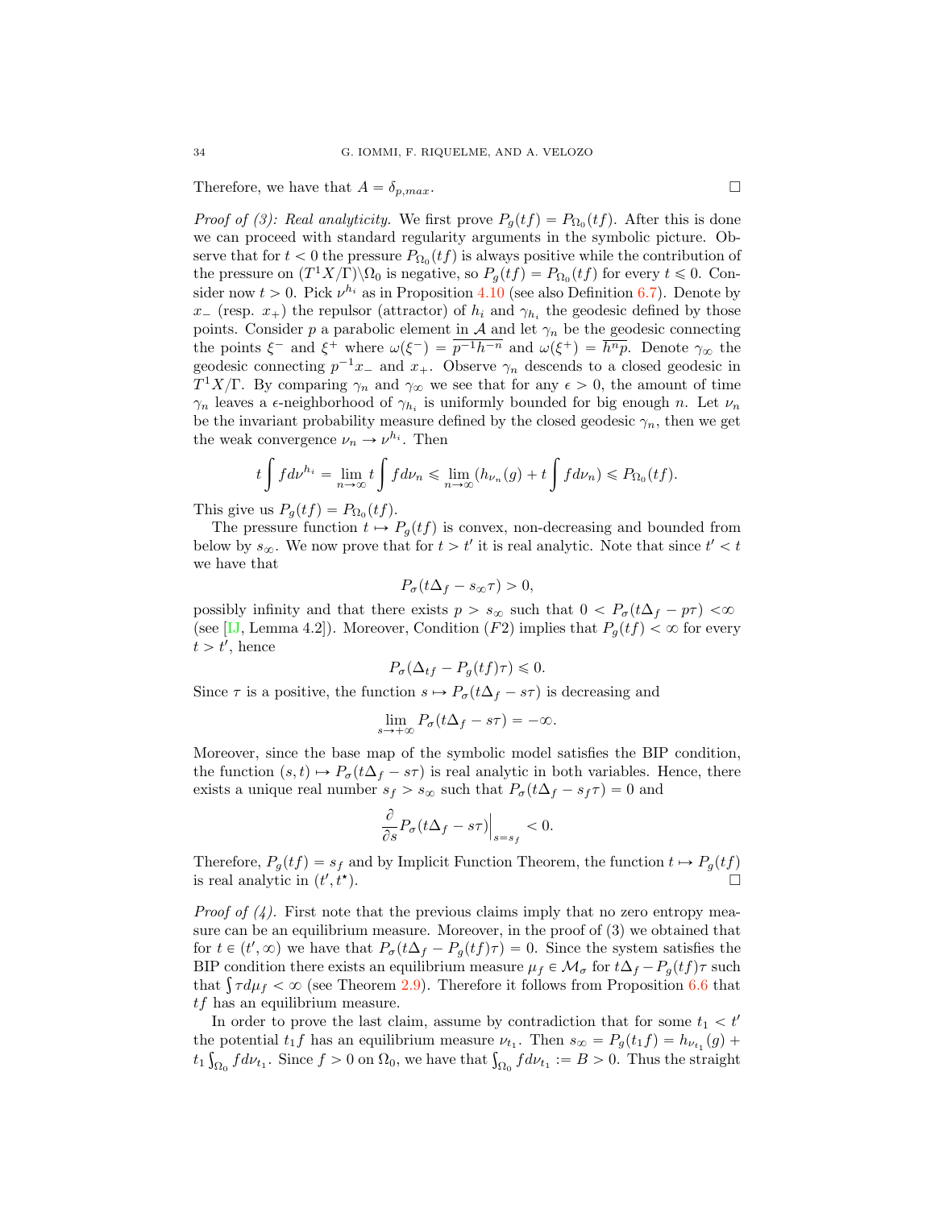Therefore, we have that $A = \delta_{p,max}$. $\square$

*Proof of (3): Real analyticity.* We first prove $P_g(tf) = P_{\Omega_0}(tf)$. After this is done we can proceed with standard regularity arguments in the symbolic picture. Observe that for $t < 0$ the pressure $P_{\Omega_0}(tf)$ is always positive while the contribution of the pressure on $(T^1X/\Gamma)\backslash\Omega_0$ is negative, so $P_g(tf) = P_{\Omega_0}(tf)$ for every $t \leqslant 0$. Consider now $t > 0$. Pick $\nu^{h_i}$ as in Proposition 4.10 (see also Definition 6.7). Denote by $x_-$ (resp. $x_+$) the repulsor (attractor) of $h_i$ and $\gamma_{h_i}$ the geodesic defined by those points. Consider $p$ a parabolic element in $\mathcal{A}$ and let $\gamma_n$ be the geodesic connecting the points $\xi^-$ and $\xi^+$ where $\omega(\xi^-) = \overline{p^{-1}h^{-n}}$ and $\omega(\xi^+) = \overline{h^n p}$. Denote $\gamma_\infty$ the geodesic connecting $p^{-1}x_-$ and $x_+$. Observe $\gamma_n$ descends to a closed geodesic in $T^1X/\Gamma$. By comparing $\gamma_n$ and $\gamma_\infty$ we see that for any $\epsilon > 0$, the amount of time $\gamma_n$ leaves a $\epsilon$-neighborhood of $\gamma_{h_i}$ is uniformly bounded for big enough $n$. Let $\nu_n$ be the invariant probability measure defined by the closed geodesic $\gamma_n$, then we get the weak convergence $\nu_n \to \nu^{h_i}$. Then

$$t\int f d\nu^{h_i} = \lim_{n\to\infty} t\int f d\nu_n \leqslant \lim_{n\to\infty}(h_{\nu_n}(g) + t\int f d\nu_n) \leqslant P_{\Omega_0}(tf).$$

This give us $P_g(tf) = P_{\Omega_0}(tf)$.

The pressure function $t \mapsto P_g(tf)$ is convex, non-decreasing and bounded from below by $s_\infty$. We now prove that for $t > t'$ it is real analytic. Note that since $t' < t$ we have that

$$P_\sigma(t\Delta_f - s_\infty\tau) > 0,$$

possibly infinity and that there exists $p > s_\infty$ such that $0 < P_\sigma(t\Delta_f - p\tau) < \infty$ (see [IJ, Lemma 4.2]). Moreover, Condition $(F2)$ implies that $P_g(tf) < \infty$ for every $t > t'$, hence

$$P_\sigma(\Delta_{tf} - P_g(tf)\tau) \leqslant 0.$$

Since $\tau$ is a positive, the function $s \mapsto P_\sigma(t\Delta_f - s\tau)$ is decreasing and

$$\lim_{s\to+\infty} P_\sigma(t\Delta_f - s\tau) = -\infty.$$

Moreover, since the base map of the symbolic model satisfies the BIP condition, the function $(s,t) \mapsto P_\sigma(t\Delta_f - s\tau)$ is real analytic in both variables. Hence, there exists a unique real number $s_f > s_\infty$ such that $P_\sigma(t\Delta_f - s_f\tau) = 0$ and

$$\frac{\partial}{\partial s} P_\sigma(t\Delta_f - s\tau)\Big|_{s=s_f} < 0.$$

Therefore, $P_g(tf) = s_f$ and by Implicit Function Theorem, the function $t \mapsto P_g(tf)$ is real analytic in $(t', t^\star)$. $\square$

*Proof of (4).* First note that the previous claims imply that no zero entropy measure can be an equilibrium measure. Moreover, in the proof of (3) we obtained that for $t \in (t', \infty)$ we have that $P_\sigma(t\Delta_f - P_g(tf)\tau) = 0$. Since the system satisfies the BIP condition there exists an equilibrium measure $\mu_f \in \mathcal{M}_\sigma$ for $t\Delta_f - P_g(tf)\tau$ such that $\int \tau d\mu_f < \infty$ (see Theorem 2.9). Therefore it follows from Proposition 6.6 that $tf$ has an equilibrium measure.

In order to prove the last claim, assume by contradiction that for some $t_1 < t'$ the potential $t_1 f$ has an equilibrium measure $\nu_{t_1}$. Then $s_\infty = P_g(t_1 f) = h_{\nu_{t_1}}(g) + t_1\int_{\Omega_0} f d\nu_{t_1}$. Since $f > 0$ on $\Omega_0$, we have that $\int_{\Omega_0} f d\nu_{t_1} := B > 0$. Thus the straight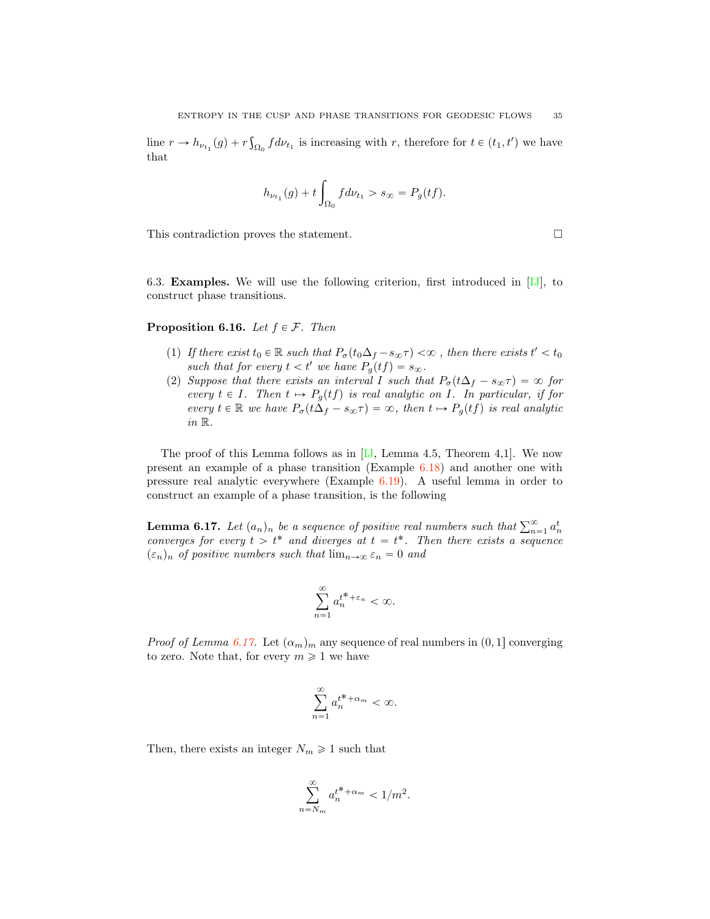line $r \to h_{\nu_{t_1}}(g) + r\int_{\Omega_0} f d\nu_{t_1}$ is increasing with $r$, therefore for $t \in (t_1, t')$ we have that

$$h_{\nu_{t_1}}(g) + t\int_{\Omega_0} f d\nu_{t_1} > s_\infty = P_g(tf).$$

This contradiction proves the statement. ☐

6.3. **Examples.** We will use the following criterion, first introduced in [IJ], to construct phase transitions.

**Proposition 6.16.** *Let $f \in \mathcal{F}$. Then*

1. *If there exist $t_0 \in \mathbb{R}$ such that $P_\sigma(t_0\Delta_f - s_\infty\tau) < \infty$ , then there exists $t' < t_0$ such that for every $t < t'$ we have $P_g(tf) = s_\infty$.*
2. *Suppose that there exists an interval $I$ such that $P_\sigma(t\Delta_f - s_\infty\tau) = \infty$ for every $t \in I$. Then $t \mapsto P_g(tf)$ is real analytic on $I$. In particular, if for every $t \in \mathbb{R}$ we have $P_\sigma(t\Delta_f - s_\infty\tau) = \infty$, then $t \mapsto P_g(tf)$ is real analytic in $\mathbb{R}$.*

The proof of this Lemma follows as in [IJ, Lemma 4.5, Theorem 4,1]. We now present an example of a phase transition (Example 6.18) and another one with pressure real analytic everywhere (Example 6.19). A useful lemma in order to construct an example of a phase transition, is the following

**Lemma 6.17.** *Let $(a_n)_n$ be a sequence of positive real numbers such that $\sum_{n=1}^\infty a_n^t$ converges for every $t > t^*$ and diverges at $t = t^*$. Then there exists a sequence $(\varepsilon_n)_n$ of positive numbers such that $\lim_{n\to\infty} \varepsilon_n = 0$ and*

$$\sum_{n=1}^\infty a_n^{t^*+\varepsilon_n} < \infty.$$

*Proof of Lemma 6.17.* Let $(\alpha_m)_m$ any sequence of real numbers in $(0,1]$ converging to zero. Note that, for every $m \geqslant 1$ we have

$$\sum_{n=1}^\infty a_n^{t^*+\alpha_m} < \infty.$$

Then, there exists an integer $N_m \geqslant 1$ such that

$$\sum_{n=N_m}^\infty a_n^{t^*+\alpha_m} < 1/m^2.$$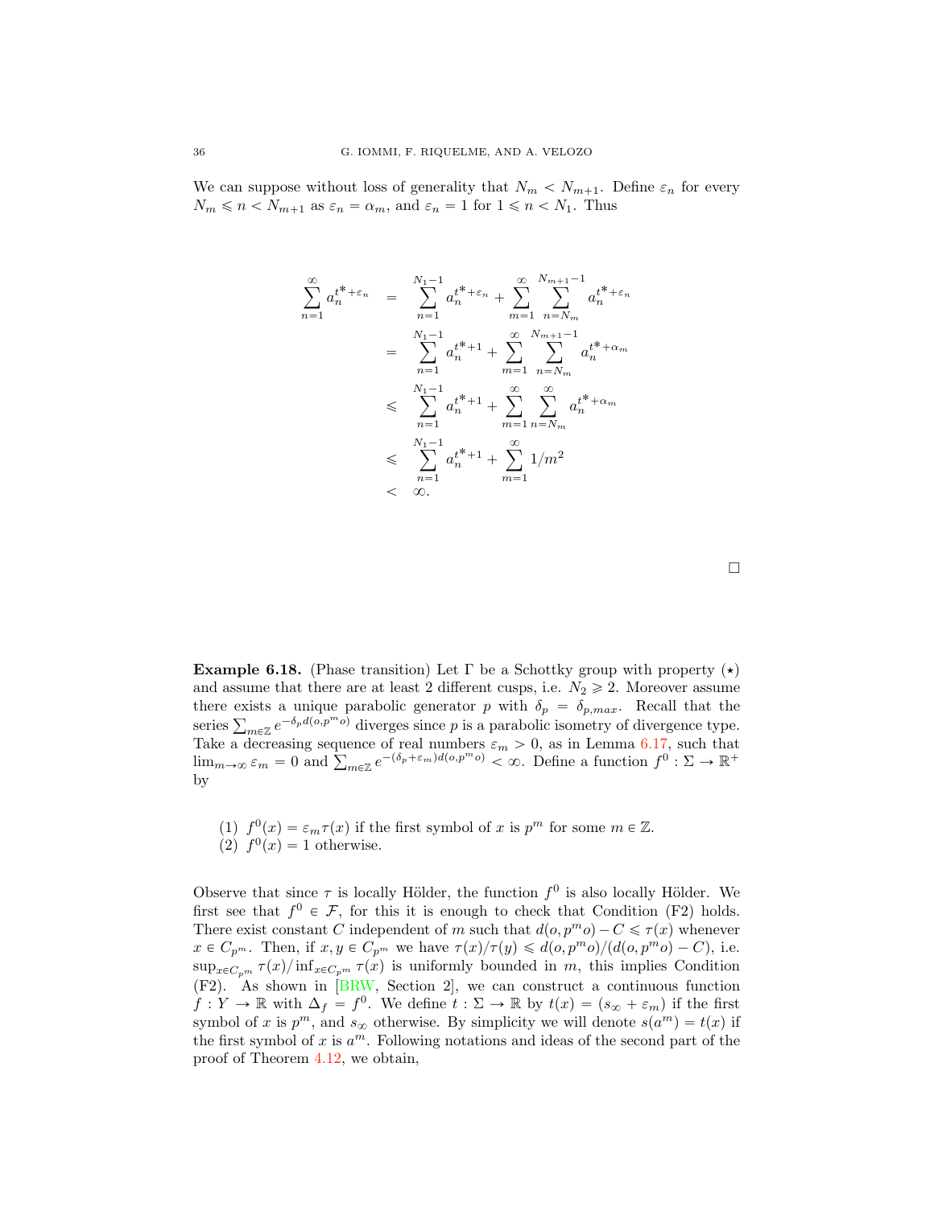We can suppose without loss of generality that $N_m < N_{m+1}$. Define $\varepsilon_n$ for every $N_m \leqslant n < N_{m+1}$ as $\varepsilon_n = \alpha_m$, and $\varepsilon_n = 1$ for $1 \leqslant n < N_1$. Thus

$$
\begin{aligned}
\sum_{n=1}^{\infty} a_n^{t^*+\varepsilon_n} &= \sum_{n=1}^{N_1-1} a_n^{t^*+\varepsilon_n} + \sum_{m=1}^{\infty} \sum_{n=N_m}^{N_{m+1}-1} a_n^{t^*+\varepsilon_n} \\
&= \sum_{n=1}^{N_1-1} a_n^{t^*+1} + \sum_{m=1}^{\infty} \sum_{n=N_m}^{N_{m+1}-1} a_n^{t^*+\alpha_m} \\
&\leqslant \sum_{n=1}^{N_1-1} a_n^{t^*+1} + \sum_{m=1}^{\infty} \sum_{n=N_m}^{\infty} a_n^{t^*+\alpha_m} \\
&\leqslant \sum_{n=1}^{N_1-1} a_n^{t^*+1} + \sum_{m=1}^{\infty} 1/m^2 \\
&< \infty.
\end{aligned}
$$

□

**Example 6.18.** (Phase transition) Let $\Gamma$ be a Schottky group with property $(\star)$ and assume that there are at least 2 different cusps, i.e. $N_2 \geqslant 2$. Moreover assume there exists a unique parabolic generator $p$ with $\delta_p = \delta_{p,max}$. Recall that the series $\sum_{m \in \mathbb{Z}} e^{-\delta_p d(o,p^m o)}$ diverges since $p$ is a parabolic isometry of divergence type. Take a decreasing sequence of real numbers $\varepsilon_m > 0$, as in Lemma 6.17, such that $\lim_{m \to \infty} \varepsilon_m = 0$ and $\sum_{m \in \mathbb{Z}} e^{-(\delta_p + \varepsilon_m) d(o,p^m o)} < \infty$. Define a function $f^0 : \Sigma \to \mathbb{R}^+$ by

(1) $f^0(x) = \varepsilon_m \tau(x)$ if the first symbol of $x$ is $p^m$ for some $m \in \mathbb{Z}$.
(2) $f^0(x) = 1$ otherwise.

Observe that since $\tau$ is locally Hölder, the function $f^0$ is also locally Hölder. We first see that $f^0 \in \mathcal{F}$, for this it is enough to check that Condition (F2) holds. There exist constant $C$ independent of $m$ such that $d(o,p^m o) - C \leqslant \tau(x)$ whenever $x \in C_{p^m}$. Then, if $x, y \in C_{p^m}$ we have $\tau(x)/\tau(y) \leqslant d(o,p^m o)/(d(o,p^m o) - C)$, i.e. $\sup_{x \in C_{p^m}} \tau(x) / \inf_{x \in C_{p^m}} \tau(x)$ is uniformly bounded in $m$, this implies Condition (F2). As shown in [BRW, Section 2], we can construct a continuous function $f : Y \to \mathbb{R}$ with $\Delta_f = f^0$. We define $t : \Sigma \to \mathbb{R}$ by $t(x) = (s_\infty + \varepsilon_m)$ if the first symbol of $x$ is $p^m$, and $s_\infty$ otherwise. By simplicity we will denote $s(a^m) = t(x)$ if the first symbol of $x$ is $a^m$. Following notations and ideas of the second part of the proof of Theorem 4.12, we obtain,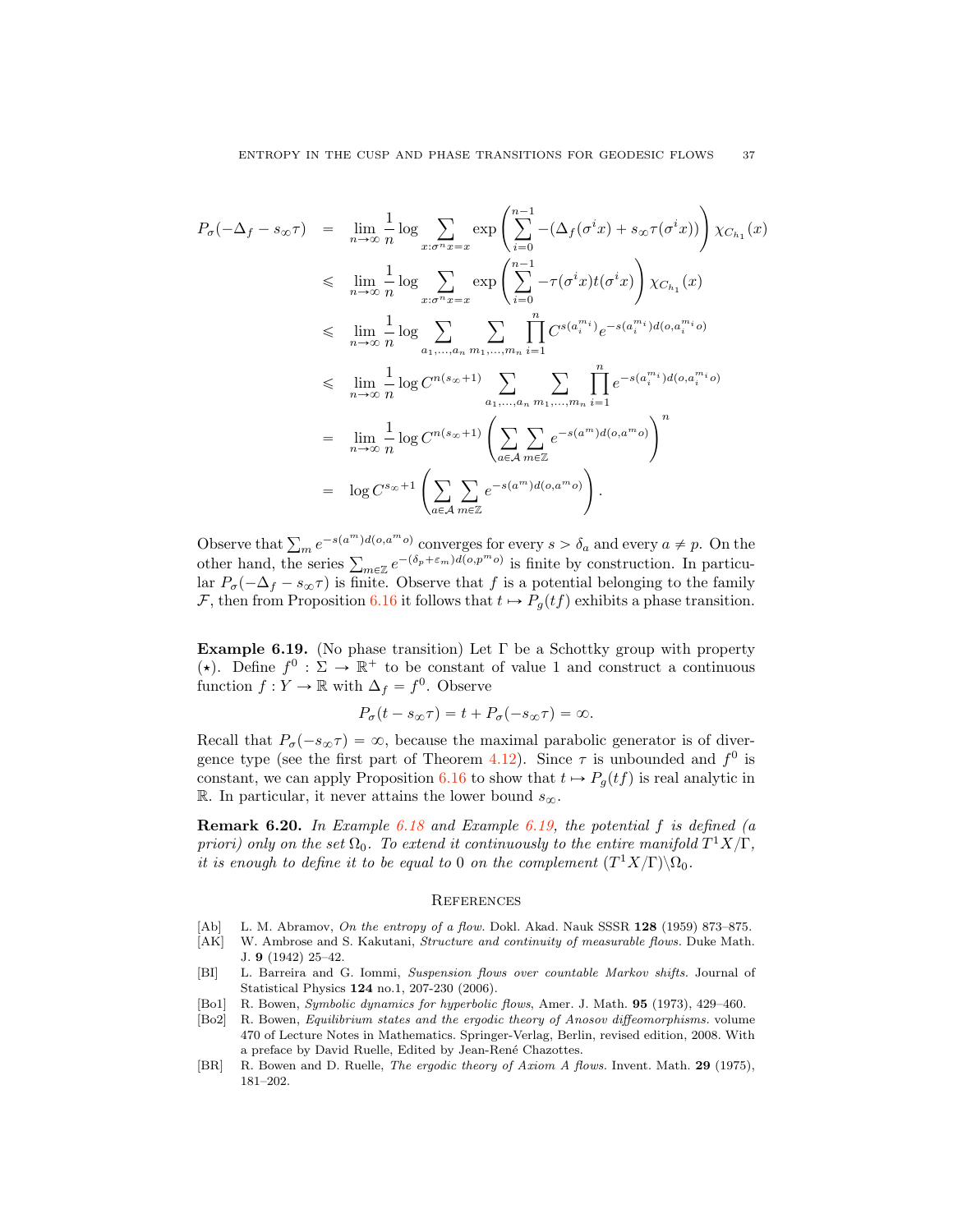$$
\begin{aligned}
P_\sigma(-\Delta_f - s_\infty \tau) &= \lim_{n\to\infty} \frac{1}{n} \log \sum_{x:\sigma^n x = x} \exp\left(\sum_{i=0}^{n-1} -(\Delta_f(\sigma^i x) + s_\infty \tau(\sigma^i x))\right) \chi_{C_{h_1}}(x) \\
&\leqslant \lim_{n\to\infty} \frac{1}{n} \log \sum_{x:\sigma^n x = x} \exp\left(\sum_{i=0}^{n-1} -\tau(\sigma^i x) t(\sigma^i x)\right) \chi_{C_{h_1}}(x) \\
&\leqslant \lim_{n\to\infty} \frac{1}{n} \log \sum_{a_1,\dots,a_n} \sum_{m_1,\dots,m_n} \prod_{i=1}^{n} C^{s(a_i^{m_i})} e^{-s(a_i^{m_i}) d(o, a_i^{m_i} o)} \\
&\leqslant \lim_{n\to\infty} \frac{1}{n} \log C^{n(s_\infty+1)} \sum_{a_1,\dots,a_n} \sum_{m_1,\dots,m_n} \prod_{i=1}^{n} e^{-s(a_i^{m_i}) d(o, a_i^{m_i} o)} \\
&= \lim_{n\to\infty} \frac{1}{n} \log C^{n(s_\infty+1)} \left( \sum_{a\in\mathcal{A}} \sum_{m\in\mathbb{Z}} e^{-s(a^m) d(o, a^m o)} \right)^n \\
&= \log C^{s_\infty+1} \left( \sum_{a\in\mathcal{A}} \sum_{m\in\mathbb{Z}} e^{-s(a^m) d(o, a^m o)} \right).
\end{aligned}
$$

Observe that $\sum_m e^{-s(a^m) d(o,a^m o)}$ converges for every $s > \delta_a$ and every $a \neq p$. On the other hand, the series $\sum_{m\in\mathbb{Z}} e^{-(\delta_p+\varepsilon_m) d(o,p^m o)}$ is finite by construction. In particular $P_\sigma(-\Delta_f - s_\infty\tau)$ is finite. Observe that $f$ is a potential belonging to the family $\mathcal{F}$, then from Proposition 6.16 it follows that $t \mapsto P_g(tf)$ exhibits a phase transition.

**Example 6.19.** (No phase transition) Let $\Gamma$ be a Schottky group with property $(\star)$. Define $f^0 : \Sigma \to \mathbb{R}^+$ to be constant of value 1 and construct a continuous function $f : Y \to \mathbb{R}$ with $\Delta_f = f^0$. Observe

$$
P_\sigma(t - s_\infty \tau) = t + P_\sigma(-s_\infty \tau) = \infty.
$$

Recall that $P_\sigma(-s_\infty\tau) = \infty$, because the maximal parabolic generator is of divergence type (see the first part of Theorem 4.12). Since $\tau$ is unbounded and $f^0$ is constant, we can apply Proposition 6.16 to show that $t \mapsto P_g(tf)$ is real analytic in $\mathbb{R}$. In particular, it never attains the lower bound $s_\infty$.

**Remark 6.20.** *In Example 6.18 and Example 6.19, the potential $f$ is defined (a priori) only on the set $\Omega_0$. To extend it continuously to the entire manifold $T^1X/\Gamma$, it is enough to define it to be equal to 0 on the complement $(T^1X/\Gamma)\backslash\Omega_0$.*

## References

- [Ab] L. M. Abramov, *On the entropy of a flow.* Dokl. Akad. Nauk SSSR **128** (1959) 873–875.
- [AK] W. Ambrose and S. Kakutani, *Structure and continuity of measurable flows.* Duke Math. J. **9** (1942) 25–42.
- [BI] L. Barreira and G. Iommi, *Suspension flows over countable Markov shifts.* Journal of Statistical Physics **124** no.1, 207-230 (2006).
- [Bo1] R. Bowen, *Symbolic dynamics for hyperbolic flows*, Amer. J. Math. **95** (1973), 429–460.
- [Bo2] R. Bowen, *Equilibrium states and the ergodic theory of Anosov diffeomorphisms.* volume 470 of Lecture Notes in Mathematics. Springer-Verlag, Berlin, revised edition, 2008. With a preface by David Ruelle, Edited by Jean-René Chazottes.
- [BR] R. Bowen and D. Ruelle, *The ergodic theory of Axiom A flows.* Invent. Math. **29** (1975), 181–202.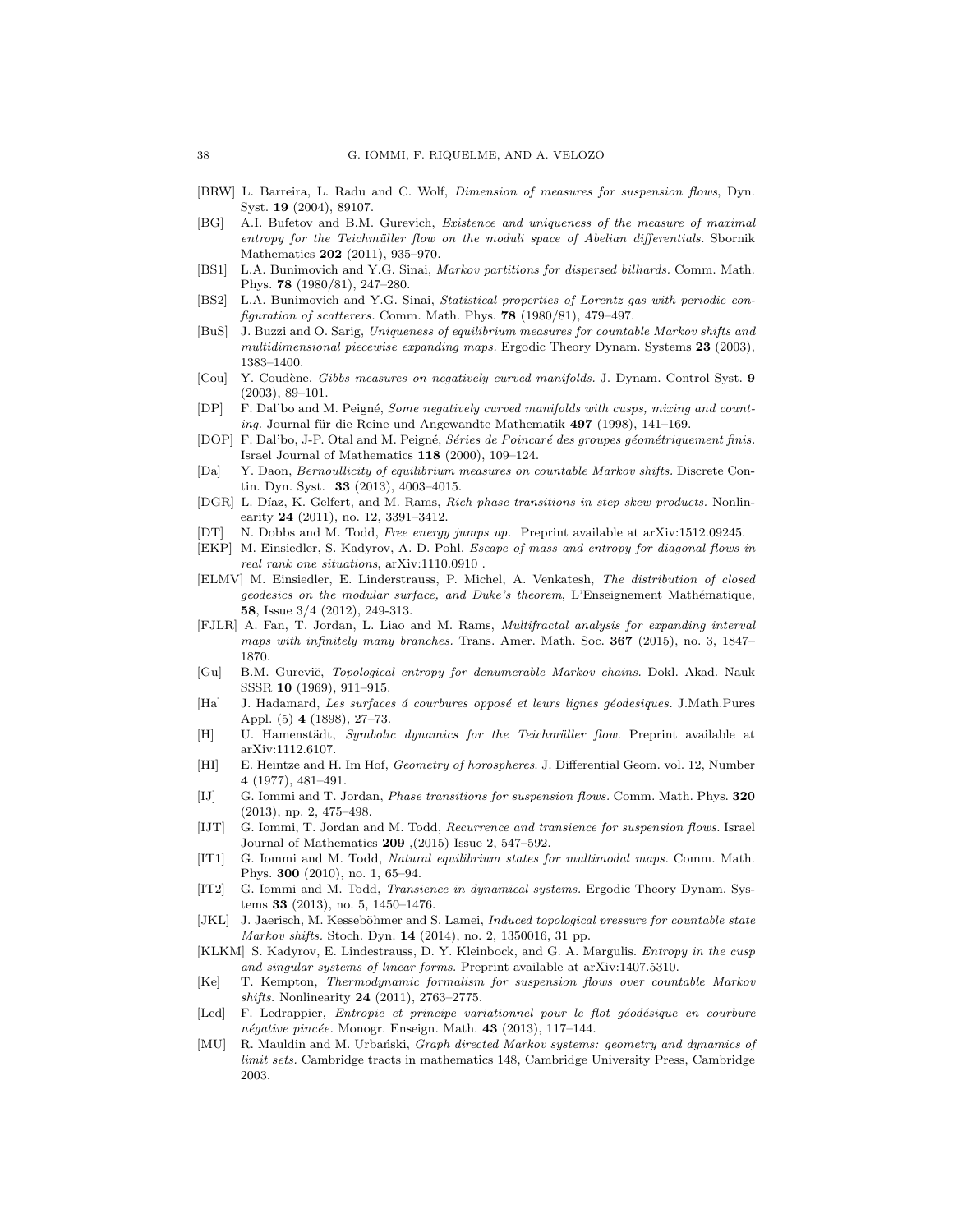[BRW] L. Barreira, L. Radu and C. Wolf, *Dimension of measures for suspension flows*, Dyn. Syst. **19** (2004), 89107.

[BG] A.I. Bufetov and B.M. Gurevich, *Existence and uniqueness of the measure of maximal entropy for the Teichmüller flow on the moduli space of Abelian differentials.* Sbornik Mathematics **202** (2011), 935–970.

[BS1] L.A. Bunimovich and Y.G. Sinai, *Markov partitions for dispersed billiards.* Comm. Math. Phys. **78** (1980/81), 247–280.

[BS2] L.A. Bunimovich and Y.G. Sinai, *Statistical properties of Lorentz gas with periodic configuration of scatterers.* Comm. Math. Phys. **78** (1980/81), 479–497.

[BuS] J. Buzzi and O. Sarig, *Uniqueness of equilibrium measures for countable Markov shifts and multidimensional piecewise expanding maps.* Ergodic Theory Dynam. Systems **23** (2003), 1383–1400.

[Cou] Y. Coudène, *Gibbs measures on negatively curved manifolds.* J. Dynam. Control Syst. **9** (2003), 89–101.

[DP] F. Dal'bo and M. Peigné, *Some negatively curved manifolds with cusps, mixing and counting.* Journal für die Reine und Angewandte Mathematik **497** (1998), 141–169.

[DOP] F. Dal'bo, J-P. Otal and M. Peigné, *Séries de Poincaré des groupes géométriquement finis.* Israel Journal of Mathematics **118** (2000), 109–124.

[Da] Y. Daon, *Bernoullicity of equilibrium measures on countable Markov shifts.* Discrete Contin. Dyn. Syst. **33** (2013), 4003–4015.

[DGR] L. Díaz, K. Gelfert, and M. Rams, *Rich phase transitions in step skew products.* Nonlinearity **24** (2011), no. 12, 3391–3412.

[DT] N. Dobbs and M. Todd, *Free energy jumps up.* Preprint available at arXiv:1512.09245.

[EKP] M. Einsiedler, S. Kadyrov, A. D. Pohl, *Escape of mass and entropy for diagonal flows in real rank one situations*, arXiv:1110.0910 .

[ELMV] M. Einsiedler, E. Linderstrauss, P. Michel, A. Venkatesh, *The distribution of closed geodesics on the modular surface, and Duke's theorem*, L'Enseignement Mathématique, **58**, Issue 3/4 (2012), 249-313.

[FJLR] A. Fan, T. Jordan, L. Liao and M. Rams, *Multifractal analysis for expanding interval maps with infinitely many branches.* Trans. Amer. Math. Soc. **367** (2015), no. 3, 1847–1870.

[Gu] B.M. Gurevič, *Topological entropy for denumerable Markov chains.* Dokl. Akad. Nauk SSSR **10** (1969), 911–915.

[Ha] J. Hadamard, *Les surfaces á courbures opposé et leurs lignes géodesiques.* J.Math.Pures Appl. (5) **4** (1898), 27–73.

[H] U. Hamenstädt, *Symbolic dynamics for the Teichmüller flow.* Preprint available at arXiv:1112.6107.

[HI] E. Heintze and H. Im Hof, *Geometry of horospheres.* J. Differential Geom. vol. 12, Number **4** (1977), 481–491.

[IJ] G. Iommi and T. Jordan, *Phase transitions for suspension flows.* Comm. Math. Phys. **320** (2013), np. 2, 475–498.

[IJT] G. Iommi, T. Jordan and M. Todd, *Recurrence and transience for suspension flows.* Israel Journal of Mathematics **209** ,(2015) Issue 2, 547–592.

[IT1] G. Iommi and M. Todd, *Natural equilibrium states for multimodal maps.* Comm. Math. Phys. **300** (2010), no. 1, 65–94.

[IT2] G. Iommi and M. Todd, *Transience in dynamical systems.* Ergodic Theory Dynam. Systems **33** (2013), no. 5, 1450–1476.

[JKL] J. Jaerisch, M. Kesseböhmer and S. Lamei, *Induced topological pressure for countable state Markov shifts.* Stoch. Dyn. **14** (2014), no. 2, 1350016, 31 pp.

[KLKM] S. Kadyrov, E. Lindestrauss, D. Y. Kleinbock, and G. A. Margulis. *Entropy in the cusp and singular systems of linear forms.* Preprint available at arXiv:1407.5310.

[Ke] T. Kempton, *Thermodynamic formalism for suspension flows over countable Markov shifts.* Nonlinearity **24** (2011), 2763–2775.

[Led] F. Ledrappier, *Entropie et principe variationnel pour le flot géodésique en courbure négative pincée.* Monogr. Enseign. Math. **43** (2013), 117–144.

[MU] R. Mauldin and M. Urbański, *Graph directed Markov systems: geometry and dynamics of limit sets.* Cambridge tracts in mathematics 148, Cambridge University Press, Cambridge 2003.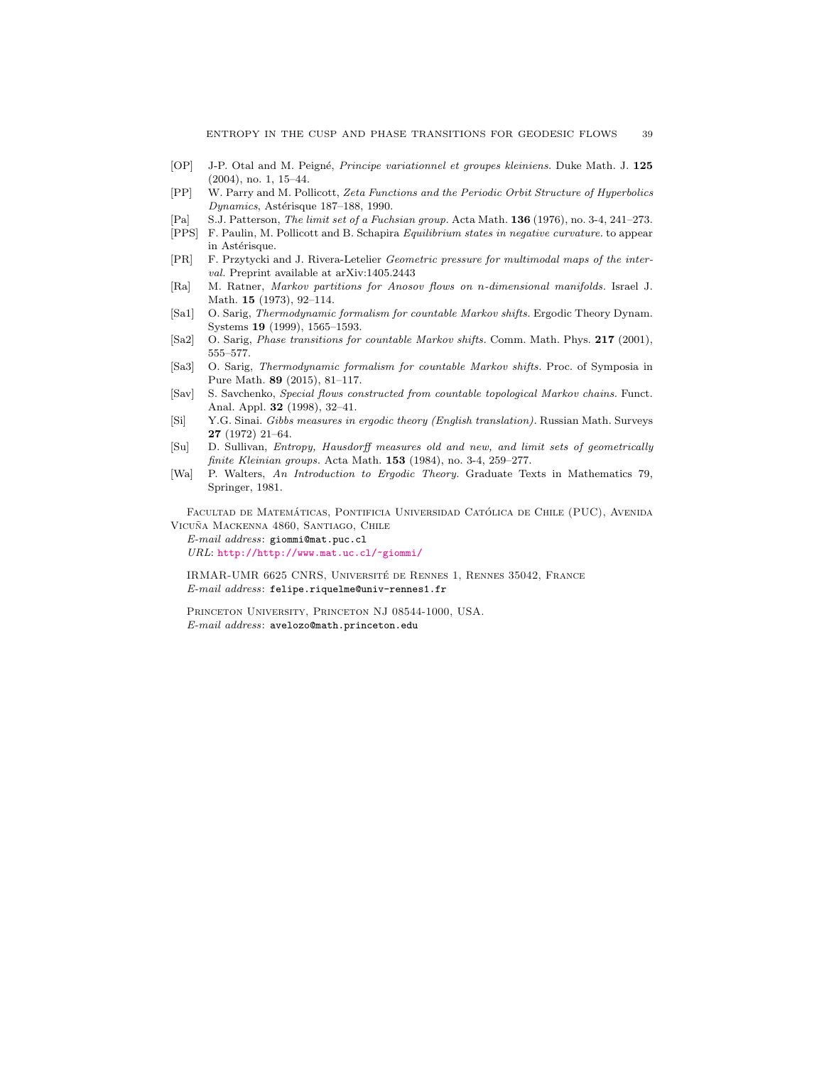[OP] J-P. Otal and M. Peigné, *Principe variationnel et groupes kleiniens.* Duke Math. J. **125** (2004), no. 1, 15–44.

[PP] W. Parry and M. Pollicott, *Zeta Functions and the Periodic Orbit Structure of Hyperbolics Dynamics*, Astérisque 187–188, 1990.

[Pa] S.J. Patterson, *The limit set of a Fuchsian group.* Acta Math. **136** (1976), no. 3-4, 241–273.

[PPS] F. Paulin, M. Pollicott and B. Schapira *Equilibrium states in negative curvature.* to appear in Astérisque.

[PR] F. Przytycki and J. Rivera-Letelier *Geometric pressure for multimodal maps of the interval.* Preprint available at arXiv:1405.2443

[Ra] M. Ratner, *Markov partitions for Anosov flows on n-dimensional manifolds.* Israel J. Math. **15** (1973), 92–114.

[Sa1] O. Sarig, *Thermodynamic formalism for countable Markov shifts.* Ergodic Theory Dynam. Systems **19** (1999), 1565–1593.

[Sa2] O. Sarig, *Phase transitions for countable Markov shifts.* Comm. Math. Phys. **217** (2001), 555–577.

[Sa3] O. Sarig, *Thermodynamic formalism for countable Markov shifts.* Proc. of Symposia in Pure Math. **89** (2015), 81–117.

[Sav] S. Savchenko, *Special flows constructed from countable topological Markov chains.* Funct. Anal. Appl. **32** (1998), 32–41.

[Si] Y.G. Sinai. *Gibbs measures in ergodic theory (English translation).* Russian Math. Surveys **27** (1972) 21–64.

[Su] D. Sullivan, *Entropy, Hausdorff measures old and new, and limit sets of geometrically finite Kleinian groups.* Acta Math. **153** (1984), no. 3-4, 259–277.

[Wa] P. Walters, *An Introduction to Ergodic Theory.* Graduate Texts in Mathematics 79, Springer, 1981.

Facultad de Matemáticas, Pontificia Universidad Católica de Chile (PUC), Avenida Vicuña Mackenna 4860, Santiago, Chile

*E-mail address*: giommi@mat.puc.cl

*URL*: http://http://www.mat.uc.cl/~giommi/

IRMAR-UMR 6625 CNRS, Université de Rennes 1, Rennes 35042, France

*E-mail address*: felipe.riquelme@univ-rennes1.fr

Princeton University, Princeton NJ 08544-1000, USA.

*E-mail address*: avelozo@math.princeton.edu